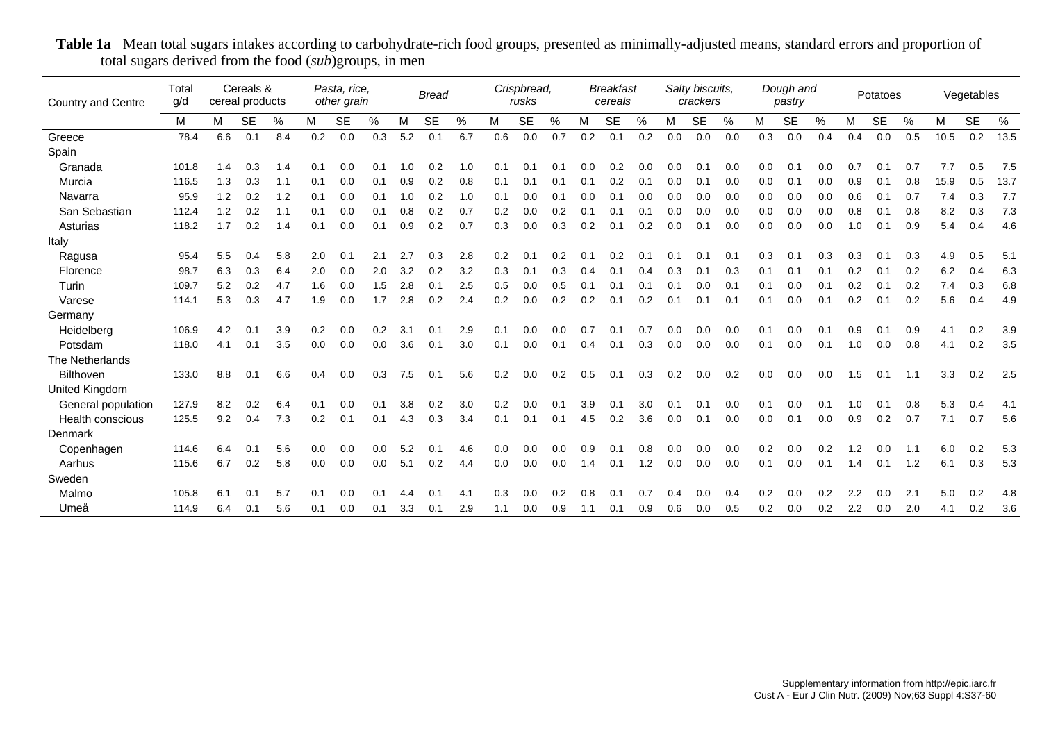**Table 1a** Mean total sugars intakes according to carbohydrate-rich food groups, presented as minimally-adjusted means, standard errors and proportion of total sugars derived from the food (*sub*)groups, in men

| Country and Centre | Total g/d | Cereals & cereal products | | | *Pasta, rice, other grain* | | | *Bread* | | | *Crispbread, rusks* | | | *Breakfast cereals* | | | *Salty biscuits, crackers* | | | *Dough and pastry* | | | Potatoes | | | Vegetables | | |
|---|---|---|---|---|---|---|---|---|---|---|---|---|---|---|---|---|---|---|---|---|---|---|---|---|---|---|---|---|
| | M | M | SE | % | M | SE | % | M | SE | % | M | SE | % | M | SE | % | M | SE | % | M | SE | % | M | SE | % | M | SE | % |
| Greece | 78.4 | 6.6 | 0.1 | 8.4 | 0.2 | 0.0 | 0.3 | 5.2 | 0.1 | 6.7 | 0.6 | 0.0 | 0.7 | 0.2 | 0.1 | 0.2 | 0.0 | 0.0 | 0.0 | 0.3 | 0.0 | 0.4 | 0.4 | 0.0 | 0.5 | 10.5 | 0.2 | 13.5 |
| Spain | | | | | | | | | | | | | | | | | | | | | | | | | | | | |
| Granada | 101.8 | 1.4 | 0.3 | 1.4 | 0.1 | 0.0 | 0.1 | 1.0 | 0.2 | 1.0 | 0.1 | 0.1 | 0.1 | 0.0 | 0.2 | 0.0 | 0.0 | 0.1 | 0.0 | 0.0 | 0.1 | 0.0 | 0.7 | 0.1 | 0.7 | 7.7 | 0.5 | 7.5 |
| Murcia | 116.5 | 1.3 | 0.3 | 1.1 | 0.1 | 0.0 | 0.1 | 0.9 | 0.2 | 0.8 | 0.1 | 0.1 | 0.1 | 0.1 | 0.2 | 0.1 | 0.0 | 0.1 | 0.0 | 0.0 | 0.1 | 0.0 | 0.9 | 0.1 | 0.8 | 15.9 | 0.5 | 13.7 |
| Navarra | 95.9 | 1.2 | 0.2 | 1.2 | 0.1 | 0.0 | 0.1 | 1.0 | 0.2 | 1.0 | 0.1 | 0.0 | 0.1 | 0.0 | 0.1 | 0.0 | 0.0 | 0.0 | 0.0 | 0.0 | 0.0 | 0.0 | 0.6 | 0.1 | 0.7 | 7.4 | 0.3 | 7.7 |
| San Sebastian | 112.4 | 1.2 | 0.2 | 1.1 | 0.1 | 0.0 | 0.1 | 0.8 | 0.2 | 0.7 | 0.2 | 0.0 | 0.2 | 0.1 | 0.1 | 0.1 | 0.0 | 0.0 | 0.0 | 0.0 | 0.0 | 0.0 | 0.8 | 0.1 | 0.8 | 8.2 | 0.3 | 7.3 |
| Asturias | 118.2 | 1.7 | 0.2 | 1.4 | 0.1 | 0.0 | 0.1 | 0.9 | 0.2 | 0.7 | 0.3 | 0.0 | 0.3 | 0.2 | 0.1 | 0.2 | 0.0 | 0.1 | 0.0 | 0.0 | 0.0 | 0.0 | 1.0 | 0.1 | 0.9 | 5.4 | 0.4 | 4.6 |
| Italy | | | | | | | | | | | | | | | | | | | | | | | | | | | | |
| Ragusa | 95.4 | 5.5 | 0.4 | 5.8 | 2.0 | 0.1 | 2.1 | 2.7 | 0.3 | 2.8 | 0.2 | 0.1 | 0.2 | 0.1 | 0.2 | 0.1 | 0.1 | 0.1 | 0.1 | 0.3 | 0.1 | 0.3 | 0.3 | 0.1 | 0.3 | 4.9 | 0.5 | 5.1 |
| Florence | 98.7 | 6.3 | 0.3 | 6.4 | 2.0 | 0.0 | 2.0 | 3.2 | 0.2 | 3.2 | 0.3 | 0.1 | 0.3 | 0.4 | 0.1 | 0.4 | 0.3 | 0.1 | 0.3 | 0.1 | 0.1 | 0.1 | 0.2 | 0.1 | 0.2 | 6.2 | 0.4 | 6.3 |
| Turin | 109.7 | 5.2 | 0.2 | 4.7 | 1.6 | 0.0 | 1.5 | 2.8 | 0.1 | 2.5 | 0.5 | 0.0 | 0.5 | 0.1 | 0.1 | 0.1 | 0.1 | 0.0 | 0.1 | 0.1 | 0.0 | 0.1 | 0.2 | 0.1 | 0.2 | 7.4 | 0.3 | 6.8 |
| Varese | 114.1 | 5.3 | 0.3 | 4.7 | 1.9 | 0.0 | 1.7 | 2.8 | 0.2 | 2.4 | 0.2 | 0.0 | 0.2 | 0.2 | 0.1 | 0.2 | 0.1 | 0.1 | 0.1 | 0.1 | 0.0 | 0.1 | 0.2 | 0.1 | 0.2 | 5.6 | 0.4 | 4.9 |
| Germany | | | | | | | | | | | | | | | | | | | | | | | | | | | | |
| Heidelberg | 106.9 | 4.2 | 0.1 | 3.9 | 0.2 | 0.0 | 0.2 | 3.1 | 0.1 | 2.9 | 0.1 | 0.0 | 0.0 | 0.7 | 0.1 | 0.7 | 0.0 | 0.0 | 0.0 | 0.1 | 0.0 | 0.1 | 0.9 | 0.1 | 0.9 | 4.1 | 0.2 | 3.9 |
| Potsdam | 118.0 | 4.1 | 0.1 | 3.5 | 0.0 | 0.0 | 0.0 | 3.6 | 0.1 | 3.0 | 0.1 | 0.0 | 0.1 | 0.4 | 0.1 | 0.3 | 0.0 | 0.0 | 0.0 | 0.1 | 0.0 | 0.1 | 1.0 | 0.0 | 0.8 | 4.1 | 0.2 | 3.5 |
| The Netherlands | | | | | | | | | | | | | | | | | | | | | | | | | | | | |
| Bilthoven | 133.0 | 8.8 | 0.1 | 6.6 | 0.4 | 0.0 | 0.3 | 7.5 | 0.1 | 5.6 | 0.2 | 0.0 | 0.2 | 0.5 | 0.1 | 0.3 | 0.2 | 0.0 | 0.2 | 0.0 | 0.0 | 0.0 | 1.5 | 0.1 | 1.1 | 3.3 | 0.2 | 2.5 |
| United Kingdom | | | | | | | | | | | | | | | | | | | | | | | | | | | | |
| General population | 127.9 | 8.2 | 0.2 | 6.4 | 0.1 | 0.0 | 0.1 | 3.8 | 0.2 | 3.0 | 0.2 | 0.0 | 0.1 | 3.9 | 0.1 | 3.0 | 0.1 | 0.1 | 0.0 | 0.1 | 0.0 | 0.1 | 1.0 | 0.1 | 0.8 | 5.3 | 0.4 | 4.1 |
| Health conscious | 125.5 | 9.2 | 0.4 | 7.3 | 0.2 | 0.1 | 0.1 | 4.3 | 0.3 | 3.4 | 0.1 | 0.1 | 0.1 | 4.5 | 0.2 | 3.6 | 0.0 | 0.1 | 0.0 | 0.0 | 0.1 | 0.0 | 0.9 | 0.2 | 0.7 | 7.1 | 0.7 | 5.6 |
| Denmark | | | | | | | | | | | | | | | | | | | | | | | | | | | | |
| Copenhagen | 114.6 | 6.4 | 0.1 | 5.6 | 0.0 | 0.0 | 0.0 | 5.2 | 0.1 | 4.6 | 0.0 | 0.0 | 0.0 | 0.9 | 0.1 | 0.8 | 0.0 | 0.0 | 0.0 | 0.2 | 0.0 | 0.2 | 1.2 | 0.0 | 1.1 | 6.0 | 0.2 | 5.3 |
| Aarhus | 115.6 | 6.7 | 0.2 | 5.8 | 0.0 | 0.0 | 0.0 | 5.1 | 0.2 | 4.4 | 0.0 | 0.0 | 0.0 | 1.4 | 0.1 | 1.2 | 0.0 | 0.0 | 0.0 | 0.1 | 0.0 | 0.1 | 1.4 | 0.1 | 1.2 | 6.1 | 0.3 | 5.3 |
| Sweden | | | | | | | | | | | | | | | | | | | | | | | | | | | | |
| Malmo | 105.8 | 6.1 | 0.1 | 5.7 | 0.1 | 0.0 | 0.1 | 4.4 | 0.1 | 4.1 | 0.3 | 0.0 | 0.2 | 0.8 | 0.1 | 0.7 | 0.4 | 0.0 | 0.4 | 0.2 | 0.0 | 0.2 | 2.2 | 0.0 | 2.1 | 5.0 | 0.2 | 4.8 |
| Umeå | 114.9 | 6.4 | 0.1 | 5.6 | 0.1 | 0.0 | 0.1 | 3.3 | 0.1 | 2.9 | 1.1 | 0.0 | 0.9 | 1.1 | 0.1 | 0.9 | 0.6 | 0.0 | 0.5 | 0.2 | 0.0 | 0.2 | 2.2 | 0.0 | 2.0 | 4.1 | 0.2 | 3.6 |

Supplementary information from http://epic.iarc.fr
Cust A - Eur J Clin Nutr. (2009) Nov;63 Suppl 4:S37-60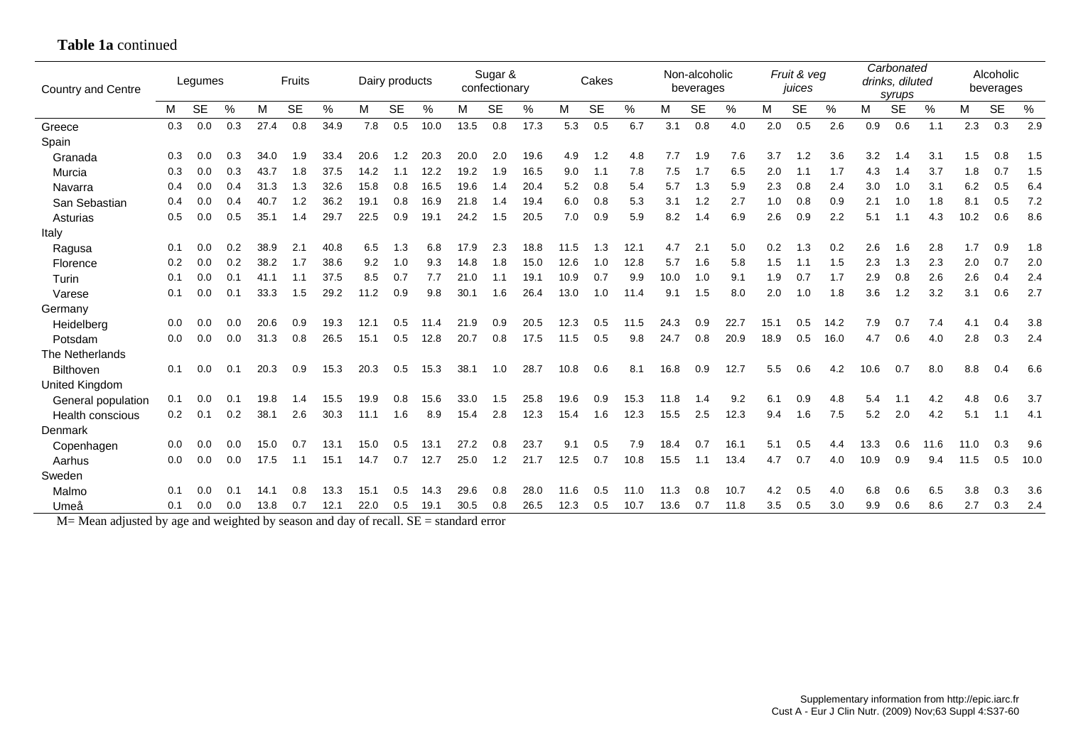**Table 1a** continued

| Country and Centre | Legumes | | | Fruits | | | Dairy products | | | Sugar & confectionary | | | Cakes | | | Non-alcoholic beverages | | | *Fruit & veg juices* | | | *Carbonated drinks, diluted syrups* | | | Alcoholic beverages | | |
|---|---|---|---|---|---|---|---|---|---|---|---|---|---|---|---|---|---|---|---|---|---|---|---|---|---|---|---|
| | M | SE | % | M | SE | % | M | SE | % | M | SE | % | M | SE | % | M | SE | % | M | SE | % | M | SE | % | M | SE | % |
| Greece | 0.3 | 0.0 | 0.3 | 27.4 | 0.8 | 34.9 | 7.8 | 0.5 | 10.0 | 13.5 | 0.8 | 17.3 | 5.3 | 0.5 | 6.7 | 3.1 | 0.8 | 4.0 | 2.0 | 0.5 | 2.6 | 0.9 | 0.6 | 1.1 | 2.3 | 0.3 | 2.9 |
| Spain | | | | | | | | | | | | | | | | | | | | | | | | | | | |
| Granada | 0.3 | 0.0 | 0.3 | 34.0 | 1.9 | 33.4 | 20.6 | 1.2 | 20.3 | 20.0 | 2.0 | 19.6 | 4.9 | 1.2 | 4.8 | 7.7 | 1.9 | 7.6 | 3.7 | 1.2 | 3.6 | 3.2 | 1.4 | 3.1 | 1.5 | 0.8 | 1.5 |
| Murcia | 0.3 | 0.0 | 0.3 | 43.7 | 1.8 | 37.5 | 14.2 | 1.1 | 12.2 | 19.2 | 1.9 | 16.5 | 9.0 | 1.1 | 7.8 | 7.5 | 1.7 | 6.5 | 2.0 | 1.1 | 1.7 | 4.3 | 1.4 | 3.7 | 1.8 | 0.7 | 1.5 |
| Navarra | 0.4 | 0.0 | 0.4 | 31.3 | 1.3 | 32.6 | 15.8 | 0.8 | 16.5 | 19.6 | 1.4 | 20.4 | 5.2 | 0.8 | 5.4 | 5.7 | 1.3 | 5.9 | 2.3 | 0.8 | 2.4 | 3.0 | 1.0 | 3.1 | 6.2 | 0.5 | 6.4 |
| San Sebastian | 0.4 | 0.0 | 0.4 | 40.7 | 1.2 | 36.2 | 19.1 | 0.8 | 16.9 | 21.8 | 1.4 | 19.4 | 6.0 | 0.8 | 5.3 | 3.1 | 1.2 | 2.7 | 1.0 | 0.8 | 0.9 | 2.1 | 1.0 | 1.8 | 8.1 | 0.5 | 7.2 |
| Asturias | 0.5 | 0.0 | 0.5 | 35.1 | 1.4 | 29.7 | 22.5 | 0.9 | 19.1 | 24.2 | 1.5 | 20.5 | 7.0 | 0.9 | 5.9 | 8.2 | 1.4 | 6.9 | 2.6 | 0.9 | 2.2 | 5.1 | 1.1 | 4.3 | 10.2 | 0.6 | 8.6 |
| Italy | | | | | | | | | | | | | | | | | | | | | | | | | | | |
| Ragusa | 0.1 | 0.0 | 0.2 | 38.9 | 2.1 | 40.8 | 6.5 | 1.3 | 6.8 | 17.9 | 2.3 | 18.8 | 11.5 | 1.3 | 12.1 | 4.7 | 2.1 | 5.0 | 0.2 | 1.3 | 0.2 | 2.6 | 1.6 | 2.8 | 1.7 | 0.9 | 1.8 |
| Florence | 0.2 | 0.0 | 0.2 | 38.2 | 1.7 | 38.6 | 9.2 | 1.0 | 9.3 | 14.8 | 1.8 | 15.0 | 12.6 | 1.0 | 12.8 | 5.7 | 1.6 | 5.8 | 1.5 | 1.1 | 1.5 | 2.3 | 1.3 | 2.3 | 2.0 | 0.7 | 2.0 |
| Turin | 0.1 | 0.0 | 0.1 | 41.1 | 1.1 | 37.5 | 8.5 | 0.7 | 7.7 | 21.0 | 1.1 | 19.1 | 10.9 | 0.7 | 9.9 | 10.0 | 1.0 | 9.1 | 1.9 | 0.7 | 1.7 | 2.9 | 0.8 | 2.6 | 2.6 | 0.4 | 2.4 |
| Varese | 0.1 | 0.0 | 0.1 | 33.3 | 1.5 | 29.2 | 11.2 | 0.9 | 9.8 | 30.1 | 1.6 | 26.4 | 13.0 | 1.0 | 11.4 | 9.1 | 1.5 | 8.0 | 2.0 | 1.0 | 1.8 | 3.6 | 1.2 | 3.2 | 3.1 | 0.6 | 2.7 |
| Germany | | | | | | | | | | | | | | | | | | | | | | | | | | | |
| Heidelberg | 0.0 | 0.0 | 0.0 | 20.6 | 0.9 | 19.3 | 12.1 | 0.5 | 11.4 | 21.9 | 0.9 | 20.5 | 12.3 | 0.5 | 11.5 | 24.3 | 0.9 | 22.7 | 15.1 | 0.5 | 14.2 | 7.9 | 0.7 | 7.4 | 4.1 | 0.4 | 3.8 |
| Potsdam | 0.0 | 0.0 | 0.0 | 31.3 | 0.8 | 26.5 | 15.1 | 0.5 | 12.8 | 20.7 | 0.8 | 17.5 | 11.5 | 0.5 | 9.8 | 24.7 | 0.8 | 20.9 | 18.9 | 0.5 | 16.0 | 4.7 | 0.6 | 4.0 | 2.8 | 0.3 | 2.4 |
| The Netherlands | | | | | | | | | | | | | | | | | | | | | | | | | | | |
| Bilthoven | 0.1 | 0.0 | 0.1 | 20.3 | 0.9 | 15.3 | 20.3 | 0.5 | 15.3 | 38.1 | 1.0 | 28.7 | 10.8 | 0.6 | 8.1 | 16.8 | 0.9 | 12.7 | 5.5 | 0.6 | 4.2 | 10.6 | 0.7 | 8.0 | 8.8 | 0.4 | 6.6 |
| United Kingdom | | | | | | | | | | | | | | | | | | | | | | | | | | | |
| General population | 0.1 | 0.0 | 0.1 | 19.8 | 1.4 | 15.5 | 19.9 | 0.8 | 15.6 | 33.0 | 1.5 | 25.8 | 19.6 | 0.9 | 15.3 | 11.8 | 1.4 | 9.2 | 6.1 | 0.9 | 4.8 | 5.4 | 1.1 | 4.2 | 4.8 | 0.6 | 3.7 |
| Health conscious | 0.2 | 0.1 | 0.2 | 38.1 | 2.6 | 30.3 | 11.1 | 1.6 | 8.9 | 15.4 | 2.8 | 12.3 | 15.4 | 1.6 | 12.3 | 15.5 | 2.5 | 12.3 | 9.4 | 1.6 | 7.5 | 5.2 | 2.0 | 4.2 | 5.1 | 1.1 | 4.1 |
| Denmark | | | | | | | | | | | | | | | | | | | | | | | | | | | |
| Copenhagen | 0.0 | 0.0 | 0.0 | 15.0 | 0.7 | 13.1 | 15.0 | 0.5 | 13.1 | 27.2 | 0.8 | 23.7 | 9.1 | 0.5 | 7.9 | 18.4 | 0.7 | 16.1 | 5.1 | 0.5 | 4.4 | 13.3 | 0.6 | 11.6 | 11.0 | 0.3 | 9.6 |
| Aarhus | 0.0 | 0.0 | 0.0 | 17.5 | 1.1 | 15.1 | 14.7 | 0.7 | 12.7 | 25.0 | 1.2 | 21.7 | 12.5 | 0.7 | 10.8 | 15.5 | 1.1 | 13.4 | 4.7 | 0.7 | 4.0 | 10.9 | 0.9 | 9.4 | 11.5 | 0.5 | 10.0 |
| Sweden | | | | | | | | | | | | | | | | | | | | | | | | | | | |
| Malmo | 0.1 | 0.0 | 0.1 | 14.1 | 0.8 | 13.3 | 15.1 | 0.5 | 14.3 | 29.6 | 0.8 | 28.0 | 11.6 | 0.5 | 11.0 | 11.3 | 0.8 | 10.7 | 4.2 | 0.5 | 4.0 | 6.8 | 0.6 | 6.5 | 3.8 | 0.3 | 3.6 |
| Umeå | 0.1 | 0.0 | 0.0 | 13.8 | 0.7 | 12.1 | 22.0 | 0.5 | 19.1 | 30.5 | 0.8 | 26.5 | 12.3 | 0.5 | 10.7 | 13.6 | 0.7 | 11.8 | 3.5 | 0.5 | 3.0 | 9.9 | 0.6 | 8.6 | 2.7 | 0.3 | 2.4 |

M= Mean adjusted by age and weighted by season and day of recall. SE = standard error

Supplementary information from http://epic.iarc.fr
Cust A - Eur J Clin Nutr. (2009) Nov;63 Suppl 4:S37-60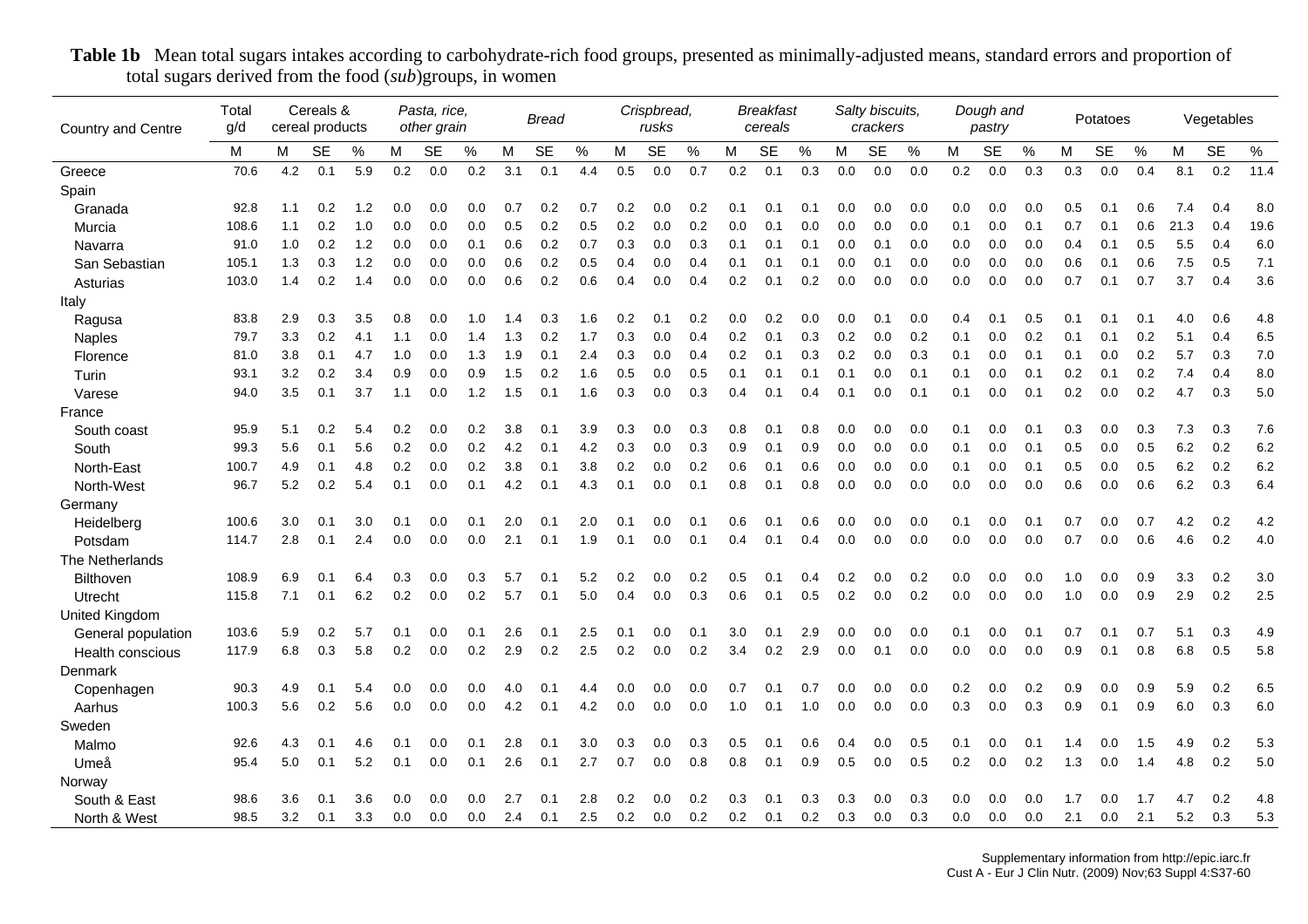**Table 1b** Mean total sugars intakes according to carbohydrate-rich food groups, presented as minimally-adjusted means, standard errors and proportion of total sugars derived from the food (*sub*)groups, in women

| Country and Centre | Total g/d | *Cereals & cereal products* | | | *Pasta, rice, other grain* | | | *Bread* | | | *Crispbread, rusks* | | | *Breakfast cereals* | | | *Salty biscuits, crackers* | | | *Dough and pastry* | | | Potatoes | | | Vegetables | | |
|---|---|---|---|---|---|---|---|---|---|---|---|---|---|---|---|---|---|---|---|---|---|---|---|---|---|---|---|---|
| | M | M | SE | % | M | SE | % | M | SE | % | M | SE | % | M | SE | % | M | SE | % | M | SE | % | M | SE | % | M | SE | % |
| Greece | 70.6 | 4.2 | 0.1 | 5.9 | 0.2 | 0.0 | 0.2 | 3.1 | 0.1 | 4.4 | 0.5 | 0.0 | 0.7 | 0.2 | 0.1 | 0.3 | 0.0 | 0.0 | 0.0 | 0.2 | 0.0 | 0.3 | 0.3 | 0.0 | 0.4 | 8.1 | 0.2 | 11.4 |
| Spain | | | | | | | | | | | | | | | | | | | | | | | | | | | | |
| Granada | 92.8 | 1.1 | 0.2 | 1.2 | 0.0 | 0.0 | 0.0 | 0.7 | 0.2 | 0.7 | 0.2 | 0.0 | 0.2 | 0.1 | 0.1 | 0.1 | 0.0 | 0.0 | 0.0 | 0.0 | 0.0 | 0.0 | 0.5 | 0.1 | 0.6 | 7.4 | 0.4 | 8.0 |
| Murcia | 108.6 | 1.1 | 0.2 | 1.0 | 0.0 | 0.0 | 0.0 | 0.5 | 0.2 | 0.5 | 0.2 | 0.0 | 0.2 | 0.0 | 0.1 | 0.0 | 0.0 | 0.0 | 0.0 | 0.1 | 0.0 | 0.1 | 0.7 | 0.1 | 0.6 | 21.3 | 0.4 | 19.6 |
| Navarra | 91.0 | 1.0 | 0.2 | 1.2 | 0.0 | 0.0 | 0.1 | 0.6 | 0.2 | 0.7 | 0.3 | 0.0 | 0.3 | 0.1 | 0.1 | 0.1 | 0.0 | 0.1 | 0.0 | 0.0 | 0.0 | 0.0 | 0.4 | 0.1 | 0.5 | 5.5 | 0.4 | 6.0 |
| San Sebastian | 105.1 | 1.3 | 0.3 | 1.2 | 0.0 | 0.0 | 0.0 | 0.6 | 0.2 | 0.5 | 0.4 | 0.0 | 0.4 | 0.1 | 0.1 | 0.1 | 0.0 | 0.1 | 0.0 | 0.0 | 0.0 | 0.0 | 0.6 | 0.1 | 0.6 | 7.5 | 0.5 | 7.1 |
| Asturias | 103.0 | 1.4 | 0.2 | 1.4 | 0.0 | 0.0 | 0.0 | 0.6 | 0.2 | 0.6 | 0.4 | 0.0 | 0.4 | 0.2 | 0.1 | 0.2 | 0.0 | 0.0 | 0.0 | 0.0 | 0.0 | 0.0 | 0.7 | 0.1 | 0.7 | 3.7 | 0.4 | 3.6 |
| Italy | | | | | | | | | | | | | | | | | | | | | | | | | | | | |
| Ragusa | 83.8 | 2.9 | 0.3 | 3.5 | 0.8 | 0.0 | 1.0 | 1.4 | 0.3 | 1.6 | 0.2 | 0.1 | 0.2 | 0.0 | 0.2 | 0.0 | 0.0 | 0.1 | 0.0 | 0.4 | 0.1 | 0.5 | 0.1 | 0.1 | 0.1 | 4.0 | 0.6 | 4.8 |
| Naples | 79.7 | 3.3 | 0.2 | 4.1 | 1.1 | 0.0 | 1.4 | 1.3 | 0.2 | 1.7 | 0.3 | 0.0 | 0.4 | 0.2 | 0.1 | 0.3 | 0.2 | 0.0 | 0.2 | 0.1 | 0.0 | 0.2 | 0.1 | 0.1 | 0.2 | 5.1 | 0.4 | 6.5 |
| Florence | 81.0 | 3.8 | 0.1 | 4.7 | 1.0 | 0.0 | 1.3 | 1.9 | 0.1 | 2.4 | 0.3 | 0.0 | 0.4 | 0.2 | 0.1 | 0.3 | 0.2 | 0.0 | 0.3 | 0.1 | 0.0 | 0.1 | 0.1 | 0.0 | 0.2 | 5.7 | 0.3 | 7.0 |
| Turin | 93.1 | 3.2 | 0.2 | 3.4 | 0.9 | 0.0 | 0.9 | 1.5 | 0.2 | 1.6 | 0.5 | 0.0 | 0.5 | 0.1 | 0.1 | 0.1 | 0.1 | 0.0 | 0.1 | 0.1 | 0.0 | 0.1 | 0.2 | 0.1 | 0.2 | 7.4 | 0.4 | 8.0 |
| Varese | 94.0 | 3.5 | 0.1 | 3.7 | 1.1 | 0.0 | 1.2 | 1.5 | 0.1 | 1.6 | 0.3 | 0.0 | 0.3 | 0.4 | 0.1 | 0.4 | 0.1 | 0.0 | 0.1 | 0.1 | 0.0 | 0.1 | 0.2 | 0.0 | 0.2 | 4.7 | 0.3 | 5.0 |
| France | | | | | | | | | | | | | | | | | | | | | | | | | | | | |
| South coast | 95.9 | 5.1 | 0.2 | 5.4 | 0.2 | 0.0 | 0.2 | 3.8 | 0.1 | 3.9 | 0.3 | 0.0 | 0.3 | 0.8 | 0.1 | 0.8 | 0.0 | 0.0 | 0.0 | 0.1 | 0.0 | 0.1 | 0.3 | 0.0 | 0.3 | 7.3 | 0.3 | 7.6 |
| South | 99.3 | 5.6 | 0.1 | 5.6 | 0.2 | 0.0 | 0.2 | 4.2 | 0.1 | 4.2 | 0.3 | 0.0 | 0.3 | 0.9 | 0.1 | 0.9 | 0.0 | 0.0 | 0.0 | 0.1 | 0.0 | 0.1 | 0.5 | 0.0 | 0.5 | 6.2 | 0.2 | 6.2 |
| North-East | 100.7 | 4.9 | 0.1 | 4.8 | 0.2 | 0.0 | 0.2 | 3.8 | 0.1 | 3.8 | 0.2 | 0.0 | 0.2 | 0.6 | 0.1 | 0.6 | 0.0 | 0.0 | 0.0 | 0.1 | 0.0 | 0.1 | 0.5 | 0.0 | 0.5 | 6.2 | 0.2 | 6.2 |
| North-West | 96.7 | 5.2 | 0.2 | 5.4 | 0.1 | 0.0 | 0.1 | 4.2 | 0.1 | 4.3 | 0.1 | 0.0 | 0.1 | 0.8 | 0.1 | 0.8 | 0.0 | 0.0 | 0.0 | 0.0 | 0.0 | 0.0 | 0.6 | 0.0 | 0.6 | 6.2 | 0.3 | 6.4 |
| Germany | | | | | | | | | | | | | | | | | | | | | | | | | | | | |
| Heidelberg | 100.6 | 3.0 | 0.1 | 3.0 | 0.1 | 0.0 | 0.1 | 2.0 | 0.1 | 2.0 | 0.1 | 0.0 | 0.1 | 0.6 | 0.1 | 0.6 | 0.0 | 0.0 | 0.0 | 0.1 | 0.0 | 0.1 | 0.7 | 0.0 | 0.7 | 4.2 | 0.2 | 4.2 |
| Potsdam | 114.7 | 2.8 | 0.1 | 2.4 | 0.0 | 0.0 | 0.0 | 2.1 | 0.1 | 1.9 | 0.1 | 0.0 | 0.1 | 0.4 | 0.1 | 0.4 | 0.0 | 0.0 | 0.0 | 0.0 | 0.0 | 0.0 | 0.7 | 0.0 | 0.6 | 4.6 | 0.2 | 4.0 |
| The Netherlands | | | | | | | | | | | | | | | | | | | | | | | | | | | | |
| Bilthoven | 108.9 | 6.9 | 0.1 | 6.4 | 0.3 | 0.0 | 0.3 | 5.7 | 0.1 | 5.2 | 0.2 | 0.0 | 0.2 | 0.5 | 0.1 | 0.4 | 0.2 | 0.0 | 0.2 | 0.0 | 0.0 | 0.0 | 1.0 | 0.0 | 0.9 | 3.3 | 0.2 | 3.0 |
| Utrecht | 115.8 | 7.1 | 0.1 | 6.2 | 0.2 | 0.0 | 0.2 | 5.7 | 0.1 | 5.0 | 0.4 | 0.0 | 0.3 | 0.6 | 0.1 | 0.5 | 0.2 | 0.0 | 0.2 | 0.0 | 0.0 | 0.0 | 1.0 | 0.0 | 0.9 | 2.9 | 0.2 | 2.5 |
| United Kingdom | | | | | | | | | | | | | | | | | | | | | | | | | | | | |
| General population | 103.6 | 5.9 | 0.2 | 5.7 | 0.1 | 0.0 | 0.1 | 2.6 | 0.1 | 2.5 | 0.1 | 0.0 | 0.1 | 3.0 | 0.1 | 2.9 | 0.0 | 0.0 | 0.0 | 0.1 | 0.0 | 0.1 | 0.7 | 0.1 | 0.7 | 5.1 | 0.3 | 4.9 |
| Health conscious | 117.9 | 6.8 | 0.3 | 5.8 | 0.2 | 0.0 | 0.2 | 2.9 | 0.2 | 2.5 | 0.2 | 0.0 | 0.2 | 3.4 | 0.2 | 2.9 | 0.0 | 0.1 | 0.0 | 0.0 | 0.0 | 0.0 | 0.9 | 0.1 | 0.8 | 6.8 | 0.5 | 5.8 |
| Denmark | | | | | | | | | | | | | | | | | | | | | | | | | | | | |
| Copenhagen | 90.3 | 4.9 | 0.1 | 5.4 | 0.0 | 0.0 | 0.0 | 4.0 | 0.1 | 4.4 | 0.0 | 0.0 | 0.0 | 0.7 | 0.1 | 0.7 | 0.0 | 0.0 | 0.0 | 0.2 | 0.0 | 0.2 | 0.9 | 0.0 | 0.9 | 5.9 | 0.2 | 6.5 |
| Aarhus | 100.3 | 5.6 | 0.2 | 5.6 | 0.0 | 0.0 | 0.0 | 4.2 | 0.1 | 4.2 | 0.0 | 0.0 | 0.0 | 1.0 | 0.1 | 1.0 | 0.0 | 0.0 | 0.0 | 0.3 | 0.0 | 0.3 | 0.9 | 0.1 | 0.9 | 6.0 | 0.3 | 6.0 |
| Sweden | | | | | | | | | | | | | | | | | | | | | | | | | | | | |
| Malmo | 92.6 | 4.3 | 0.1 | 4.6 | 0.1 | 0.0 | 0.1 | 2.8 | 0.1 | 3.0 | 0.3 | 0.0 | 0.3 | 0.5 | 0.1 | 0.6 | 0.4 | 0.0 | 0.5 | 0.1 | 0.0 | 0.1 | 1.4 | 0.0 | 1.5 | 4.9 | 0.2 | 5.3 |
| Umeå | 95.4 | 5.0 | 0.1 | 5.2 | 0.1 | 0.0 | 0.1 | 2.6 | 0.1 | 2.7 | 0.7 | 0.0 | 0.8 | 0.8 | 0.1 | 0.9 | 0.5 | 0.0 | 0.5 | 0.2 | 0.0 | 0.2 | 1.3 | 0.0 | 1.4 | 4.8 | 0.2 | 5.0 |
| Norway | | | | | | | | | | | | | | | | | | | | | | | | | | | | |
| South & East | 98.6 | 3.6 | 0.1 | 3.6 | 0.0 | 0.0 | 0.0 | 2.7 | 0.1 | 2.8 | 0.2 | 0.0 | 0.2 | 0.3 | 0.1 | 0.3 | 0.3 | 0.0 | 0.3 | 0.0 | 0.0 | 0.0 | 1.7 | 0.0 | 1.7 | 4.7 | 0.2 | 4.8 |
| North & West | 98.5 | 3.2 | 0.1 | 3.3 | 0.0 | 0.0 | 0.0 | 2.4 | 0.1 | 2.5 | 0.2 | 0.0 | 0.2 | 0.2 | 0.1 | 0.2 | 0.3 | 0.0 | 0.3 | 0.0 | 0.0 | 0.0 | 2.1 | 0.0 | 2.1 | 5.2 | 0.3 | 5.3 |

Supplementary information from http://epic.iarc.fr
Cust A - Eur J Clin Nutr. (2009) Nov;63 Suppl 4:S37-60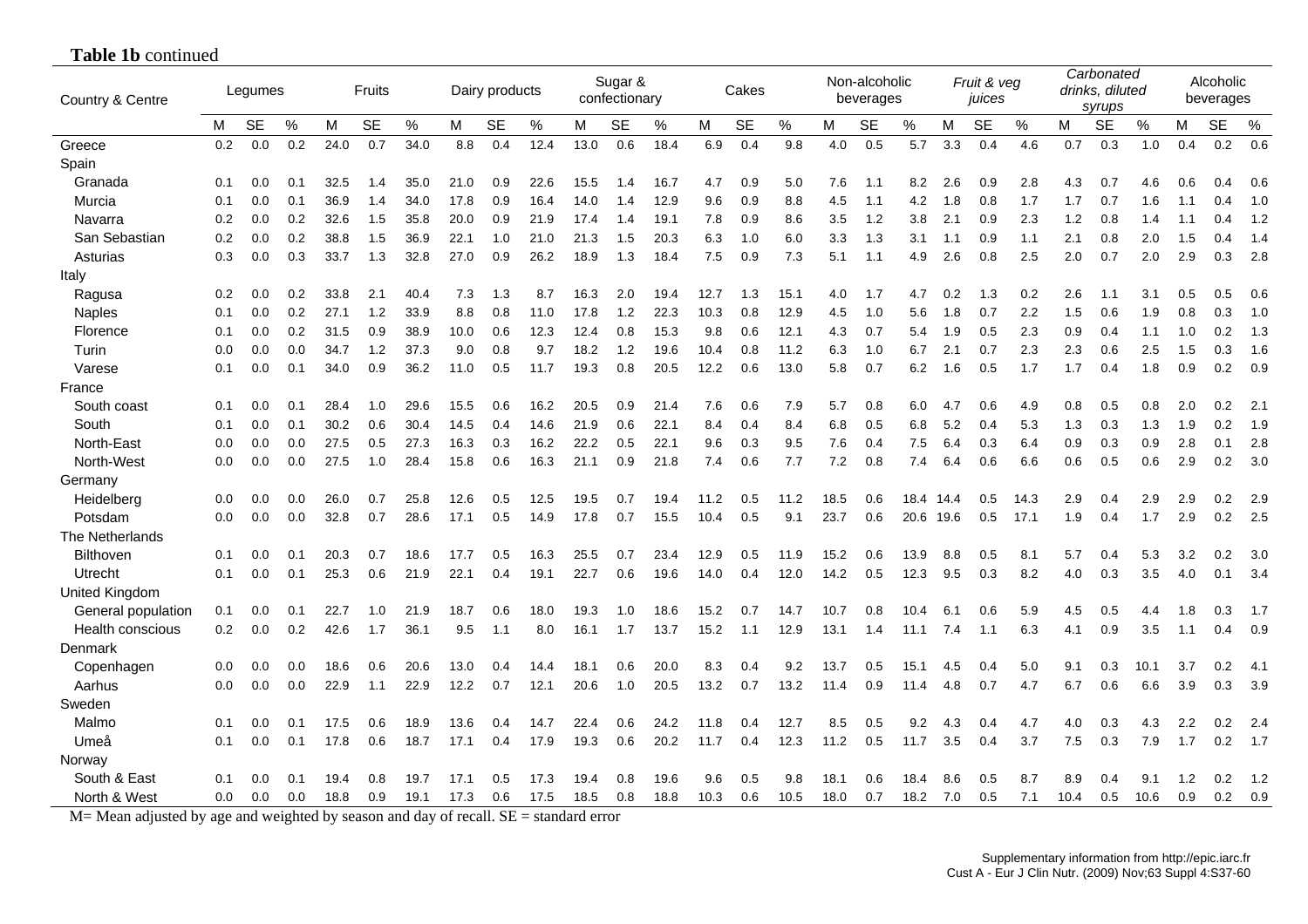**Table 1b** continued

| Country & Centre | Legumes | | | Fruits | | | Dairy products | | | Sugar & confectionary | | | Cakes | | | Non-alcoholic beverages | | | *Fruit & veg juices* | | | *Carbonated drinks, diluted syrups* | | | Alcoholic beverages | | |
|---|---|---|---|---|---|---|---|---|---|---|---|---|---|---|---|---|---|---|---|---|---|---|---|---|---|---|---|
| | M | SE | % | M | SE | % | M | SE | % | M | SE | % | M | SE | % | M | SE | % | M | SE | % | M | SE | % | M | SE | % |
| Greece | 0.2 | 0.0 | 0.2 | 24.0 | 0.7 | 34.0 | 8.8 | 0.4 | 12.4 | 13.0 | 0.6 | 18.4 | 6.9 | 0.4 | 9.8 | 4.0 | 0.5 | 5.7 | 3.3 | 0.4 | 4.6 | 0.7 | 0.3 | 1.0 | 0.4 | 0.2 | 0.6 |
| Spain | | | | | | | | | | | | | | | | | | | | | | | | | | | |
| Granada | 0.1 | 0.0 | 0.1 | 32.5 | 1.4 | 35.0 | 21.0 | 0.9 | 22.6 | 15.5 | 1.4 | 16.7 | 4.7 | 0.9 | 5.0 | 7.6 | 1.1 | 8.2 | 2.6 | 0.9 | 2.8 | 4.3 | 0.7 | 4.6 | 0.6 | 0.4 | 0.6 |
| Murcia | 0.1 | 0.0 | 0.1 | 36.9 | 1.4 | 34.0 | 17.8 | 0.9 | 16.4 | 14.0 | 1.4 | 12.9 | 9.6 | 0.9 | 8.8 | 4.5 | 1.1 | 4.2 | 1.8 | 0.8 | 1.7 | 1.7 | 0.7 | 1.6 | 1.1 | 0.4 | 1.0 |
| Navarra | 0.2 | 0.0 | 0.2 | 32.6 | 1.5 | 35.8 | 20.0 | 0.9 | 21.9 | 17.4 | 1.4 | 19.1 | 7.8 | 0.9 | 8.6 | 3.5 | 1.2 | 3.8 | 2.1 | 0.9 | 2.3 | 1.2 | 0.8 | 1.4 | 1.1 | 0.4 | 1.2 |
| San Sebastian | 0.2 | 0.0 | 0.2 | 38.8 | 1.5 | 36.9 | 22.1 | 1.0 | 21.0 | 21.3 | 1.5 | 20.3 | 6.3 | 1.0 | 6.0 | 3.3 | 1.3 | 3.1 | 1.1 | 0.9 | 1.1 | 2.1 | 0.8 | 2.0 | 1.5 | 0.4 | 1.4 |
| Asturias | 0.3 | 0.0 | 0.3 | 33.7 | 1.3 | 32.8 | 27.0 | 0.9 | 26.2 | 18.9 | 1.3 | 18.4 | 7.5 | 0.9 | 7.3 | 5.1 | 1.1 | 4.9 | 2.6 | 0.8 | 2.5 | 2.0 | 0.7 | 2.0 | 2.9 | 0.3 | 2.8 |
| Italy | | | | | | | | | | | | | | | | | | | | | | | | | | | |
| Ragusa | 0.2 | 0.0 | 0.2 | 33.8 | 2.1 | 40.4 | 7.3 | 1.3 | 8.7 | 16.3 | 2.0 | 19.4 | 12.7 | 1.3 | 15.1 | 4.0 | 1.7 | 4.7 | 0.2 | 1.3 | 0.2 | 2.6 | 1.1 | 3.1 | 0.5 | 0.5 | 0.6 |
| Naples | 0.1 | 0.0 | 0.2 | 27.1 | 1.2 | 33.9 | 8.8 | 0.8 | 11.0 | 17.8 | 1.2 | 22.3 | 10.3 | 0.8 | 12.9 | 4.5 | 1.0 | 5.6 | 1.8 | 0.7 | 2.2 | 1.5 | 0.6 | 1.9 | 0.8 | 0.3 | 1.0 |
| Florence | 0.1 | 0.0 | 0.2 | 31.5 | 0.9 | 38.9 | 10.0 | 0.6 | 12.3 | 12.4 | 0.8 | 15.3 | 9.8 | 0.6 | 12.1 | 4.3 | 0.7 | 5.4 | 1.9 | 0.5 | 2.3 | 0.9 | 0.4 | 1.1 | 1.0 | 0.2 | 1.3 |
| Turin | 0.0 | 0.0 | 0.0 | 34.7 | 1.2 | 37.3 | 9.0 | 0.8 | 9.7 | 18.2 | 1.2 | 19.6 | 10.4 | 0.8 | 11.2 | 6.3 | 1.0 | 6.7 | 2.1 | 0.7 | 2.3 | 2.3 | 0.6 | 2.5 | 1.5 | 0.3 | 1.6 |
| Varese | 0.1 | 0.0 | 0.1 | 34.0 | 0.9 | 36.2 | 11.0 | 0.5 | 11.7 | 19.3 | 0.8 | 20.5 | 12.2 | 0.6 | 13.0 | 5.8 | 0.7 | 6.2 | 1.6 | 0.5 | 1.7 | 1.7 | 0.4 | 1.8 | 0.9 | 0.2 | 0.9 |
| France | | | | | | | | | | | | | | | | | | | | | | | | | | | |
| South coast | 0.1 | 0.0 | 0.1 | 28.4 | 1.0 | 29.6 | 15.5 | 0.6 | 16.2 | 20.5 | 0.9 | 21.4 | 7.6 | 0.6 | 7.9 | 5.7 | 0.8 | 6.0 | 4.7 | 0.6 | 4.9 | 0.8 | 0.5 | 0.8 | 2.0 | 0.2 | 2.1 |
| South | 0.1 | 0.0 | 0.1 | 30.2 | 0.6 | 30.4 | 14.5 | 0.4 | 14.6 | 21.9 | 0.6 | 22.1 | 8.4 | 0.4 | 8.4 | 6.8 | 0.5 | 6.8 | 5.2 | 0.4 | 5.3 | 1.3 | 0.3 | 1.3 | 1.9 | 0.2 | 1.9 |
| North-East | 0.0 | 0.0 | 0.0 | 27.5 | 0.5 | 27.3 | 16.3 | 0.3 | 16.2 | 22.2 | 0.5 | 22.1 | 9.6 | 0.3 | 9.5 | 7.6 | 0.4 | 7.5 | 6.4 | 0.3 | 6.4 | 0.9 | 0.3 | 0.9 | 2.8 | 0.1 | 2.8 |
| North-West | 0.0 | 0.0 | 0.0 | 27.5 | 1.0 | 28.4 | 15.8 | 0.6 | 16.3 | 21.1 | 0.9 | 21.8 | 7.4 | 0.6 | 7.7 | 7.2 | 0.8 | 7.4 | 6.4 | 0.6 | 6.6 | 0.6 | 0.5 | 0.6 | 2.9 | 0.2 | 3.0 |
| Germany | | | | | | | | | | | | | | | | | | | | | | | | | | | |
| Heidelberg | 0.0 | 0.0 | 0.0 | 26.0 | 0.7 | 25.8 | 12.6 | 0.5 | 12.5 | 19.5 | 0.7 | 19.4 | 11.2 | 0.5 | 11.2 | 18.5 | 0.6 | 18.4 | 14.4 | 0.5 | 14.3 | 2.9 | 0.4 | 2.9 | 2.9 | 0.2 | 2.9 |
| Potsdam | 0.0 | 0.0 | 0.0 | 32.8 | 0.7 | 28.6 | 17.1 | 0.5 | 14.9 | 17.8 | 0.7 | 15.5 | 10.4 | 0.5 | 9.1 | 23.7 | 0.6 | 20.6 | 19.6 | 0.5 | 17.1 | 1.9 | 0.4 | 1.7 | 2.9 | 0.2 | 2.5 |
| The Netherlands | | | | | | | | | | | | | | | | | | | | | | | | | | | |
| Bilthoven | 0.1 | 0.0 | 0.1 | 20.3 | 0.7 | 18.6 | 17.7 | 0.5 | 16.3 | 25.5 | 0.7 | 23.4 | 12.9 | 0.5 | 11.9 | 15.2 | 0.6 | 13.9 | 8.8 | 0.5 | 8.1 | 5.7 | 0.4 | 5.3 | 3.2 | 0.2 | 3.0 |
| Utrecht | 0.1 | 0.0 | 0.1 | 25.3 | 0.6 | 21.9 | 22.1 | 0.4 | 19.1 | 22.7 | 0.6 | 19.6 | 14.0 | 0.4 | 12.0 | 14.2 | 0.5 | 12.3 | 9.5 | 0.3 | 8.2 | 4.0 | 0.3 | 3.5 | 4.0 | 0.1 | 3.4 |
| United Kingdom | | | | | | | | | | | | | | | | | | | | | | | | | | | |
| General population | 0.1 | 0.0 | 0.1 | 22.7 | 1.0 | 21.9 | 18.7 | 0.6 | 18.0 | 19.3 | 1.0 | 18.6 | 15.2 | 0.7 | 14.7 | 10.7 | 0.8 | 10.4 | 6.1 | 0.6 | 5.9 | 4.5 | 0.5 | 4.4 | 1.8 | 0.3 | 1.7 |
| Health conscious | 0.2 | 0.0 | 0.2 | 42.6 | 1.7 | 36.1 | 9.5 | 1.1 | 8.0 | 16.1 | 1.7 | 13.7 | 15.2 | 1.1 | 12.9 | 13.1 | 1.4 | 11.1 | 7.4 | 1.1 | 6.3 | 4.1 | 0.9 | 3.5 | 1.1 | 0.4 | 0.9 |
| Denmark | | | | | | | | | | | | | | | | | | | | | | | | | | | |
| Copenhagen | 0.0 | 0.0 | 0.0 | 18.6 | 0.6 | 20.6 | 13.0 | 0.4 | 14.4 | 18.1 | 0.6 | 20.0 | 8.3 | 0.4 | 9.2 | 13.7 | 0.5 | 15.1 | 4.5 | 0.4 | 5.0 | 9.1 | 0.3 | 10.1 | 3.7 | 0.2 | 4.1 |
| Aarhus | 0.0 | 0.0 | 0.0 | 22.9 | 1.1 | 22.9 | 12.2 | 0.7 | 12.1 | 20.6 | 1.0 | 20.5 | 13.2 | 0.7 | 13.2 | 11.4 | 0.9 | 11.4 | 4.8 | 0.7 | 4.7 | 6.7 | 0.6 | 6.6 | 3.9 | 0.3 | 3.9 |
| Sweden | | | | | | | | | | | | | | | | | | | | | | | | | | | |
| Malmo | 0.1 | 0.0 | 0.1 | 17.5 | 0.6 | 18.9 | 13.6 | 0.4 | 14.7 | 22.4 | 0.6 | 24.2 | 11.8 | 0.4 | 12.7 | 8.5 | 0.5 | 9.2 | 4.3 | 0.4 | 4.7 | 4.0 | 0.3 | 4.3 | 2.2 | 0.2 | 2.4 |
| Umeå | 0.1 | 0.0 | 0.1 | 17.8 | 0.6 | 18.7 | 17.1 | 0.4 | 17.9 | 19.3 | 0.6 | 20.2 | 11.7 | 0.4 | 12.3 | 11.2 | 0.5 | 11.7 | 3.5 | 0.4 | 3.7 | 7.5 | 0.3 | 7.9 | 1.7 | 0.2 | 1.7 |
| Norway | | | | | | | | | | | | | | | | | | | | | | | | | | | |
| South & East | 0.1 | 0.0 | 0.1 | 19.4 | 0.8 | 19.7 | 17.1 | 0.5 | 17.3 | 19.4 | 0.8 | 19.6 | 9.6 | 0.5 | 9.8 | 18.1 | 0.6 | 18.4 | 8.6 | 0.5 | 8.7 | 8.9 | 0.4 | 9.1 | 1.2 | 0.2 | 1.2 |
| North & West | 0.0 | 0.0 | 0.0 | 18.8 | 0.9 | 19.1 | 17.3 | 0.6 | 17.5 | 18.5 | 0.8 | 18.8 | 10.3 | 0.6 | 10.5 | 18.0 | 0.7 | 18.2 | 7.0 | 0.5 | 7.1 | 10.4 | 0.5 | 10.6 | 0.9 | 0.2 | 0.9 |

M= Mean adjusted by age and weighted by season and day of recall. SE = standard error

Supplementary information from http://epic.iarc.fr
Cust A - Eur J Clin Nutr. (2009) Nov;63 Suppl 4:S37-60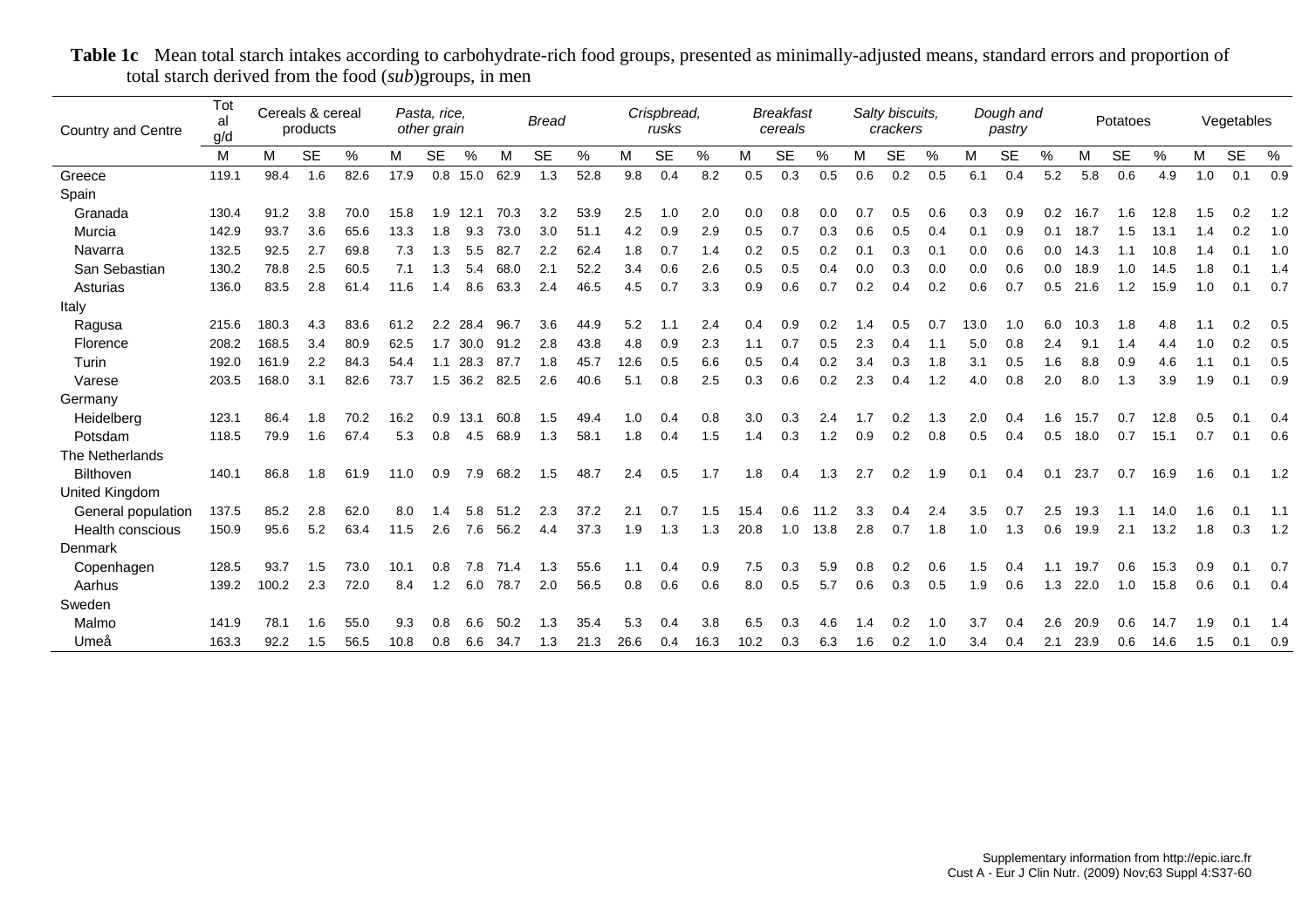**Table 1c** Mean total starch intakes according to carbohydrate-rich food groups, presented as minimally-adjusted means, standard errors and proportion of total starch derived from the food (*sub*)groups, in men

| Country and Centre | Total g/d | Cereals & cereal products | | | *Pasta, rice, other grain* | | | *Bread* | | | *Crispbread, rusks* | | | *Breakfast cereals* | | | *Salty biscuits, crackers* | | | *Dough and pastry* | | | Potatoes | | | Vegetables | | |
|---|---|---|---|---|---|---|---|---|---|---|---|---|---|---|---|---|---|---|---|---|---|---|---|---|---|---|---|---|
| | M | M | SE | % | M | SE | % | M | SE | % | M | SE | % | M | SE | % | M | SE | % | M | SE | % | M | SE | % | M | SE | % |
| Greece | 119.1 | 98.4 | 1.6 | 82.6 | 17.9 | 0.8 | 15.0 | 62.9 | 1.3 | 52.8 | 9.8 | 0.4 | 8.2 | 0.5 | 0.3 | 0.5 | 0.6 | 0.2 | 0.5 | 6.1 | 0.4 | 5.2 | 5.8 | 0.6 | 4.9 | 1.0 | 0.1 | 0.9 |
| Spain | | | | | | | | | | | | | | | | | | | | | | | | | | | | |
| Granada | 130.4 | 91.2 | 3.8 | 70.0 | 15.8 | 1.9 | 12.1 | 70.3 | 3.2 | 53.9 | 2.5 | 1.0 | 2.0 | 0.0 | 0.8 | 0.0 | 0.7 | 0.5 | 0.6 | 0.3 | 0.9 | 0.2 | 16.7 | 1.6 | 12.8 | 1.5 | 0.2 | 1.2 |
| Murcia | 142.9 | 93.7 | 3.6 | 65.6 | 13.3 | 1.8 | 9.3 | 73.0 | 3.0 | 51.1 | 4.2 | 0.9 | 2.9 | 0.5 | 0.7 | 0.3 | 0.6 | 0.5 | 0.4 | 0.1 | 0.9 | 0.1 | 18.7 | 1.5 | 13.1 | 1.4 | 0.2 | 1.0 |
| Navarra | 132.5 | 92.5 | 2.7 | 69.8 | 7.3 | 1.3 | 5.5 | 82.7 | 2.2 | 62.4 | 1.8 | 0.7 | 1.4 | 0.2 | 0.5 | 0.2 | 0.1 | 0.3 | 0.1 | 0.0 | 0.6 | 0.0 | 14.3 | 1.1 | 10.8 | 1.4 | 0.1 | 1.0 |
| San Sebastian | 130.2 | 78.8 | 2.5 | 60.5 | 7.1 | 1.3 | 5.4 | 68.0 | 2.1 | 52.2 | 3.4 | 0.6 | 2.6 | 0.5 | 0.5 | 0.4 | 0.0 | 0.3 | 0.0 | 0.0 | 0.6 | 0.0 | 18.9 | 1.0 | 14.5 | 1.8 | 0.1 | 1.4 |
| Asturias | 136.0 | 83.5 | 2.8 | 61.4 | 11.6 | 1.4 | 8.6 | 63.3 | 2.4 | 46.5 | 4.5 | 0.7 | 3.3 | 0.9 | 0.6 | 0.7 | 0.2 | 0.4 | 0.2 | 0.6 | 0.7 | 0.5 | 21.6 | 1.2 | 15.9 | 1.0 | 0.1 | 0.7 |
| Italy | | | | | | | | | | | | | | | | | | | | | | | | | | | | |
| Ragusa | 215.6 | 180.3 | 4.3 | 83.6 | 61.2 | 2.2 | 28.4 | 96.7 | 3.6 | 44.9 | 5.2 | 1.1 | 2.4 | 0.4 | 0.9 | 0.2 | 1.4 | 0.5 | 0.7 | 13.0 | 1.0 | 6.0 | 10.3 | 1.8 | 4.8 | 1.1 | 0.2 | 0.5 |
| Florence | 208.2 | 168.5 | 3.4 | 80.9 | 62.5 | 1.7 | 30.0 | 91.2 | 2.8 | 43.8 | 4.8 | 0.9 | 2.3 | 1.1 | 0.7 | 0.5 | 2.3 | 0.4 | 1.1 | 5.0 | 0.8 | 2.4 | 9.1 | 1.4 | 4.4 | 1.0 | 0.2 | 0.5 |
| Turin | 192.0 | 161.9 | 2.2 | 84.3 | 54.4 | 1.1 | 28.3 | 87.7 | 1.8 | 45.7 | 12.6 | 0.5 | 6.6 | 0.5 | 0.4 | 0.2 | 3.4 | 0.3 | 1.8 | 3.1 | 0.5 | 1.6 | 8.8 | 0.9 | 4.6 | 1.1 | 0.1 | 0.5 |
| Varese | 203.5 | 168.0 | 3.1 | 82.6 | 73.7 | 1.5 | 36.2 | 82.5 | 2.6 | 40.6 | 5.1 | 0.8 | 2.5 | 0.3 | 0.6 | 0.2 | 2.3 | 0.4 | 1.2 | 4.0 | 0.8 | 2.0 | 8.0 | 1.3 | 3.9 | 1.9 | 0.1 | 0.9 |
| Germany | | | | | | | | | | | | | | | | | | | | | | | | | | | | |
| Heidelberg | 123.1 | 86.4 | 1.8 | 70.2 | 16.2 | 0.9 | 13.1 | 60.8 | 1.5 | 49.4 | 1.0 | 0.4 | 0.8 | 3.0 | 0.3 | 2.4 | 1.7 | 0.2 | 1.3 | 2.0 | 0.4 | 1.6 | 15.7 | 0.7 | 12.8 | 0.5 | 0.1 | 0.4 |
| Potsdam | 118.5 | 79.9 | 1.6 | 67.4 | 5.3 | 0.8 | 4.5 | 68.9 | 1.3 | 58.1 | 1.8 | 0.4 | 1.5 | 1.4 | 0.3 | 1.2 | 0.9 | 0.2 | 0.8 | 0.5 | 0.4 | 0.5 | 18.0 | 0.7 | 15.1 | 0.7 | 0.1 | 0.6 |
| The Netherlands | | | | | | | | | | | | | | | | | | | | | | | | | | | | |
| Bilthoven | 140.1 | 86.8 | 1.8 | 61.9 | 11.0 | 0.9 | 7.9 | 68.2 | 1.5 | 48.7 | 2.4 | 0.5 | 1.7 | 1.8 | 0.4 | 1.3 | 2.7 | 0.2 | 1.9 | 0.1 | 0.4 | 0.1 | 23.7 | 0.7 | 16.9 | 1.6 | 0.1 | 1.2 |
| United Kingdom | | | | | | | | | | | | | | | | | | | | | | | | | | | | |
| General population | 137.5 | 85.2 | 2.8 | 62.0 | 8.0 | 1.4 | 5.8 | 51.2 | 2.3 | 37.2 | 2.1 | 0.7 | 1.5 | 15.4 | 0.6 | 11.2 | 3.3 | 0.4 | 2.4 | 3.5 | 0.7 | 2.5 | 19.3 | 1.1 | 14.0 | 1.6 | 0.1 | 1.1 |
| Health conscious | 150.9 | 95.6 | 5.2 | 63.4 | 11.5 | 2.6 | 7.6 | 56.2 | 4.4 | 37.3 | 1.9 | 1.3 | 1.3 | 20.8 | 1.0 | 13.8 | 2.8 | 0.7 | 1.8 | 1.0 | 1.3 | 0.6 | 19.9 | 2.1 | 13.2 | 1.8 | 0.3 | 1.2 |
| Denmark | | | | | | | | | | | | | | | | | | | | | | | | | | | | |
| Copenhagen | 128.5 | 93.7 | 1.5 | 73.0 | 10.1 | 0.8 | 7.8 | 71.4 | 1.3 | 55.6 | 1.1 | 0.4 | 0.9 | 7.5 | 0.3 | 5.9 | 0.8 | 0.2 | 0.6 | 1.5 | 0.4 | 1.1 | 19.7 | 0.6 | 15.3 | 0.9 | 0.1 | 0.7 |
| Aarhus | 139.2 | 100.2 | 2.3 | 72.0 | 8.4 | 1.2 | 6.0 | 78.7 | 2.0 | 56.5 | 0.8 | 0.6 | 0.6 | 8.0 | 0.5 | 5.7 | 0.6 | 0.3 | 0.5 | 1.9 | 0.6 | 1.3 | 22.0 | 1.0 | 15.8 | 0.6 | 0.1 | 0.4 |
| Sweden | | | | | | | | | | | | | | | | | | | | | | | | | | | | |
| Malmo | 141.9 | 78.1 | 1.6 | 55.0 | 9.3 | 0.8 | 6.6 | 50.2 | 1.3 | 35.4 | 5.3 | 0.4 | 3.8 | 6.5 | 0.3 | 4.6 | 1.4 | 0.2 | 1.0 | 3.7 | 0.4 | 2.6 | 20.9 | 0.6 | 14.7 | 1.9 | 0.1 | 1.4 |
| Umeå | 163.3 | 92.2 | 1.5 | 56.5 | 10.8 | 0.8 | 6.6 | 34.7 | 1.3 | 21.3 | 26.6 | 0.4 | 16.3 | 10.2 | 0.3 | 6.3 | 1.6 | 0.2 | 1.0 | 3.4 | 0.4 | 2.1 | 23.9 | 0.6 | 14.6 | 1.5 | 0.1 | 0.9 |

Supplementary information from http://epic.iarc.fr
Cust A - Eur J Clin Nutr. (2009) Nov;63 Suppl 4:S37-60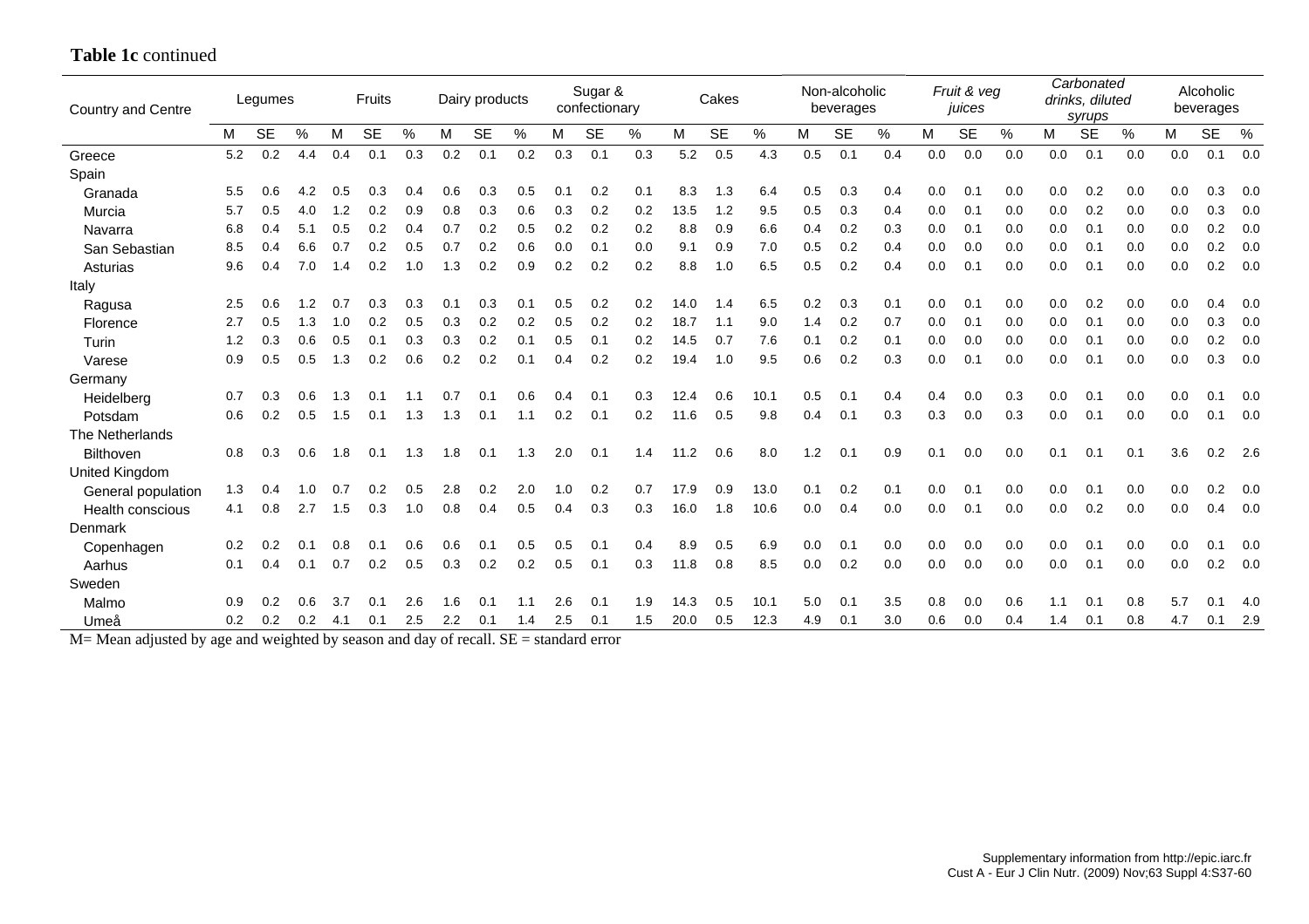**Table 1c** continued

| Country and Centre | Legumes | | | Fruits | | | Dairy products | | | Sugar & confectionary | | | Cakes | | | Non-alcoholic beverages | | | *Fruit & veg juices* | | | *Carbonated drinks, diluted syrups* | | | Alcoholic beverages | | |
|---|---|---|---|---|---|---|---|---|---|---|---|---|---|---|---|---|---|---|---|---|---|---|---|---|---|---|---|
| | M | SE | % | M | SE | % | M | SE | % | M | SE | % | M | SE | % | M | SE | % | M | SE | % | M | SE | % | M | SE | % |
| Greece | 5.2 | 0.2 | 4.4 | 0.4 | 0.1 | 0.3 | 0.2 | 0.1 | 0.2 | 0.3 | 0.1 | 0.3 | 5.2 | 0.5 | 4.3 | 0.5 | 0.1 | 0.4 | 0.0 | 0.0 | 0.0 | 0.0 | 0.1 | 0.0 | 0.0 | 0.1 | 0.0 |
| Spain | | | | | | | | | | | | | | | | | | | | | | | | | | | |
| Granada | 5.5 | 0.6 | 4.2 | 0.5 | 0.3 | 0.4 | 0.6 | 0.3 | 0.5 | 0.1 | 0.2 | 0.1 | 8.3 | 1.3 | 6.4 | 0.5 | 0.3 | 0.4 | 0.0 | 0.1 | 0.0 | 0.0 | 0.2 | 0.0 | 0.0 | 0.3 | 0.0 |
| Murcia | 5.7 | 0.5 | 4.0 | 1.2 | 0.2 | 0.9 | 0.8 | 0.3 | 0.6 | 0.3 | 0.2 | 0.2 | 13.5 | 1.2 | 9.5 | 0.5 | 0.3 | 0.4 | 0.0 | 0.1 | 0.0 | 0.0 | 0.2 | 0.0 | 0.0 | 0.3 | 0.0 |
| Navarra | 6.8 | 0.4 | 5.1 | 0.5 | 0.2 | 0.4 | 0.7 | 0.2 | 0.5 | 0.2 | 0.2 | 0.2 | 8.8 | 0.9 | 6.6 | 0.4 | 0.2 | 0.3 | 0.0 | 0.1 | 0.0 | 0.0 | 0.1 | 0.0 | 0.0 | 0.2 | 0.0 |
| San Sebastian | 8.5 | 0.4 | 6.6 | 0.7 | 0.2 | 0.5 | 0.7 | 0.2 | 0.6 | 0.0 | 0.1 | 0.0 | 9.1 | 0.9 | 7.0 | 0.5 | 0.2 | 0.4 | 0.0 | 0.0 | 0.0 | 0.0 | 0.1 | 0.0 | 0.0 | 0.2 | 0.0 |
| Asturias | 9.6 | 0.4 | 7.0 | 1.4 | 0.2 | 1.0 | 1.3 | 0.2 | 0.9 | 0.2 | 0.2 | 0.2 | 8.8 | 1.0 | 6.5 | 0.5 | 0.2 | 0.4 | 0.0 | 0.1 | 0.0 | 0.0 | 0.1 | 0.0 | 0.0 | 0.2 | 0.0 |
| Italy | | | | | | | | | | | | | | | | | | | | | | | | | | | |
| Ragusa | 2.5 | 0.6 | 1.2 | 0.7 | 0.3 | 0.3 | 0.1 | 0.3 | 0.1 | 0.5 | 0.2 | 0.2 | 14.0 | 1.4 | 6.5 | 0.2 | 0.3 | 0.1 | 0.0 | 0.1 | 0.0 | 0.0 | 0.2 | 0.0 | 0.0 | 0.4 | 0.0 |
| Florence | 2.7 | 0.5 | 1.3 | 1.0 | 0.2 | 0.5 | 0.3 | 0.2 | 0.2 | 0.5 | 0.2 | 0.2 | 18.7 | 1.1 | 9.0 | 1.4 | 0.2 | 0.7 | 0.0 | 0.1 | 0.0 | 0.0 | 0.1 | 0.0 | 0.0 | 0.3 | 0.0 |
| Turin | 1.2 | 0.3 | 0.6 | 0.5 | 0.1 | 0.3 | 0.3 | 0.2 | 0.1 | 0.5 | 0.1 | 0.2 | 14.5 | 0.7 | 7.6 | 0.1 | 0.2 | 0.1 | 0.0 | 0.0 | 0.0 | 0.0 | 0.1 | 0.0 | 0.0 | 0.2 | 0.0 |
| Varese | 0.9 | 0.5 | 0.5 | 1.3 | 0.2 | 0.6 | 0.2 | 0.2 | 0.1 | 0.4 | 0.2 | 0.2 | 19.4 | 1.0 | 9.5 | 0.6 | 0.2 | 0.3 | 0.0 | 0.1 | 0.0 | 0.0 | 0.1 | 0.0 | 0.0 | 0.3 | 0.0 |
| Germany | | | | | | | | | | | | | | | | | | | | | | | | | | | |
| Heidelberg | 0.7 | 0.3 | 0.6 | 1.3 | 0.1 | 1.1 | 0.7 | 0.1 | 0.6 | 0.4 | 0.1 | 0.3 | 12.4 | 0.6 | 10.1 | 0.5 | 0.1 | 0.4 | 0.4 | 0.0 | 0.3 | 0.0 | 0.1 | 0.0 | 0.0 | 0.1 | 0.0 |
| Potsdam | 0.6 | 0.2 | 0.5 | 1.5 | 0.1 | 1.3 | 1.3 | 0.1 | 1.1 | 0.2 | 0.1 | 0.2 | 11.6 | 0.5 | 9.8 | 0.4 | 0.1 | 0.3 | 0.3 | 0.0 | 0.3 | 0.0 | 0.1 | 0.0 | 0.0 | 0.1 | 0.0 |
| The Netherlands | | | | | | | | | | | | | | | | | | | | | | | | | | | |
| Bilthoven | 0.8 | 0.3 | 0.6 | 1.8 | 0.1 | 1.3 | 1.8 | 0.1 | 1.3 | 2.0 | 0.1 | 1.4 | 11.2 | 0.6 | 8.0 | 1.2 | 0.1 | 0.9 | 0.1 | 0.0 | 0.0 | 0.1 | 0.1 | 0.1 | 3.6 | 0.2 | 2.6 |
| United Kingdom | | | | | | | | | | | | | | | | | | | | | | | | | | | |
| General population | 1.3 | 0.4 | 1.0 | 0.7 | 0.2 | 0.5 | 2.8 | 0.2 | 2.0 | 1.0 | 0.2 | 0.7 | 17.9 | 0.9 | 13.0 | 0.1 | 0.2 | 0.1 | 0.0 | 0.1 | 0.0 | 0.0 | 0.1 | 0.0 | 0.0 | 0.2 | 0.0 |
| Health conscious | 4.1 | 0.8 | 2.7 | 1.5 | 0.3 | 1.0 | 0.8 | 0.4 | 0.5 | 0.4 | 0.3 | 0.3 | 16.0 | 1.8 | 10.6 | 0.0 | 0.4 | 0.0 | 0.0 | 0.1 | 0.0 | 0.0 | 0.2 | 0.0 | 0.0 | 0.4 | 0.0 |
| Denmark | | | | | | | | | | | | | | | | | | | | | | | | | | | |
| Copenhagen | 0.2 | 0.2 | 0.1 | 0.8 | 0.1 | 0.6 | 0.6 | 0.1 | 0.5 | 0.5 | 0.1 | 0.4 | 8.9 | 0.5 | 6.9 | 0.0 | 0.1 | 0.0 | 0.0 | 0.0 | 0.0 | 0.0 | 0.1 | 0.0 | 0.0 | 0.1 | 0.0 |
| Aarhus | 0.1 | 0.4 | 0.1 | 0.7 | 0.2 | 0.5 | 0.3 | 0.2 | 0.2 | 0.5 | 0.1 | 0.3 | 11.8 | 0.8 | 8.5 | 0.0 | 0.2 | 0.0 | 0.0 | 0.0 | 0.0 | 0.0 | 0.1 | 0.0 | 0.0 | 0.2 | 0.0 |
| Sweden | | | | | | | | | | | | | | | | | | | | | | | | | | | |
| Malmo | 0.9 | 0.2 | 0.6 | 3.7 | 0.1 | 2.6 | 1.6 | 0.1 | 1.1 | 2.6 | 0.1 | 1.9 | 14.3 | 0.5 | 10.1 | 5.0 | 0.1 | 3.5 | 0.8 | 0.0 | 0.6 | 1.1 | 0.1 | 0.8 | 5.7 | 0.1 | 4.0 |
| Umeå | 0.2 | 0.2 | 0.2 | 4.1 | 0.1 | 2.5 | 2.2 | 0.1 | 1.4 | 2.5 | 0.1 | 1.5 | 20.0 | 0.5 | 12.3 | 4.9 | 0.1 | 3.0 | 0.6 | 0.0 | 0.4 | 1.4 | 0.1 | 0.8 | 4.7 | 0.1 | 2.9 |

M= Mean adjusted by age and weighted by season and day of recall. SE = standard error

Supplementary information from http://epic.iarc.fr
Cust A - Eur J Clin Nutr. (2009) Nov;63 Suppl 4:S37-60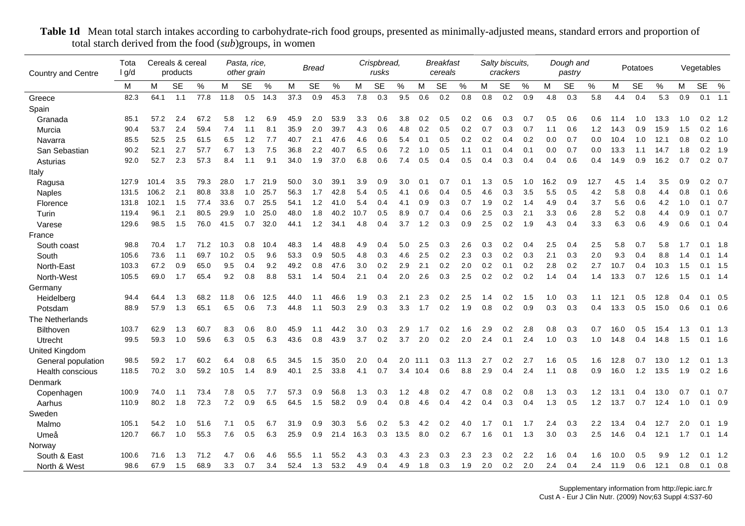**Table 1d** Mean total starch intakes according to carbohydrate-rich food groups, presented as minimally-adjusted means, standard errors and proportion of total starch derived from the food (*sub*)groups, in women

| Country and Centre | Total g/d | Cereals & cereal products | | | *Pasta, rice, other grain* | | | *Bread* | | | *Crispbread, rusks* | | | *Breakfast cereals* | | | *Salty biscuits, crackers* | | | *Dough and pastry* | | | Potatoes | | | Vegetables | | |
|---|---|---|---|---|---|---|---|---|---|---|---|---|---|---|---|---|---|---|---|---|---|---|---|---|---|---|---|---|
| | M | M | SE | % | M | SE | % | M | SE | % | M | SE | % | M | SE | % | M | SE | % | M | SE | % | M | SE | % | M | SE | % |
| Greece | 82.3 | 64.1 | 1.1 | 77.8 | 11.8 | 0.5 | 14.3 | 37.3 | 0.9 | 45.3 | 7.8 | 0.3 | 9.5 | 0.6 | 0.2 | 0.8 | 0.8 | 0.2 | 0.9 | 4.8 | 0.3 | 5.8 | 4.4 | 0.4 | 5.3 | 0.9 | 0.1 | 1.1 |
| Spain | | | | | | | | | | | | | | | | | | | | | | | | | | | | |
| Granada | 85.1 | 57.2 | 2.4 | 67.2 | 5.8 | 1.2 | 6.9 | 45.9 | 2.0 | 53.9 | 3.3 | 0.6 | 3.8 | 0.2 | 0.5 | 0.2 | 0.6 | 0.3 | 0.7 | 0.5 | 0.6 | 0.6 | 11.4 | 1.0 | 13.3 | 1.0 | 0.2 | 1.2 |
| Murcia | 90.4 | 53.7 | 2.4 | 59.4 | 7.4 | 1.1 | 8.1 | 35.9 | 2.0 | 39.7 | 4.3 | 0.6 | 4.8 | 0.2 | 0.5 | 0.2 | 0.7 | 0.3 | 0.7 | 1.1 | 0.6 | 1.2 | 14.3 | 0.9 | 15.9 | 1.5 | 0.2 | 1.6 |
| Navarra | 85.5 | 52.5 | 2.5 | 61.5 | 6.5 | 1.2 | 7.7 | 40.7 | 2.1 | 47.6 | 4.6 | 0.6 | 5.4 | 0.1 | 0.5 | 0.2 | 0.2 | 0.4 | 0.2 | 0.0 | 0.7 | 0.0 | 10.4 | 1.0 | 12.1 | 0.8 | 0.2 | 1.0 |
| San Sebastian | 90.2 | 52.1 | 2.7 | 57.7 | 6.7 | 1.3 | 7.5 | 36.8 | 2.2 | 40.7 | 6.5 | 0.6 | 7.2 | 1.0 | 0.5 | 1.1 | 0.1 | 0.4 | 0.1 | 0.0 | 0.7 | 0.0 | 13.3 | 1.1 | 14.7 | 1.8 | 0.2 | 1.9 |
| Asturias | 92.0 | 52.7 | 2.3 | 57.3 | 8.4 | 1.1 | 9.1 | 34.0 | 1.9 | 37.0 | 6.8 | 0.6 | 7.4 | 0.5 | 0.4 | 0.5 | 0.4 | 0.3 | 0.4 | 0.4 | 0.6 | 0.4 | 14.9 | 0.9 | 16.2 | 0.7 | 0.2 | 0.7 |
| Italy | | | | | | | | | | | | | | | | | | | | | | | | | | | | |
| Ragusa | 127.9 | 101.4 | 3.5 | 79.3 | 28.0 | 1.7 | 21.9 | 50.0 | 3.0 | 39.1 | 3.9 | 0.9 | 3.0 | 0.1 | 0.7 | 0.1 | 1.3 | 0.5 | 1.0 | 16.2 | 0.9 | 12.7 | 4.5 | 1.4 | 3.5 | 0.9 | 0.2 | 0.7 |
| Naples | 131.5 | 106.2 | 2.1 | 80.8 | 33.8 | 1.0 | 25.7 | 56.3 | 1.7 | 42.8 | 5.4 | 0.5 | 4.1 | 0.6 | 0.4 | 0.5 | 4.6 | 0.3 | 3.5 | 5.5 | 0.5 | 4.2 | 5.8 | 0.8 | 4.4 | 0.8 | 0.1 | 0.6 |
| Florence | 131.8 | 102.1 | 1.5 | 77.4 | 33.6 | 0.7 | 25.5 | 54.1 | 1.2 | 41.0 | 5.4 | 0.4 | 4.1 | 0.9 | 0.3 | 0.7 | 1.9 | 0.2 | 1.4 | 4.9 | 0.4 | 3.7 | 5.6 | 0.6 | 4.2 | 1.0 | 0.1 | 0.7 |
| Turin | 119.4 | 96.1 | 2.1 | 80.5 | 29.9 | 1.0 | 25.0 | 48.0 | 1.8 | 40.2 | 10.7 | 0.5 | 8.9 | 0.7 | 0.4 | 0.6 | 2.5 | 0.3 | 2.1 | 3.3 | 0.6 | 2.8 | 5.2 | 0.8 | 4.4 | 0.9 | 0.1 | 0.7 |
| Varese | 129.6 | 98.5 | 1.5 | 76.0 | 41.5 | 0.7 | 32.0 | 44.1 | 1.2 | 34.1 | 4.8 | 0.4 | 3.7 | 1.2 | 0.3 | 0.9 | 2.5 | 0.2 | 1.9 | 4.3 | 0.4 | 3.3 | 6.3 | 0.6 | 4.9 | 0.6 | 0.1 | 0.4 |
| France | | | | | | | | | | | | | | | | | | | | | | | | | | | | |
| South coast | 98.8 | 70.4 | 1.7 | 71.2 | 10.3 | 0.8 | 10.4 | 48.3 | 1.4 | 48.8 | 4.9 | 0.4 | 5.0 | 2.5 | 0.3 | 2.6 | 0.3 | 0.2 | 0.4 | 2.5 | 0.4 | 2.5 | 5.8 | 0.7 | 5.8 | 1.7 | 0.1 | 1.8 |
| South | 105.6 | 73.6 | 1.1 | 69.7 | 10.2 | 0.5 | 9.6 | 53.3 | 0.9 | 50.5 | 4.8 | 0.3 | 4.6 | 2.5 | 0.2 | 2.3 | 0.3 | 0.2 | 0.3 | 2.1 | 0.3 | 2.0 | 9.3 | 0.4 | 8.8 | 1.4 | 0.1 | 1.4 |
| North-East | 103.3 | 67.2 | 0.9 | 65.0 | 9.5 | 0.4 | 9.2 | 49.2 | 0.8 | 47.6 | 3.0 | 0.2 | 2.9 | 2.1 | 0.2 | 2.0 | 0.2 | 0.1 | 0.2 | 2.8 | 0.2 | 2.7 | 10.7 | 0.4 | 10.3 | 1.5 | 0.1 | 1.5 |
| North-West | 105.5 | 69.0 | 1.7 | 65.4 | 9.2 | 0.8 | 8.8 | 53.1 | 1.4 | 50.4 | 2.1 | 0.4 | 2.0 | 2.6 | 0.3 | 2.5 | 0.2 | 0.2 | 0.2 | 1.4 | 0.4 | 1.4 | 13.3 | 0.7 | 12.6 | 1.5 | 0.1 | 1.4 |
| Germany | | | | | | | | | | | | | | | | | | | | | | | | | | | | |
| Heidelberg | 94.4 | 64.4 | 1.3 | 68.2 | 11.8 | 0.6 | 12.5 | 44.0 | 1.1 | 46.6 | 1.9 | 0.3 | 2.1 | 2.3 | 0.2 | 2.5 | 1.4 | 0.2 | 1.5 | 1.0 | 0.3 | 1.1 | 12.1 | 0.5 | 12.8 | 0.4 | 0.1 | 0.5 |
| Potsdam | 88.9 | 57.9 | 1.3 | 65.1 | 6.5 | 0.6 | 7.3 | 44.8 | 1.1 | 50.3 | 2.9 | 0.3 | 3.3 | 1.7 | 0.2 | 1.9 | 0.8 | 0.2 | 0.9 | 0.3 | 0.3 | 0.4 | 13.3 | 0.5 | 15.0 | 0.6 | 0.1 | 0.6 |
| The Netherlands | | | | | | | | | | | | | | | | | | | | | | | | | | | | |
| Bilthoven | 103.7 | 62.9 | 1.3 | 60.7 | 8.3 | 0.6 | 8.0 | 45.9 | 1.1 | 44.2 | 3.0 | 0.3 | 2.9 | 1.7 | 0.2 | 1.6 | 2.9 | 0.2 | 2.8 | 0.8 | 0.3 | 0.7 | 16.0 | 0.5 | 15.4 | 1.3 | 0.1 | 1.3 |
| Utrecht | 99.5 | 59.3 | 1.0 | 59.6 | 6.3 | 0.5 | 6.3 | 43.6 | 0.8 | 43.9 | 3.7 | 0.2 | 3.7 | 2.0 | 0.2 | 2.0 | 2.4 | 0.1 | 2.4 | 1.0 | 0.3 | 1.0 | 14.8 | 0.4 | 14.8 | 1.5 | 0.1 | 1.6 |
| United Kingdom | | | | | | | | | | | | | | | | | | | | | | | | | | | | |
| General population | 98.5 | 59.2 | 1.7 | 60.2 | 6.4 | 0.8 | 6.5 | 34.5 | 1.5 | 35.0 | 2.0 | 0.4 | 2.0 | 11.1 | 0.3 | 11.3 | 2.7 | 0.2 | 2.7 | 1.6 | 0.5 | 1.6 | 12.8 | 0.7 | 13.0 | 1.2 | 0.1 | 1.3 |
| Health conscious | 118.5 | 70.2 | 3.0 | 59.2 | 10.5 | 1.4 | 8.9 | 40.1 | 2.5 | 33.8 | 4.1 | 0.7 | 3.4 | 10.4 | 0.6 | 8.8 | 2.9 | 0.4 | 2.4 | 1.1 | 0.8 | 0.9 | 16.0 | 1.2 | 13.5 | 1.9 | 0.2 | 1.6 |
| Denmark | | | | | | | | | | | | | | | | | | | | | | | | | | | | |
| Copenhagen | 100.9 | 74.0 | 1.1 | 73.4 | 7.8 | 0.5 | 7.7 | 57.3 | 0.9 | 56.8 | 1.3 | 0.3 | 1.2 | 4.8 | 0.2 | 4.7 | 0.8 | 0.2 | 0.8 | 1.3 | 0.3 | 1.2 | 13.1 | 0.4 | 13.0 | 0.7 | 0.1 | 0.7 |
| Aarhus | 110.9 | 80.2 | 1.8 | 72.3 | 7.2 | 0.9 | 6.5 | 64.5 | 1.5 | 58.2 | 0.9 | 0.4 | 0.8 | 4.6 | 0.4 | 4.2 | 0.4 | 0.3 | 0.4 | 1.3 | 0.5 | 1.2 | 13.7 | 0.7 | 12.4 | 1.0 | 0.1 | 0.9 |
| Sweden | | | | | | | | | | | | | | | | | | | | | | | | | | | | |
| Malmo | 105.1 | 54.2 | 1.0 | 51.6 | 7.1 | 0.5 | 6.7 | 31.9 | 0.9 | 30.3 | 5.6 | 0.2 | 5.3 | 4.2 | 0.2 | 4.0 | 1.7 | 0.1 | 1.7 | 2.4 | 0.3 | 2.2 | 13.4 | 0.4 | 12.7 | 2.0 | 0.1 | 1.9 |
| Umeå | 120.7 | 66.7 | 1.0 | 55.3 | 7.6 | 0.5 | 6.3 | 25.9 | 0.9 | 21.4 | 16.3 | 0.3 | 13.5 | 8.0 | 0.2 | 6.7 | 1.6 | 0.1 | 1.3 | 3.0 | 0.3 | 2.5 | 14.6 | 0.4 | 12.1 | 1.7 | 0.1 | 1.4 |
| Norway | | | | | | | | | | | | | | | | | | | | | | | | | | | | |
| South & East | 100.6 | 71.6 | 1.3 | 71.2 | 4.7 | 0.6 | 4.6 | 55.5 | 1.1 | 55.2 | 4.3 | 0.3 | 4.3 | 2.3 | 0.3 | 2.3 | 2.3 | 0.2 | 2.2 | 1.6 | 0.4 | 1.6 | 10.0 | 0.5 | 9.9 | 1.2 | 0.1 | 1.2 |
| North & West | 98.6 | 67.9 | 1.5 | 68.9 | 3.3 | 0.7 | 3.4 | 52.4 | 1.3 | 53.2 | 4.9 | 0.4 | 4.9 | 1.8 | 0.3 | 1.9 | 2.0 | 0.2 | 2.0 | 2.4 | 0.4 | 2.4 | 11.9 | 0.6 | 12.1 | 0.8 | 0.1 | 0.8 |

Supplementary information from http://epic.iarc.fr
Cust A - Eur J Clin Nutr. (2009) Nov;63 Suppl 4:S37-60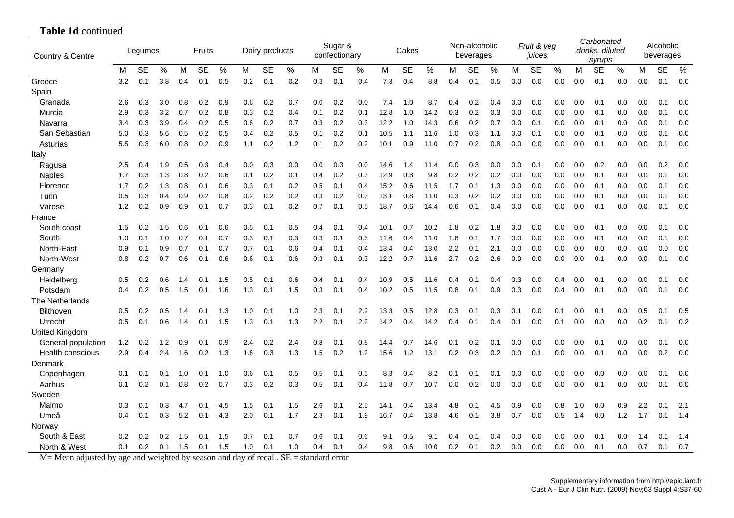**Table 1d** continued

| Country & Centre | Legumes | | | Fruits | | | Dairy products | | | Sugar & confectionary | | | Cakes | | | Non-alcoholic beverages | | | *Fruit & veg juices* | | | *Carbonated drinks, diluted syrups* | | | Alcoholic beverages | | |
|---|---|---|---|---|---|---|---|---|---|---|---|---|---|---|---|---|---|---|---|---|---|---|---|---|---|---|---|
| | M | SE | % | M | SE | % | M | SE | % | M | SE | % | M | SE | % | M | SE | % | M | SE | % | M | SE | % | M | SE | % |
| Greece | 3.2 | 0.1 | 3.8 | 0.4 | 0.1 | 0.5 | 0.2 | 0.1 | 0.2 | 0.3 | 0.1 | 0.4 | 7.3 | 0.4 | 8.8 | 0.4 | 0.1 | 0.5 | 0.0 | 0.0 | 0.0 | 0.0 | 0.1 | 0.0 | 0.0 | 0.1 | 0.0 |
| Spain | | | | | | | | | | | | | | | | | | | | | | | | | | | |
| Granada | 2.6 | 0.3 | 3.0 | 0.8 | 0.2 | 0.9 | 0.6 | 0.2 | 0.7 | 0.0 | 0.2 | 0.0 | 7.4 | 1.0 | 8.7 | 0.4 | 0.2 | 0.4 | 0.0 | 0.0 | 0.0 | 0.0 | 0.1 | 0.0 | 0.0 | 0.1 | 0.0 |
| Murcia | 2.9 | 0.3 | 3.2 | 0.7 | 0.2 | 0.8 | 0.3 | 0.2 | 0.4 | 0.1 | 0.2 | 0.1 | 12.8 | 1.0 | 14.2 | 0.3 | 0.2 | 0.3 | 0.0 | 0.0 | 0.0 | 0.0 | 0.1 | 0.0 | 0.0 | 0.1 | 0.0 |
| Navarra | 3.4 | 0.3 | 3.9 | 0.4 | 0.2 | 0.5 | 0.6 | 0.2 | 0.7 | 0.3 | 0.2 | 0.3 | 12.2 | 1.0 | 14.3 | 0.6 | 0.2 | 0.7 | 0.0 | 0.1 | 0.0 | 0.0 | 0.1 | 0.0 | 0.0 | 0.1 | 0.0 |
| San Sebastian | 5.0 | 0.3 | 5.6 | 0.5 | 0.2 | 0.5 | 0.4 | 0.2 | 0.5 | 0.1 | 0.2 | 0.1 | 10.5 | 1.1 | 11.6 | 1.0 | 0.3 | 1.1 | 0.0 | 0.1 | 0.0 | 0.0 | 0.1 | 0.0 | 0.0 | 0.1 | 0.0 |
| Asturias | 5.5 | 0.3 | 6.0 | 0.8 | 0.2 | 0.9 | 1.1 | 0.2 | 1.2 | 0.1 | 0.2 | 0.2 | 10.1 | 0.9 | 11.0 | 0.7 | 0.2 | 0.8 | 0.0 | 0.0 | 0.0 | 0.0 | 0.1 | 0.0 | 0.0 | 0.1 | 0.0 |
| Italy | | | | | | | | | | | | | | | | | | | | | | | | | | | |
| Ragusa | 2.5 | 0.4 | 1.9 | 0.5 | 0.3 | 0.4 | 0.0 | 0.3 | 0.0 | 0.0 | 0.3 | 0.0 | 14.6 | 1.4 | 11.4 | 0.0 | 0.3 | 0.0 | 0.0 | 0.1 | 0.0 | 0.0 | 0.2 | 0.0 | 0.0 | 0.2 | 0.0 |
| Naples | 1.7 | 0.3 | 1.3 | 0.8 | 0.2 | 0.6 | 0.1 | 0.2 | 0.1 | 0.4 | 0.2 | 0.3 | 12.9 | 0.8 | 9.8 | 0.2 | 0.2 | 0.2 | 0.0 | 0.0 | 0.0 | 0.0 | 0.1 | 0.0 | 0.0 | 0.1 | 0.0 |
| Florence | 1.7 | 0.2 | 1.3 | 0.8 | 0.1 | 0.6 | 0.3 | 0.1 | 0.2 | 0.5 | 0.1 | 0.4 | 15.2 | 0.6 | 11.5 | 1.7 | 0.1 | 1.3 | 0.0 | 0.0 | 0.0 | 0.0 | 0.1 | 0.0 | 0.0 | 0.1 | 0.0 |
| Turin | 0.5 | 0.3 | 0.4 | 0.9 | 0.2 | 0.8 | 0.2 | 0.2 | 0.2 | 0.3 | 0.2 | 0.3 | 13.1 | 0.8 | 11.0 | 0.3 | 0.2 | 0.2 | 0.0 | 0.0 | 0.0 | 0.0 | 0.1 | 0.0 | 0.0 | 0.1 | 0.0 |
| Varese | 1.2 | 0.2 | 0.9 | 0.9 | 0.1 | 0.7 | 0.3 | 0.1 | 0.2 | 0.7 | 0.1 | 0.5 | 18.7 | 0.6 | 14.4 | 0.6 | 0.1 | 0.4 | 0.0 | 0.0 | 0.0 | 0.0 | 0.1 | 0.0 | 0.0 | 0.1 | 0.0 |
| France | | | | | | | | | | | | | | | | | | | | | | | | | | | |
| South coast | 1.5 | 0.2 | 1.5 | 0.6 | 0.1 | 0.6 | 0.5 | 0.1 | 0.5 | 0.4 | 0.1 | 0.4 | 10.1 | 0.7 | 10.2 | 1.8 | 0.2 | 1.8 | 0.0 | 0.0 | 0.0 | 0.0 | 0.1 | 0.0 | 0.0 | 0.1 | 0.0 |
| South | 1.0 | 0.1 | 1.0 | 0.7 | 0.1 | 0.7 | 0.3 | 0.1 | 0.3 | 0.3 | 0.1 | 0.3 | 11.6 | 0.4 | 11.0 | 1.8 | 0.1 | 1.7 | 0.0 | 0.0 | 0.0 | 0.0 | 0.1 | 0.0 | 0.0 | 0.1 | 0.0 |
| North-East | 0.9 | 0.1 | 0.9 | 0.7 | 0.1 | 0.7 | 0.7 | 0.1 | 0.6 | 0.4 | 0.1 | 0.4 | 13.4 | 0.4 | 13.0 | 2.2 | 0.1 | 2.1 | 0.0 | 0.0 | 0.0 | 0.0 | 0.0 | 0.0 | 0.0 | 0.0 | 0.0 |
| North-West | 0.8 | 0.2 | 0.7 | 0.6 | 0.1 | 0.6 | 0.6 | 0.1 | 0.6 | 0.3 | 0.1 | 0.3 | 12.2 | 0.7 | 11.6 | 2.7 | 0.2 | 2.6 | 0.0 | 0.0 | 0.0 | 0.0 | 0.1 | 0.0 | 0.0 | 0.1 | 0.0 |
| Germany | | | | | | | | | | | | | | | | | | | | | | | | | | | |
| Heidelberg | 0.5 | 0.2 | 0.6 | 1.4 | 0.1 | 1.5 | 0.5 | 0.1 | 0.6 | 0.4 | 0.1 | 0.4 | 10.9 | 0.5 | 11.6 | 0.4 | 0.1 | 0.4 | 0.3 | 0.0 | 0.4 | 0.0 | 0.1 | 0.0 | 0.0 | 0.1 | 0.0 |
| Potsdam | 0.4 | 0.2 | 0.5 | 1.5 | 0.1 | 1.6 | 1.3 | 0.1 | 1.5 | 0.3 | 0.1 | 0.4 | 10.2 | 0.5 | 11.5 | 0.8 | 0.1 | 0.9 | 0.3 | 0.0 | 0.4 | 0.0 | 0.1 | 0.0 | 0.0 | 0.1 | 0.0 |
| The Netherlands | | | | | | | | | | | | | | | | | | | | | | | | | | | |
| Bilthoven | 0.5 | 0.2 | 0.5 | 1.4 | 0.1 | 1.3 | 1.0 | 0.1 | 1.0 | 2.3 | 0.1 | 2.2 | 13.3 | 0.5 | 12.8 | 0.3 | 0.1 | 0.3 | 0.1 | 0.0 | 0.1 | 0.0 | 0.1 | 0.0 | 0.5 | 0.1 | 0.5 |
| Utrecht | 0.5 | 0.1 | 0.6 | 1.4 | 0.1 | 1.5 | 1.3 | 0.1 | 1.3 | 2.2 | 0.1 | 2.2 | 14.2 | 0.4 | 14.2 | 0.4 | 0.1 | 0.4 | 0.1 | 0.0 | 0.1 | 0.0 | 0.0 | 0.0 | 0.2 | 0.1 | 0.2 |
| United Kingdom | | | | | | | | | | | | | | | | | | | | | | | | | | | |
| General population | 1.2 | 0.2 | 1.2 | 0.9 | 0.1 | 0.9 | 2.4 | 0.2 | 2.4 | 0.8 | 0.1 | 0.8 | 14.4 | 0.7 | 14.6 | 0.1 | 0.2 | 0.1 | 0.0 | 0.0 | 0.0 | 0.0 | 0.1 | 0.0 | 0.0 | 0.1 | 0.0 |
| Health conscious | 2.9 | 0.4 | 2.4 | 1.6 | 0.2 | 1.3 | 1.6 | 0.3 | 1.3 | 1.5 | 0.2 | 1.2 | 15.6 | 1.2 | 13.1 | 0.2 | 0.3 | 0.2 | 0.0 | 0.1 | 0.0 | 0.0 | 0.1 | 0.0 | 0.0 | 0.2 | 0.0 |
| Denmark | | | | | | | | | | | | | | | | | | | | | | | | | | | |
| Copenhagen | 0.1 | 0.1 | 0.1 | 1.0 | 0.1 | 1.0 | 0.6 | 0.1 | 0.5 | 0.5 | 0.1 | 0.5 | 8.3 | 0.4 | 8.2 | 0.1 | 0.1 | 0.1 | 0.0 | 0.0 | 0.0 | 0.0 | 0.0 | 0.0 | 0.0 | 0.1 | 0.0 |
| Aarhus | 0.1 | 0.2 | 0.1 | 0.8 | 0.2 | 0.7 | 0.3 | 0.2 | 0.3 | 0.5 | 0.1 | 0.4 | 11.8 | 0.7 | 10.7 | 0.0 | 0.2 | 0.0 | 0.0 | 0.0 | 0.0 | 0.0 | 0.1 | 0.0 | 0.0 | 0.1 | 0.0 |
| Sweden | | | | | | | | | | | | | | | | | | | | | | | | | | | |
| Malmo | 0.3 | 0.1 | 0.3 | 4.7 | 0.1 | 4.5 | 1.5 | 0.1 | 1.5 | 2.6 | 0.1 | 2.5 | 14.1 | 0.4 | 13.4 | 4.8 | 0.1 | 4.5 | 0.9 | 0.0 | 0.8 | 1.0 | 0.0 | 0.9 | 2.2 | 0.1 | 2.1 |
| Umeå | 0.4 | 0.1 | 0.3 | 5.2 | 0.1 | 4.3 | 2.0 | 0.1 | 1.7 | 2.3 | 0.1 | 1.9 | 16.7 | 0.4 | 13.8 | 4.6 | 0.1 | 3.8 | 0.7 | 0.0 | 0.5 | 1.4 | 0.0 | 1.2 | 1.7 | 0.1 | 1.4 |
| Norway | | | | | | | | | | | | | | | | | | | | | | | | | | | |
| South & East | 0.2 | 0.2 | 0.2 | 1.5 | 0.1 | 1.5 | 0.7 | 0.1 | 0.7 | 0.6 | 0.1 | 0.6 | 9.1 | 0.5 | 9.1 | 0.4 | 0.1 | 0.4 | 0.0 | 0.0 | 0.0 | 0.0 | 0.1 | 0.0 | 1.4 | 0.1 | 1.4 |
| North & West | 0.1 | 0.2 | 0.1 | 1.5 | 0.1 | 1.5 | 1.0 | 0.1 | 1.0 | 0.4 | 0.1 | 0.4 | 9.8 | 0.6 | 10.0 | 0.2 | 0.1 | 0.2 | 0.0 | 0.0 | 0.0 | 0.0 | 0.1 | 0.0 | 0.7 | 0.1 | 0.7 |

M= Mean adjusted by age and weighted by season and day of recall. SE = standard error

Supplementary information from http://epic.iarc.fr
Cust A - Eur J Clin Nutr. (2009) Nov;63 Suppl 4:S37-60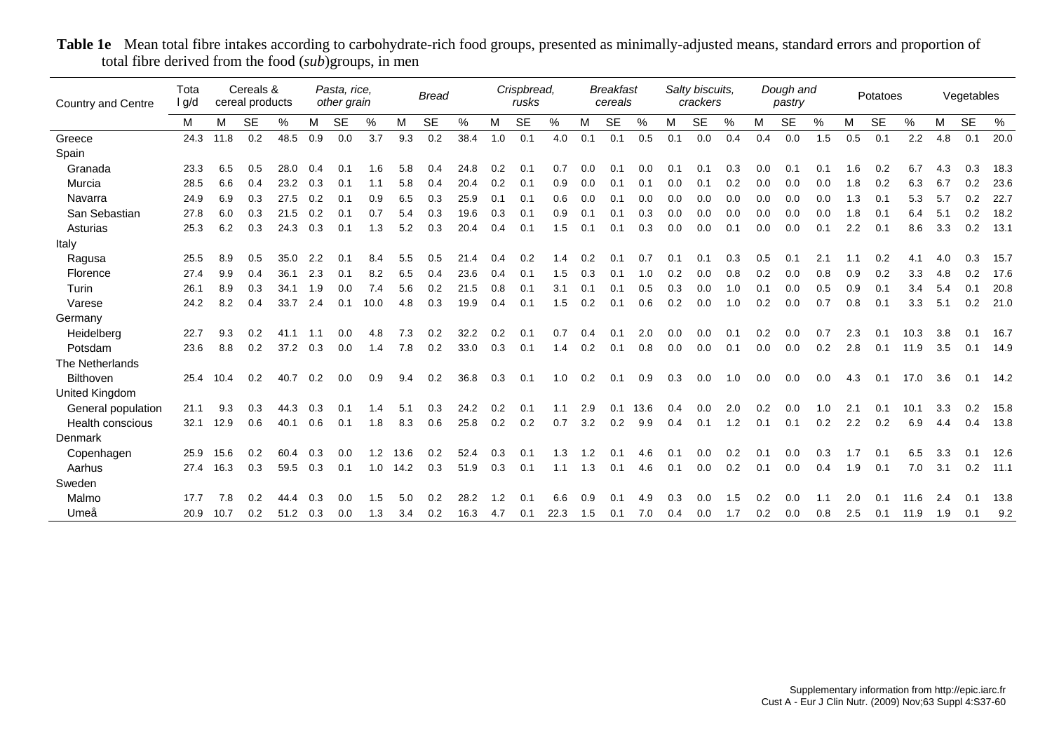**Table 1e** Mean total fibre intakes according to carbohydrate-rich food groups, presented as minimally-adjusted means, standard errors and proportion of total fibre derived from the food (*sub*)groups, in men

| Country and Centre | Total g/d | *Cereals & cereal products* | | | *Pasta, rice, other grain* | | | *Bread* | | | *Crispbread, rusks* | | | *Breakfast cereals* | | | *Salty biscuits, crackers* | | | *Dough and pastry* | | | *Potatoes* | | | *Vegetables* | | |
|---|---|---|---|---|---|---|---|---|---|---|---|---|---|---|---|---|---|---|---|---|---|---|---|---|---|---|---|---|---|
| | M | M | SE | % | M | SE | % | M | SE | % | M | SE | % | M | SE | % | M | SE | % | M | SE | % | M | SE | % | M | SE | % |
| Greece | 24.3 | 11.8 | 0.2 | 48.5 | 0.9 | 0.0 | 3.7 | 9.3 | 0.2 | 38.4 | 1.0 | 0.1 | 4.0 | 0.1 | 0.1 | 0.5 | 0.1 | 0.0 | 0.4 | 0.4 | 0.0 | 1.5 | 0.5 | 0.1 | 2.2 | 4.8 | 0.1 | 20.0 |
| Spain | | | | | | | | | | | | | | | | | | | | | | | | | | | | |
| Granada | 23.3 | 6.5 | 0.5 | 28.0 | 0.4 | 0.1 | 1.6 | 5.8 | 0.4 | 24.8 | 0.2 | 0.1 | 0.7 | 0.0 | 0.1 | 0.0 | 0.1 | 0.1 | 0.3 | 0.0 | 0.1 | 0.1 | 1.6 | 0.2 | 6.7 | 4.3 | 0.3 | 18.3 |
| Murcia | 28.5 | 6.6 | 0.4 | 23.2 | 0.3 | 0.1 | 1.1 | 5.8 | 0.4 | 20.4 | 0.2 | 0.1 | 0.9 | 0.0 | 0.1 | 0.1 | 0.0 | 0.1 | 0.2 | 0.0 | 0.0 | 0.0 | 1.8 | 0.2 | 6.3 | 6.7 | 0.2 | 23.6 |
| Navarra | 24.9 | 6.9 | 0.3 | 27.5 | 0.2 | 0.1 | 0.9 | 6.5 | 0.3 | 25.9 | 0.1 | 0.1 | 0.6 | 0.0 | 0.1 | 0.0 | 0.0 | 0.0 | 0.0 | 0.0 | 0.0 | 0.0 | 1.3 | 0.1 | 5.3 | 5.7 | 0.2 | 22.7 |
| San Sebastian | 27.8 | 6.0 | 0.3 | 21.5 | 0.2 | 0.1 | 0.7 | 5.4 | 0.3 | 19.6 | 0.3 | 0.1 | 0.9 | 0.1 | 0.1 | 0.3 | 0.0 | 0.0 | 0.0 | 0.0 | 0.0 | 0.0 | 1.8 | 0.1 | 6.4 | 5.1 | 0.2 | 18.2 |
| Asturias | 25.3 | 6.2 | 0.3 | 24.3 | 0.3 | 0.1 | 1.3 | 5.2 | 0.3 | 20.4 | 0.4 | 0.1 | 1.5 | 0.1 | 0.1 | 0.3 | 0.0 | 0.0 | 0.1 | 0.0 | 0.0 | 0.1 | 2.2 | 0.1 | 8.6 | 3.3 | 0.2 | 13.1 |
| Italy | | | | | | | | | | | | | | | | | | | | | | | | | | | | |
| Ragusa | 25.5 | 8.9 | 0.5 | 35.0 | 2.2 | 0.1 | 8.4 | 5.5 | 0.5 | 21.4 | 0.4 | 0.2 | 1.4 | 0.2 | 0.1 | 0.7 | 0.1 | 0.1 | 0.3 | 0.5 | 0.1 | 2.1 | 1.1 | 0.2 | 4.1 | 4.0 | 0.3 | 15.7 |
| Florence | 27.4 | 9.9 | 0.4 | 36.1 | 2.3 | 0.1 | 8.2 | 6.5 | 0.4 | 23.6 | 0.4 | 0.1 | 1.5 | 0.3 | 0.1 | 1.0 | 0.2 | 0.0 | 0.8 | 0.2 | 0.0 | 0.8 | 0.9 | 0.2 | 3.3 | 4.8 | 0.2 | 17.6 |
| Turin | 26.1 | 8.9 | 0.3 | 34.1 | 1.9 | 0.0 | 7.4 | 5.6 | 0.2 | 21.5 | 0.8 | 0.1 | 3.1 | 0.1 | 0.1 | 0.5 | 0.3 | 0.0 | 1.0 | 0.1 | 0.0 | 0.5 | 0.9 | 0.1 | 3.4 | 5.4 | 0.1 | 20.8 |
| Varese | 24.2 | 8.2 | 0.4 | 33.7 | 2.4 | 0.1 | 10.0 | 4.8 | 0.3 | 19.9 | 0.4 | 0.1 | 1.5 | 0.2 | 0.1 | 0.6 | 0.2 | 0.0 | 1.0 | 0.2 | 0.0 | 0.7 | 0.8 | 0.1 | 3.3 | 5.1 | 0.2 | 21.0 |
| Germany | | | | | | | | | | | | | | | | | | | | | | | | | | | | |
| Heidelberg | 22.7 | 9.3 | 0.2 | 41.1 | 1.1 | 0.0 | 4.8 | 7.3 | 0.2 | 32.2 | 0.2 | 0.1 | 0.7 | 0.4 | 0.1 | 2.0 | 0.0 | 0.0 | 0.1 | 0.2 | 0.0 | 0.7 | 2.3 | 0.1 | 10.3 | 3.8 | 0.1 | 16.7 |
| Potsdam | 23.6 | 8.8 | 0.2 | 37.2 | 0.3 | 0.0 | 1.4 | 7.8 | 0.2 | 33.0 | 0.3 | 0.1 | 1.4 | 0.2 | 0.1 | 0.8 | 0.0 | 0.0 | 0.1 | 0.0 | 0.0 | 0.2 | 2.8 | 0.1 | 11.9 | 3.5 | 0.1 | 14.9 |
| The Netherlands | | | | | | | | | | | | | | | | | | | | | | | | | | | | |
| Bilthoven | 25.4 | 10.4 | 0.2 | 40.7 | 0.2 | 0.0 | 0.9 | 9.4 | 0.2 | 36.8 | 0.3 | 0.1 | 1.0 | 0.2 | 0.1 | 0.9 | 0.3 | 0.0 | 1.0 | 0.0 | 0.0 | 0.0 | 4.3 | 0.1 | 17.0 | 3.6 | 0.1 | 14.2 |
| United Kingdom | | | | | | | | | | | | | | | | | | | | | | | | | | | | |
| General population | 21.1 | 9.3 | 0.3 | 44.3 | 0.3 | 0.1 | 1.4 | 5.1 | 0.3 | 24.2 | 0.2 | 0.1 | 1.1 | 2.9 | 0.1 | 13.6 | 0.4 | 0.0 | 2.0 | 0.2 | 0.0 | 1.0 | 2.1 | 0.1 | 10.1 | 3.3 | 0.2 | 15.8 |
| Health conscious | 32.1 | 12.9 | 0.6 | 40.1 | 0.6 | 0.1 | 1.8 | 8.3 | 0.6 | 25.8 | 0.2 | 0.2 | 0.7 | 3.2 | 0.2 | 9.9 | 0.4 | 0.1 | 1.2 | 0.1 | 0.1 | 0.2 | 2.2 | 0.2 | 6.9 | 4.4 | 0.4 | 13.8 |
| Denmark | | | | | | | | | | | | | | | | | | | | | | | | | | | | |
| Copenhagen | 25.9 | 15.6 | 0.2 | 60.4 | 0.3 | 0.0 | 1.2 | 13.6 | 0.2 | 52.4 | 0.3 | 0.1 | 1.3 | 1.2 | 0.1 | 4.6 | 0.1 | 0.0 | 0.2 | 0.1 | 0.0 | 0.3 | 1.7 | 0.1 | 6.5 | 3.3 | 0.1 | 12.6 |
| Aarhus | 27.4 | 16.3 | 0.3 | 59.5 | 0.3 | 0.1 | 1.0 | 14.2 | 0.3 | 51.9 | 0.3 | 0.1 | 1.1 | 1.3 | 0.1 | 4.6 | 0.1 | 0.0 | 0.2 | 0.1 | 0.0 | 0.4 | 1.9 | 0.1 | 7.0 | 3.1 | 0.2 | 11.1 |
| Sweden | | | | | | | | | | | | | | | | | | | | | | | | | | | | |
| Malmo | 17.7 | 7.8 | 0.2 | 44.4 | 0.3 | 0.0 | 1.5 | 5.0 | 0.2 | 28.2 | 1.2 | 0.1 | 6.6 | 0.9 | 0.1 | 4.9 | 0.3 | 0.0 | 1.5 | 0.2 | 0.0 | 1.1 | 2.0 | 0.1 | 11.6 | 2.4 | 0.1 | 13.8 |
| Umeå | 20.9 | 10.7 | 0.2 | 51.2 | 0.3 | 0.0 | 1.3 | 3.4 | 0.2 | 16.3 | 4.7 | 0.1 | 22.3 | 1.5 | 0.1 | 7.0 | 0.4 | 0.0 | 1.7 | 0.2 | 0.0 | 0.8 | 2.5 | 0.1 | 11.9 | 1.9 | 0.1 | 9.2 |

Supplementary information from http://epic.iarc.fr
Cust A - Eur J Clin Nutr. (2009) Nov;63 Suppl 4:S37-60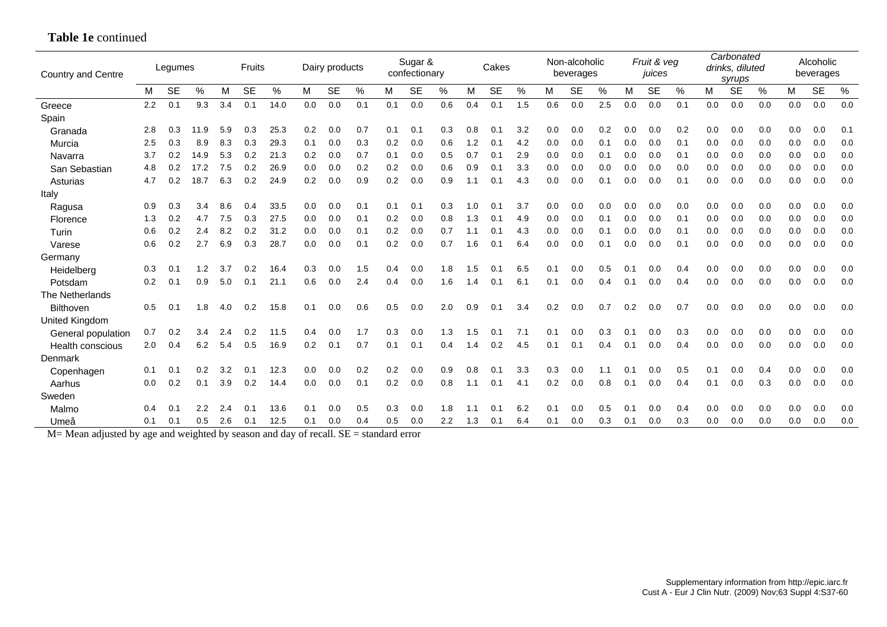**Table 1e** continued

| Country and Centre | Legumes | | | Fruits | | | Dairy products | | | Sugar & confectionary | | | Cakes | | | Non-alcoholic beverages | | | *Fruit & veg juices* | | | *Carbonated drinks, diluted syrups* | | | Alcoholic beverages | | |
|---|---|---|---|---|---|---|---|---|---|---|---|---|---|---|---|---|---|---|---|---|---|---|---|---|---|---|---|
| | M | SE | % | M | SE | % | M | SE | % | M | SE | % | M | SE | % | M | SE | % | M | SE | % | M | SE | % | M | SE | % |
| Greece | 2.2 | 0.1 | 9.3 | 3.4 | 0.1 | 14.0 | 0.0 | 0.0 | 0.1 | 0.1 | 0.0 | 0.6 | 0.4 | 0.1 | 1.5 | 0.6 | 0.0 | 2.5 | 0.0 | 0.0 | 0.1 | 0.0 | 0.0 | 0.0 | 0.0 | 0.0 | 0.0 |
| Spain | | | | | | | | | | | | | | | | | | | | | | | | | | | |
| Granada | 2.8 | 0.3 | 11.9 | 5.9 | 0.3 | 25.3 | 0.2 | 0.0 | 0.7 | 0.1 | 0.1 | 0.3 | 0.8 | 0.1 | 3.2 | 0.0 | 0.0 | 0.2 | 0.0 | 0.0 | 0.2 | 0.0 | 0.0 | 0.0 | 0.0 | 0.0 | 0.1 |
| Murcia | 2.5 | 0.3 | 8.9 | 8.3 | 0.3 | 29.3 | 0.1 | 0.0 | 0.3 | 0.2 | 0.0 | 0.6 | 1.2 | 0.1 | 4.2 | 0.0 | 0.0 | 0.1 | 0.0 | 0.0 | 0.1 | 0.0 | 0.0 | 0.0 | 0.0 | 0.0 | 0.0 |
| Navarra | 3.7 | 0.2 | 14.9 | 5.3 | 0.2 | 21.3 | 0.2 | 0.0 | 0.7 | 0.1 | 0.0 | 0.5 | 0.7 | 0.1 | 2.9 | 0.0 | 0.0 | 0.1 | 0.0 | 0.0 | 0.1 | 0.0 | 0.0 | 0.0 | 0.0 | 0.0 | 0.0 |
| San Sebastian | 4.8 | 0.2 | 17.2 | 7.5 | 0.2 | 26.9 | 0.0 | 0.0 | 0.2 | 0.2 | 0.0 | 0.6 | 0.9 | 0.1 | 3.3 | 0.0 | 0.0 | 0.0 | 0.0 | 0.0 | 0.0 | 0.0 | 0.0 | 0.0 | 0.0 | 0.0 | 0.0 |
| Asturias | 4.7 | 0.2 | 18.7 | 6.3 | 0.2 | 24.9 | 0.2 | 0.0 | 0.9 | 0.2 | 0.0 | 0.9 | 1.1 | 0.1 | 4.3 | 0.0 | 0.0 | 0.1 | 0.0 | 0.0 | 0.1 | 0.0 | 0.0 | 0.0 | 0.0 | 0.0 | 0.0 |
| Italy | | | | | | | | | | | | | | | | | | | | | | | | | | | |
| Ragusa | 0.9 | 0.3 | 3.4 | 8.6 | 0.4 | 33.5 | 0.0 | 0.0 | 0.1 | 0.1 | 0.1 | 0.3 | 1.0 | 0.1 | 3.7 | 0.0 | 0.0 | 0.0 | 0.0 | 0.0 | 0.0 | 0.0 | 0.0 | 0.0 | 0.0 | 0.0 | 0.0 |
| Florence | 1.3 | 0.2 | 4.7 | 7.5 | 0.3 | 27.5 | 0.0 | 0.0 | 0.1 | 0.2 | 0.0 | 0.8 | 1.3 | 0.1 | 4.9 | 0.0 | 0.0 | 0.1 | 0.0 | 0.0 | 0.1 | 0.0 | 0.0 | 0.0 | 0.0 | 0.0 | 0.0 |
| Turin | 0.6 | 0.2 | 2.4 | 8.2 | 0.2 | 31.2 | 0.0 | 0.0 | 0.1 | 0.2 | 0.0 | 0.7 | 1.1 | 0.1 | 4.3 | 0.0 | 0.0 | 0.1 | 0.0 | 0.0 | 0.1 | 0.0 | 0.0 | 0.0 | 0.0 | 0.0 | 0.0 |
| Varese | 0.6 | 0.2 | 2.7 | 6.9 | 0.3 | 28.7 | 0.0 | 0.0 | 0.1 | 0.2 | 0.0 | 0.7 | 1.6 | 0.1 | 6.4 | 0.0 | 0.0 | 0.1 | 0.0 | 0.0 | 0.1 | 0.0 | 0.0 | 0.0 | 0.0 | 0.0 | 0.0 |
| Germany | | | | | | | | | | | | | | | | | | | | | | | | | | | |
| Heidelberg | 0.3 | 0.1 | 1.2 | 3.7 | 0.2 | 16.4 | 0.3 | 0.0 | 1.5 | 0.4 | 0.0 | 1.8 | 1.5 | 0.1 | 6.5 | 0.1 | 0.0 | 0.5 | 0.1 | 0.0 | 0.4 | 0.0 | 0.0 | 0.0 | 0.0 | 0.0 | 0.0 |
| Potsdam | 0.2 | 0.1 | 0.9 | 5.0 | 0.1 | 21.1 | 0.6 | 0.0 | 2.4 | 0.4 | 0.0 | 1.6 | 1.4 | 0.1 | 6.1 | 0.1 | 0.0 | 0.4 | 0.1 | 0.0 | 0.4 | 0.0 | 0.0 | 0.0 | 0.0 | 0.0 | 0.0 |
| The Netherlands | | | | | | | | | | | | | | | | | | | | | | | | | | | |
| Bilthoven | 0.5 | 0.1 | 1.8 | 4.0 | 0.2 | 15.8 | 0.1 | 0.0 | 0.6 | 0.5 | 0.0 | 2.0 | 0.9 | 0.1 | 3.4 | 0.2 | 0.0 | 0.7 | 0.2 | 0.0 | 0.7 | 0.0 | 0.0 | 0.0 | 0.0 | 0.0 | 0.0 |
| United Kingdom | | | | | | | | | | | | | | | | | | | | | | | | | | | |
| General population | 0.7 | 0.2 | 3.4 | 2.4 | 0.2 | 11.5 | 0.4 | 0.0 | 1.7 | 0.3 | 0.0 | 1.3 | 1.5 | 0.1 | 7.1 | 0.1 | 0.0 | 0.3 | 0.1 | 0.0 | 0.3 | 0.0 | 0.0 | 0.0 | 0.0 | 0.0 | 0.0 |
| Health conscious | 2.0 | 0.4 | 6.2 | 5.4 | 0.5 | 16.9 | 0.2 | 0.1 | 0.7 | 0.1 | 0.1 | 0.4 | 1.4 | 0.2 | 4.5 | 0.1 | 0.1 | 0.4 | 0.1 | 0.0 | 0.4 | 0.0 | 0.0 | 0.0 | 0.0 | 0.0 | 0.0 |
| Denmark | | | | | | | | | | | | | | | | | | | | | | | | | | | |
| Copenhagen | 0.1 | 0.1 | 0.2 | 3.2 | 0.1 | 12.3 | 0.0 | 0.0 | 0.2 | 0.2 | 0.0 | 0.9 | 0.8 | 0.1 | 3.3 | 0.3 | 0.0 | 1.1 | 0.1 | 0.0 | 0.5 | 0.1 | 0.0 | 0.4 | 0.0 | 0.0 | 0.0 |
| Aarhus | 0.0 | 0.2 | 0.1 | 3.9 | 0.2 | 14.4 | 0.0 | 0.0 | 0.1 | 0.2 | 0.0 | 0.8 | 1.1 | 0.1 | 4.1 | 0.2 | 0.0 | 0.8 | 0.1 | 0.0 | 0.4 | 0.1 | 0.0 | 0.3 | 0.0 | 0.0 | 0.0 |
| Sweden | | | | | | | | | | | | | | | | | | | | | | | | | | | |
| Malmo | 0.4 | 0.1 | 2.2 | 2.4 | 0.1 | 13.6 | 0.1 | 0.0 | 0.5 | 0.3 | 0.0 | 1.8 | 1.1 | 0.1 | 6.2 | 0.1 | 0.0 | 0.5 | 0.1 | 0.0 | 0.4 | 0.0 | 0.0 | 0.0 | 0.0 | 0.0 | 0.0 |
| Umeå | 0.1 | 0.1 | 0.5 | 2.6 | 0.1 | 12.5 | 0.1 | 0.0 | 0.4 | 0.5 | 0.0 | 2.2 | 1.3 | 0.1 | 6.4 | 0.1 | 0.0 | 0.3 | 0.1 | 0.0 | 0.3 | 0.0 | 0.0 | 0.0 | 0.0 | 0.0 | 0.0 |

M= Mean adjusted by age and weighted by season and day of recall. SE = standard error

Supplementary information from http://epic.iarc.fr
Cust A - Eur J Clin Nutr. (2009) Nov;63 Suppl 4:S37-60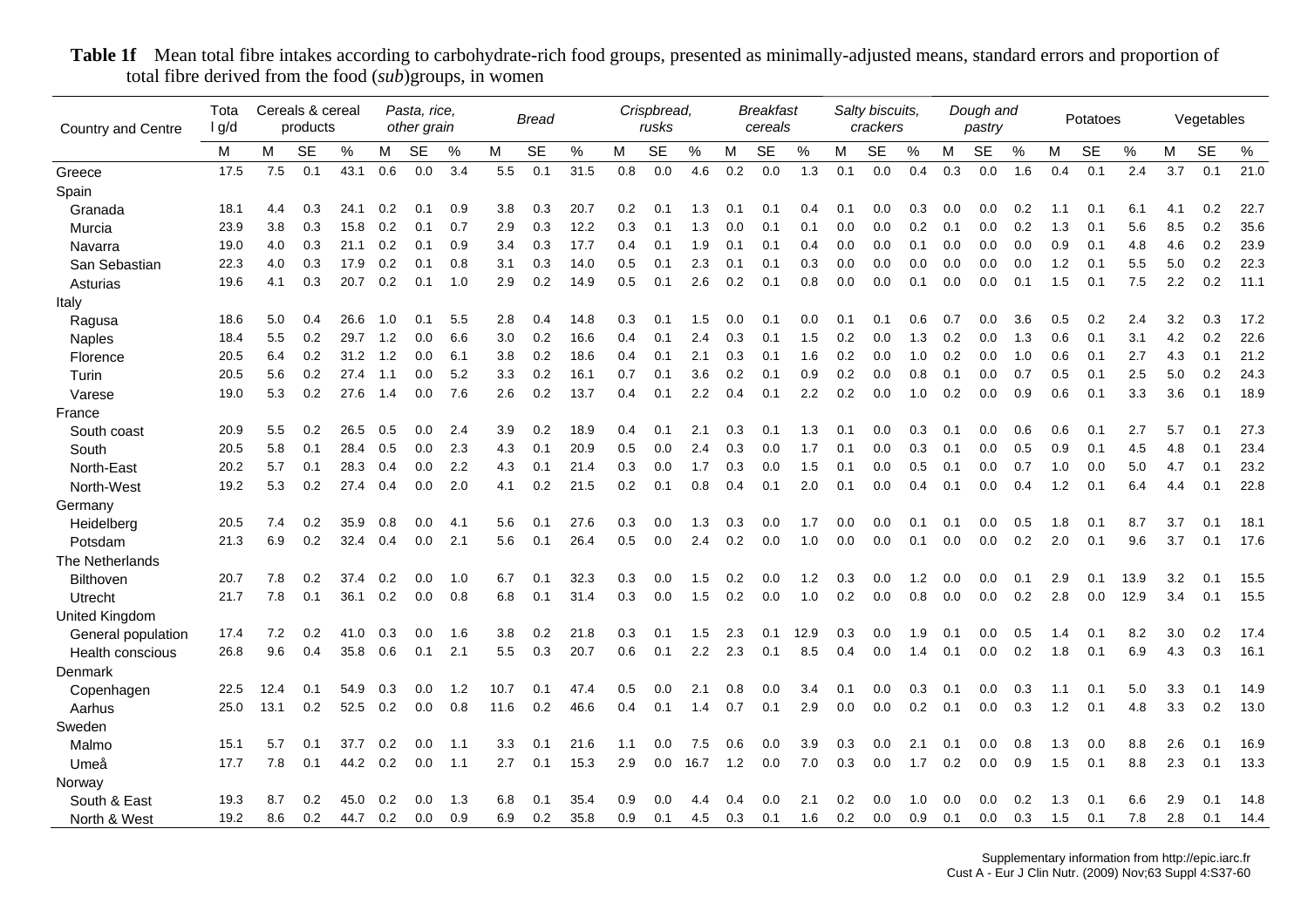**Table 1f** Mean total fibre intakes according to carbohydrate-rich food groups, presented as minimally-adjusted means, standard errors and proportion of total fibre derived from the food (*sub*)groups, in women

| Country and Centre | Total g/d | Cereals & cereal products | | | *Pasta, rice, other grain* | | | *Bread* | | | *Crispbread, rusks* | | | *Breakfast cereals* | | | *Salty biscuits, crackers* | | | *Dough and pastry* | | | Potatoes | | | Vegetables | | |
|---|---|---|---|---|---|---|---|---|---|---|---|---|---|---|---|---|---|---|---|---|---|---|---|---|---|---|---|---|
| | M | M | SE | % | M | SE | % | M | SE | % | M | SE | % | M | SE | % | M | SE | % | M | SE | % | M | SE | % | M | SE | % |
| Greece | 17.5 | 7.5 | 0.1 | 43.1 | 0.6 | 0.0 | 3.4 | 5.5 | 0.1 | 31.5 | 0.8 | 0.0 | 4.6 | 0.2 | 0.0 | 1.3 | 0.1 | 0.0 | 0.4 | 0.3 | 0.0 | 1.6 | 0.4 | 0.1 | 2.4 | 3.7 | 0.1 | 21.0 |
| Spain | | | | | | | | | | | | | | | | | | | | | | | | | | | | |
| Granada | 18.1 | 4.4 | 0.3 | 24.1 | 0.2 | 0.1 | 0.9 | 3.8 | 0.3 | 20.7 | 0.2 | 0.1 | 1.3 | 0.1 | 0.1 | 0.4 | 0.1 | 0.0 | 0.3 | 0.0 | 0.0 | 0.2 | 1.1 | 0.1 | 6.1 | 4.1 | 0.2 | 22.7 |
| Murcia | 23.9 | 3.8 | 0.3 | 15.8 | 0.2 | 0.1 | 0.7 | 2.9 | 0.3 | 12.2 | 0.3 | 0.1 | 1.3 | 0.0 | 0.1 | 0.1 | 0.0 | 0.0 | 0.2 | 0.1 | 0.0 | 0.2 | 1.3 | 0.1 | 5.6 | 8.5 | 0.2 | 35.6 |
| Navarra | 19.0 | 4.0 | 0.3 | 21.1 | 0.2 | 0.1 | 0.9 | 3.4 | 0.3 | 17.7 | 0.4 | 0.1 | 1.9 | 0.1 | 0.1 | 0.4 | 0.0 | 0.0 | 0.1 | 0.0 | 0.0 | 0.0 | 0.9 | 0.1 | 4.8 | 4.6 | 0.2 | 23.9 |
| San Sebastian | 22.3 | 4.0 | 0.3 | 17.9 | 0.2 | 0.1 | 0.8 | 3.1 | 0.3 | 14.0 | 0.5 | 0.1 | 2.3 | 0.1 | 0.1 | 0.3 | 0.0 | 0.0 | 0.0 | 0.0 | 0.0 | 0.0 | 1.2 | 0.1 | 5.5 | 5.0 | 0.2 | 22.3 |
| Asturias | 19.6 | 4.1 | 0.3 | 20.7 | 0.2 | 0.1 | 1.0 | 2.9 | 0.2 | 14.9 | 0.5 | 0.1 | 2.6 | 0.2 | 0.1 | 0.8 | 0.0 | 0.0 | 0.1 | 0.0 | 0.0 | 0.1 | 1.5 | 0.1 | 7.5 | 2.2 | 0.2 | 11.1 |
| Italy | | | | | | | | | | | | | | | | | | | | | | | | | | | | |
| Ragusa | 18.6 | 5.0 | 0.4 | 26.6 | 1.0 | 0.1 | 5.5 | 2.8 | 0.4 | 14.8 | 0.3 | 0.1 | 1.5 | 0.0 | 0.1 | 0.0 | 0.1 | 0.1 | 0.6 | 0.7 | 0.0 | 3.6 | 0.5 | 0.2 | 2.4 | 3.2 | 0.3 | 17.2 |
| Naples | 18.4 | 5.5 | 0.2 | 29.7 | 1.2 | 0.0 | 6.6 | 3.0 | 0.2 | 16.6 | 0.4 | 0.1 | 2.4 | 0.3 | 0.1 | 1.5 | 0.2 | 0.0 | 1.3 | 0.2 | 0.0 | 1.3 | 0.6 | 0.1 | 3.1 | 4.2 | 0.2 | 22.6 |
| Florence | 20.5 | 6.4 | 0.2 | 31.2 | 1.2 | 0.0 | 6.1 | 3.8 | 0.2 | 18.6 | 0.4 | 0.1 | 2.1 | 0.3 | 0.1 | 1.6 | 0.2 | 0.0 | 1.0 | 0.2 | 0.0 | 1.0 | 0.6 | 0.1 | 2.7 | 4.3 | 0.1 | 21.2 |
| Turin | 20.5 | 5.6 | 0.2 | 27.4 | 1.1 | 0.0 | 5.2 | 3.3 | 0.2 | 16.1 | 0.7 | 0.1 | 3.6 | 0.2 | 0.1 | 0.9 | 0.2 | 0.0 | 0.8 | 0.1 | 0.0 | 0.7 | 0.5 | 0.1 | 2.5 | 5.0 | 0.2 | 24.3 |
| Varese | 19.0 | 5.3 | 0.2 | 27.6 | 1.4 | 0.0 | 7.6 | 2.6 | 0.2 | 13.7 | 0.4 | 0.1 | 2.2 | 0.4 | 0.1 | 2.2 | 0.2 | 0.0 | 1.0 | 0.2 | 0.0 | 0.9 | 0.6 | 0.1 | 3.3 | 3.6 | 0.1 | 18.9 |
| France | | | | | | | | | | | | | | | | | | | | | | | | | | | | |
| South coast | 20.9 | 5.5 | 0.2 | 26.5 | 0.5 | 0.0 | 2.4 | 3.9 | 0.2 | 18.9 | 0.4 | 0.1 | 2.1 | 0.3 | 0.1 | 1.3 | 0.1 | 0.0 | 0.3 | 0.1 | 0.0 | 0.6 | 0.6 | 0.1 | 2.7 | 5.7 | 0.1 | 27.3 |
| South | 20.5 | 5.8 | 0.1 | 28.4 | 0.5 | 0.0 | 2.3 | 4.3 | 0.1 | 20.9 | 0.5 | 0.0 | 2.4 | 0.3 | 0.0 | 1.7 | 0.1 | 0.0 | 0.3 | 0.1 | 0.0 | 0.5 | 0.9 | 0.1 | 4.5 | 4.8 | 0.1 | 23.4 |
| North-East | 20.2 | 5.7 | 0.1 | 28.3 | 0.4 | 0.0 | 2.2 | 4.3 | 0.1 | 21.4 | 0.3 | 0.0 | 1.7 | 0.3 | 0.0 | 1.5 | 0.1 | 0.0 | 0.5 | 0.1 | 0.0 | 0.7 | 1.0 | 0.0 | 5.0 | 4.7 | 0.1 | 23.2 |
| North-West | 19.2 | 5.3 | 0.2 | 27.4 | 0.4 | 0.0 | 2.0 | 4.1 | 0.2 | 21.5 | 0.2 | 0.1 | 0.8 | 0.4 | 0.1 | 2.0 | 0.1 | 0.0 | 0.4 | 0.1 | 0.0 | 0.4 | 1.2 | 0.1 | 6.4 | 4.4 | 0.1 | 22.8 |
| Germany | | | | | | | | | | | | | | | | | | | | | | | | | | | | |
| Heidelberg | 20.5 | 7.4 | 0.2 | 35.9 | 0.8 | 0.0 | 4.1 | 5.6 | 0.1 | 27.6 | 0.3 | 0.0 | 1.3 | 0.3 | 0.0 | 1.7 | 0.0 | 0.0 | 0.1 | 0.1 | 0.0 | 0.5 | 1.8 | 0.1 | 8.7 | 3.7 | 0.1 | 18.1 |
| Potsdam | 21.3 | 6.9 | 0.2 | 32.4 | 0.4 | 0.0 | 2.1 | 5.6 | 0.1 | 26.4 | 0.5 | 0.0 | 2.4 | 0.2 | 0.0 | 1.0 | 0.0 | 0.0 | 0.1 | 0.0 | 0.0 | 0.2 | 2.0 | 0.1 | 9.6 | 3.7 | 0.1 | 17.6 |
| The Netherlands | | | | | | | | | | | | | | | | | | | | | | | | | | | | |
| Bilthoven | 20.7 | 7.8 | 0.2 | 37.4 | 0.2 | 0.0 | 1.0 | 6.7 | 0.1 | 32.3 | 0.3 | 0.0 | 1.5 | 0.2 | 0.0 | 1.2 | 0.3 | 0.0 | 1.2 | 0.0 | 0.0 | 0.1 | 2.9 | 0.1 | 13.9 | 3.2 | 0.1 | 15.5 |
| Utrecht | 21.7 | 7.8 | 0.1 | 36.1 | 0.2 | 0.0 | 0.8 | 6.8 | 0.1 | 31.4 | 0.3 | 0.0 | 1.5 | 0.2 | 0.0 | 1.0 | 0.2 | 0.0 | 0.8 | 0.0 | 0.0 | 0.2 | 2.8 | 0.0 | 12.9 | 3.4 | 0.1 | 15.5 |
| United Kingdom | | | | | | | | | | | | | | | | | | | | | | | | | | | | |
| General population | 17.4 | 7.2 | 0.2 | 41.0 | 0.3 | 0.0 | 1.6 | 3.8 | 0.2 | 21.8 | 0.3 | 0.1 | 1.5 | 2.3 | 0.1 | 12.9 | 0.3 | 0.0 | 1.9 | 0.1 | 0.0 | 0.5 | 1.4 | 0.1 | 8.2 | 3.0 | 0.2 | 17.4 |
| Health conscious | 26.8 | 9.6 | 0.4 | 35.8 | 0.6 | 0.1 | 2.1 | 5.5 | 0.3 | 20.7 | 0.6 | 0.1 | 2.2 | 2.3 | 0.1 | 8.5 | 0.4 | 0.0 | 1.4 | 0.1 | 0.0 | 0.2 | 1.8 | 0.1 | 6.9 | 4.3 | 0.3 | 16.1 |
| Denmark | | | | | | | | | | | | | | | | | | | | | | | | | | | | |
| Copenhagen | 22.5 | 12.4 | 0.1 | 54.9 | 0.3 | 0.0 | 1.2 | 10.7 | 0.1 | 47.4 | 0.5 | 0.0 | 2.1 | 0.8 | 0.0 | 3.4 | 0.1 | 0.0 | 0.3 | 0.1 | 0.0 | 0.3 | 1.1 | 0.1 | 5.0 | 3.3 | 0.1 | 14.9 |
| Aarhus | 25.0 | 13.1 | 0.2 | 52.5 | 0.2 | 0.0 | 0.8 | 11.6 | 0.2 | 46.6 | 0.4 | 0.1 | 1.4 | 0.7 | 0.1 | 2.9 | 0.0 | 0.0 | 0.2 | 0.1 | 0.0 | 0.3 | 1.2 | 0.1 | 4.8 | 3.3 | 0.2 | 13.0 |
| Sweden | | | | | | | | | | | | | | | | | | | | | | | | | | | | |
| Malmo | 15.1 | 5.7 | 0.1 | 37.7 | 0.2 | 0.0 | 1.1 | 3.3 | 0.1 | 21.6 | 1.1 | 0.0 | 7.5 | 0.6 | 0.0 | 3.9 | 0.3 | 0.0 | 2.1 | 0.1 | 0.0 | 0.8 | 1.3 | 0.0 | 8.8 | 2.6 | 0.1 | 16.9 |
| Umeå | 17.7 | 7.8 | 0.1 | 44.2 | 0.2 | 0.0 | 1.1 | 2.7 | 0.1 | 15.3 | 2.9 | 0.0 | 16.7 | 1.2 | 0.0 | 7.0 | 0.3 | 0.0 | 1.7 | 0.2 | 0.0 | 0.9 | 1.5 | 0.1 | 8.8 | 2.3 | 0.1 | 13.3 |
| Norway | | | | | | | | | | | | | | | | | | | | | | | | | | | | |
| South & East | 19.3 | 8.7 | 0.2 | 45.0 | 0.2 | 0.0 | 1.3 | 6.8 | 0.1 | 35.4 | 0.9 | 0.0 | 4.4 | 0.4 | 0.0 | 2.1 | 0.2 | 0.0 | 1.0 | 0.0 | 0.0 | 0.2 | 1.3 | 0.1 | 6.6 | 2.9 | 0.1 | 14.8 |
| North & West | 19.2 | 8.6 | 0.2 | 44.7 | 0.2 | 0.0 | 0.9 | 6.9 | 0.2 | 35.8 | 0.9 | 0.1 | 4.5 | 0.3 | 0.1 | 1.6 | 0.2 | 0.0 | 0.9 | 0.1 | 0.0 | 0.3 | 1.5 | 0.1 | 7.8 | 2.8 | 0.1 | 14.4 |

Supplementary information from http://epic.iarc.fr
Cust A - Eur J Clin Nutr. (2009) Nov;63 Suppl 4:S37-60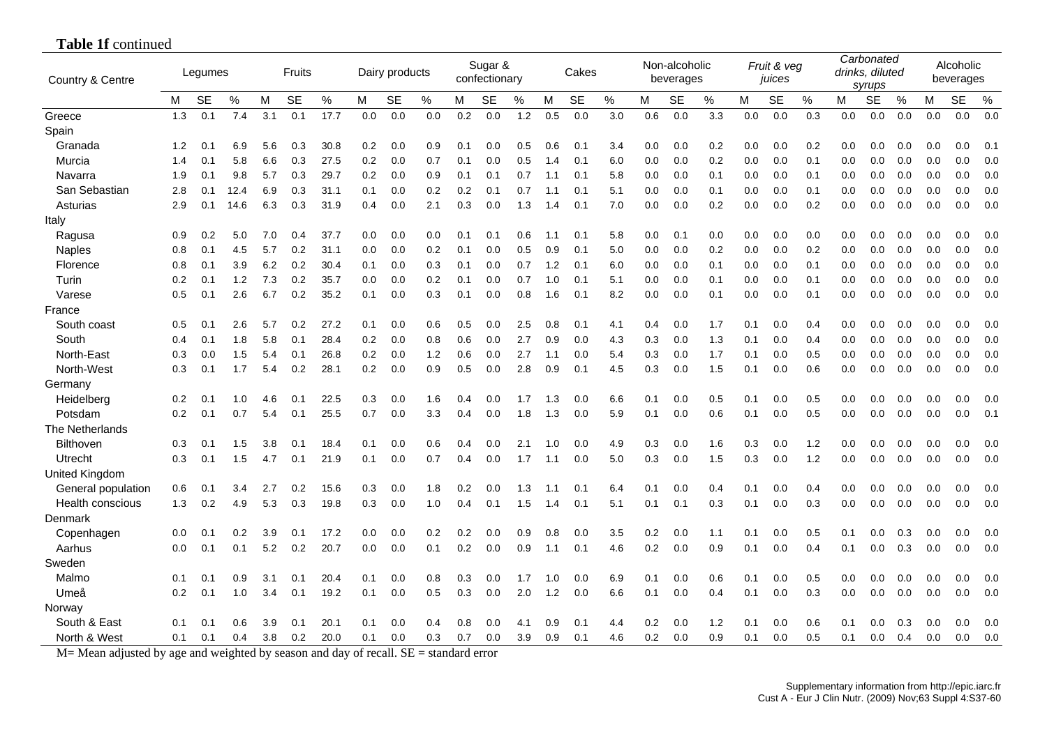**Table 1f** continued

| Country & Centre | Legumes | | | Fruits | | | Dairy products | | | Sugar & confectionary | | | Cakes | | | Non-alcoholic beverages | | | *Fruit & veg juices* | | | *Carbonated drinks, diluted syrups* | | | Alcoholic beverages | | |
|---|---|---|---|---|---|---|---|---|---|---|---|---|---|---|---|---|---|---|---|---|---|---|---|---|---|---|---|
| | M | SE | % | M | SE | % | M | SE | % | M | SE | % | M | SE | % | M | SE | % | M | SE | % | M | SE | % | M | SE | % |
| Greece | 1.3 | 0.1 | 7.4 | 3.1 | 0.1 | 17.7 | 0.0 | 0.0 | 0.0 | 0.2 | 0.0 | 1.2 | 0.5 | 0.0 | 3.0 | 0.6 | 0.0 | 3.3 | 0.0 | 0.0 | 0.3 | 0.0 | 0.0 | 0.0 | 0.0 | 0.0 | 0.0 |
| Spain | | | | | | | | | | | | | | | | | | | | | | | | | | | |
| Granada | 1.2 | 0.1 | 6.9 | 5.6 | 0.3 | 30.8 | 0.2 | 0.0 | 0.9 | 0.1 | 0.0 | 0.5 | 0.6 | 0.1 | 3.4 | 0.0 | 0.0 | 0.2 | 0.0 | 0.0 | 0.2 | 0.0 | 0.0 | 0.0 | 0.0 | 0.0 | 0.1 |
| Murcia | 1.4 | 0.1 | 5.8 | 6.6 | 0.3 | 27.5 | 0.2 | 0.0 | 0.7 | 0.1 | 0.0 | 0.5 | 1.4 | 0.1 | 6.0 | 0.0 | 0.0 | 0.2 | 0.0 | 0.0 | 0.1 | 0.0 | 0.0 | 0.0 | 0.0 | 0.0 | 0.0 |
| Navarra | 1.9 | 0.1 | 9.8 | 5.7 | 0.3 | 29.7 | 0.2 | 0.0 | 0.9 | 0.1 | 0.1 | 0.7 | 1.1 | 0.1 | 5.8 | 0.0 | 0.0 | 0.1 | 0.0 | 0.0 | 0.1 | 0.0 | 0.0 | 0.0 | 0.0 | 0.0 | 0.0 |
| San Sebastian | 2.8 | 0.1 | 12.4 | 6.9 | 0.3 | 31.1 | 0.1 | 0.0 | 0.2 | 0.2 | 0.1 | 0.7 | 1.1 | 0.1 | 5.1 | 0.0 | 0.0 | 0.1 | 0.0 | 0.0 | 0.1 | 0.0 | 0.0 | 0.0 | 0.0 | 0.0 | 0.0 |
| Asturias | 2.9 | 0.1 | 14.6 | 6.3 | 0.3 | 31.9 | 0.4 | 0.0 | 2.1 | 0.3 | 0.0 | 1.3 | 1.4 | 0.1 | 7.0 | 0.0 | 0.0 | 0.2 | 0.0 | 0.0 | 0.2 | 0.0 | 0.0 | 0.0 | 0.0 | 0.0 | 0.0 |
| Italy | | | | | | | | | | | | | | | | | | | | | | | | | | | |
| Ragusa | 0.9 | 0.2 | 5.0 | 7.0 | 0.4 | 37.7 | 0.0 | 0.0 | 0.0 | 0.1 | 0.1 | 0.6 | 1.1 | 0.1 | 5.8 | 0.0 | 0.1 | 0.0 | 0.0 | 0.0 | 0.0 | 0.0 | 0.0 | 0.0 | 0.0 | 0.0 | 0.0 |
| Naples | 0.8 | 0.1 | 4.5 | 5.7 | 0.2 | 31.1 | 0.0 | 0.0 | 0.2 | 0.1 | 0.0 | 0.5 | 0.9 | 0.1 | 5.0 | 0.0 | 0.0 | 0.2 | 0.0 | 0.0 | 0.2 | 0.0 | 0.0 | 0.0 | 0.0 | 0.0 | 0.0 |
| Florence | 0.8 | 0.1 | 3.9 | 6.2 | 0.2 | 30.4 | 0.1 | 0.0 | 0.3 | 0.1 | 0.0 | 0.7 | 1.2 | 0.1 | 6.0 | 0.0 | 0.0 | 0.1 | 0.0 | 0.0 | 0.1 | 0.0 | 0.0 | 0.0 | 0.0 | 0.0 | 0.0 |
| Turin | 0.2 | 0.1 | 1.2 | 7.3 | 0.2 | 35.7 | 0.0 | 0.0 | 0.2 | 0.1 | 0.0 | 0.7 | 1.0 | 0.1 | 5.1 | 0.0 | 0.0 | 0.1 | 0.0 | 0.0 | 0.1 | 0.0 | 0.0 | 0.0 | 0.0 | 0.0 | 0.0 |
| Varese | 0.5 | 0.1 | 2.6 | 6.7 | 0.2 | 35.2 | 0.1 | 0.0 | 0.3 | 0.1 | 0.0 | 0.8 | 1.6 | 0.1 | 8.2 | 0.0 | 0.0 | 0.1 | 0.0 | 0.0 | 0.1 | 0.0 | 0.0 | 0.0 | 0.0 | 0.0 | 0.0 |
| France | | | | | | | | | | | | | | | | | | | | | | | | | | | |
| South coast | 0.5 | 0.1 | 2.6 | 5.7 | 0.2 | 27.2 | 0.1 | 0.0 | 0.6 | 0.5 | 0.0 | 2.5 | 0.8 | 0.1 | 4.1 | 0.4 | 0.0 | 1.7 | 0.1 | 0.0 | 0.4 | 0.0 | 0.0 | 0.0 | 0.0 | 0.0 | 0.0 |
| South | 0.4 | 0.1 | 1.8 | 5.8 | 0.1 | 28.4 | 0.2 | 0.0 | 0.8 | 0.6 | 0.0 | 2.7 | 0.9 | 0.0 | 4.3 | 0.3 | 0.0 | 1.3 | 0.1 | 0.0 | 0.4 | 0.0 | 0.0 | 0.0 | 0.0 | 0.0 | 0.0 |
| North-East | 0.3 | 0.0 | 1.5 | 5.4 | 0.1 | 26.8 | 0.2 | 0.0 | 1.2 | 0.6 | 0.0 | 2.7 | 1.1 | 0.0 | 5.4 | 0.3 | 0.0 | 1.7 | 0.1 | 0.0 | 0.5 | 0.0 | 0.0 | 0.0 | 0.0 | 0.0 | 0.0 |
| North-West | 0.3 | 0.1 | 1.7 | 5.4 | 0.2 | 28.1 | 0.2 | 0.0 | 0.9 | 0.5 | 0.0 | 2.8 | 0.9 | 0.1 | 4.5 | 0.3 | 0.0 | 1.5 | 0.1 | 0.0 | 0.6 | 0.0 | 0.0 | 0.0 | 0.0 | 0.0 | 0.0 |
| Germany | | | | | | | | | | | | | | | | | | | | | | | | | | | |
| Heidelberg | 0.2 | 0.1 | 1.0 | 4.6 | 0.1 | 22.5 | 0.3 | 0.0 | 1.6 | 0.4 | 0.0 | 1.7 | 1.3 | 0.0 | 6.6 | 0.1 | 0.0 | 0.5 | 0.1 | 0.0 | 0.5 | 0.0 | 0.0 | 0.0 | 0.0 | 0.0 | 0.0 |
| Potsdam | 0.2 | 0.1 | 0.7 | 5.4 | 0.1 | 25.5 | 0.7 | 0.0 | 3.3 | 0.4 | 0.0 | 1.8 | 1.3 | 0.0 | 5.9 | 0.1 | 0.0 | 0.6 | 0.1 | 0.0 | 0.5 | 0.0 | 0.0 | 0.0 | 0.0 | 0.0 | 0.1 |
| The Netherlands | | | | | | | | | | | | | | | | | | | | | | | | | | | |
| Bilthoven | 0.3 | 0.1 | 1.5 | 3.8 | 0.1 | 18.4 | 0.1 | 0.0 | 0.6 | 0.4 | 0.0 | 2.1 | 1.0 | 0.0 | 4.9 | 0.3 | 0.0 | 1.6 | 0.3 | 0.0 | 1.2 | 0.0 | 0.0 | 0.0 | 0.0 | 0.0 | 0.0 |
| Utrecht | 0.3 | 0.1 | 1.5 | 4.7 | 0.1 | 21.9 | 0.1 | 0.0 | 0.7 | 0.4 | 0.0 | 1.7 | 1.1 | 0.0 | 5.0 | 0.3 | 0.0 | 1.5 | 0.3 | 0.0 | 1.2 | 0.0 | 0.0 | 0.0 | 0.0 | 0.0 | 0.0 |
| United Kingdom | | | | | | | | | | | | | | | | | | | | | | | | | | | |
| General population | 0.6 | 0.1 | 3.4 | 2.7 | 0.2 | 15.6 | 0.3 | 0.0 | 1.8 | 0.2 | 0.0 | 1.3 | 1.1 | 0.1 | 6.4 | 0.1 | 0.0 | 0.4 | 0.1 | 0.0 | 0.4 | 0.0 | 0.0 | 0.0 | 0.0 | 0.0 | 0.0 |
| Health conscious | 1.3 | 0.2 | 4.9 | 5.3 | 0.3 | 19.8 | 0.3 | 0.0 | 1.0 | 0.4 | 0.1 | 1.5 | 1.4 | 0.1 | 5.1 | 0.1 | 0.1 | 0.3 | 0.1 | 0.0 | 0.3 | 0.0 | 0.0 | 0.0 | 0.0 | 0.0 | 0.0 |
| Denmark | | | | | | | | | | | | | | | | | | | | | | | | | | | |
| Copenhagen | 0.0 | 0.1 | 0.2 | 3.9 | 0.1 | 17.2 | 0.0 | 0.0 | 0.2 | 0.2 | 0.0 | 0.9 | 0.8 | 0.0 | 3.5 | 0.2 | 0.0 | 1.1 | 0.1 | 0.0 | 0.5 | 0.1 | 0.0 | 0.3 | 0.0 | 0.0 | 0.0 |
| Aarhus | 0.0 | 0.1 | 0.1 | 5.2 | 0.2 | 20.7 | 0.0 | 0.0 | 0.1 | 0.2 | 0.0 | 0.9 | 1.1 | 0.1 | 4.6 | 0.2 | 0.0 | 0.9 | 0.1 | 0.0 | 0.4 | 0.1 | 0.0 | 0.3 | 0.0 | 0.0 | 0.0 |
| Sweden | | | | | | | | | | | | | | | | | | | | | | | | | | | |
| Malmo | 0.1 | 0.1 | 0.9 | 3.1 | 0.1 | 20.4 | 0.1 | 0.0 | 0.8 | 0.3 | 0.0 | 1.7 | 1.0 | 0.0 | 6.9 | 0.1 | 0.0 | 0.6 | 0.1 | 0.0 | 0.5 | 0.0 | 0.0 | 0.0 | 0.0 | 0.0 | 0.0 |
| Umeå | 0.2 | 0.1 | 1.0 | 3.4 | 0.1 | 19.2 | 0.1 | 0.0 | 0.5 | 0.3 | 0.0 | 2.0 | 1.2 | 0.0 | 6.6 | 0.1 | 0.0 | 0.4 | 0.1 | 0.0 | 0.3 | 0.0 | 0.0 | 0.0 | 0.0 | 0.0 | 0.0 |
| Norway | | | | | | | | | | | | | | | | | | | | | | | | | | | |
| South & East | 0.1 | 0.1 | 0.6 | 3.9 | 0.1 | 20.1 | 0.1 | 0.0 | 0.4 | 0.8 | 0.0 | 4.1 | 0.9 | 0.1 | 4.4 | 0.2 | 0.0 | 1.2 | 0.1 | 0.0 | 0.6 | 0.1 | 0.0 | 0.3 | 0.0 | 0.0 | 0.0 |
| North & West | 0.1 | 0.1 | 0.4 | 3.8 | 0.2 | 20.0 | 0.1 | 0.0 | 0.3 | 0.7 | 0.0 | 3.9 | 0.9 | 0.1 | 4.6 | 0.2 | 0.0 | 0.9 | 0.1 | 0.0 | 0.5 | 0.1 | 0.0 | 0.4 | 0.0 | 0.0 | 0.0 |

M= Mean adjusted by age and weighted by season and day of recall. SE = standard error

Supplementary information from http://epic.iarc.fr
Cust A - Eur J Clin Nutr. (2009) Nov;63 Suppl 4:S37-60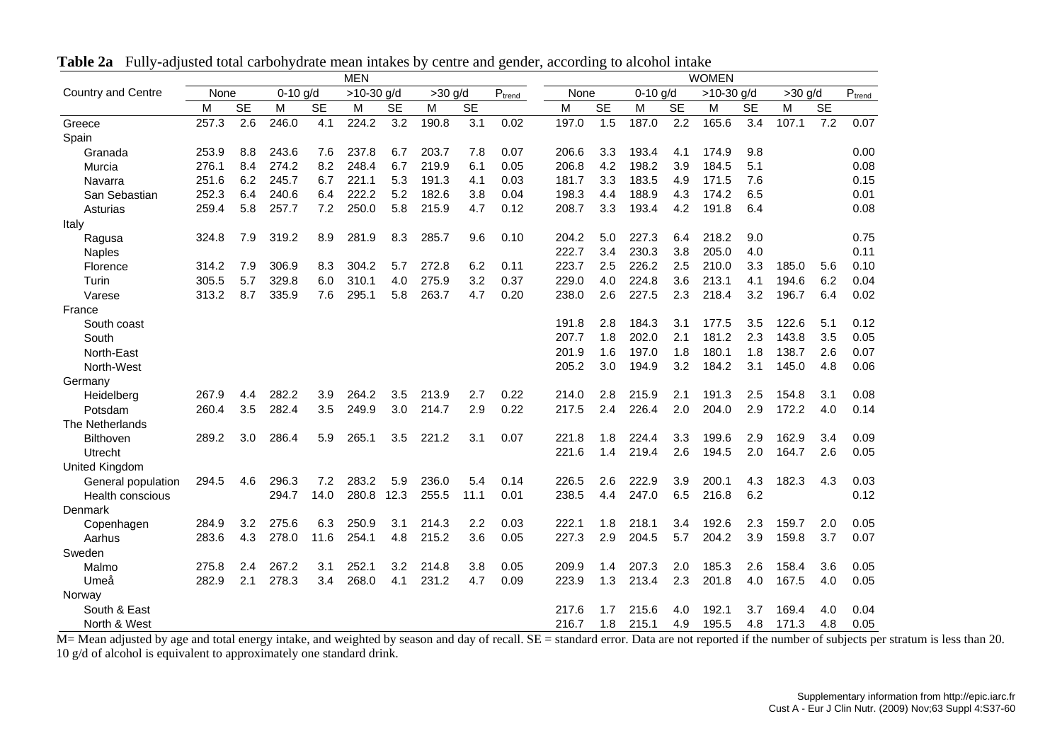**Table 2a** Fully-adjusted total carbohydrate mean intakes by centre and gender, according to alcohol intake

| Country and Centre | MEN | | | | | | | | | WOMEN | | | | | | | | |
|---|---|---|---|---|---|---|---|---|---|---|---|---|---|---|---|---|---|---|
| | None | | 0-10 g/d | | >10-30 g/d | | >30 g/d | | $P_{trend}$ | None | | 0-10 g/d | | >10-30 g/d | | >30 g/d | | $P_{trend}$ |
| | M | SE | M | SE | M | SE | M | SE | | M | SE | M | SE | M | SE | M | SE | |
| Greece | 257.3 | 2.6 | 246.0 | 4.1 | 224.2 | 3.2 | 190.8 | 3.1 | 0.02 | 197.0 | 1.5 | 187.0 | 2.2 | 165.6 | 3.4 | 107.1 | 7.2 | 0.07 |
| Spain | | | | | | | | | | | | | | | | | | |
| Granada | 253.9 | 8.8 | 243.6 | 7.6 | 237.8 | 6.7 | 203.7 | 7.8 | 0.07 | 206.6 | 3.3 | 193.4 | 4.1 | 174.9 | 9.8 | | | 0.00 |
| Murcia | 276.1 | 8.4 | 274.2 | 8.2 | 248.4 | 6.7 | 219.9 | 6.1 | 0.05 | 206.8 | 4.2 | 198.2 | 3.9 | 184.5 | 5.1 | | | 0.08 |
| Navarra | 251.6 | 6.2 | 245.7 | 6.7 | 221.1 | 5.3 | 191.3 | 4.1 | 0.03 | 181.7 | 3.3 | 183.5 | 4.9 | 171.5 | 7.6 | | | 0.15 |
| San Sebastian | 252.3 | 6.4 | 240.6 | 6.4 | 222.2 | 5.2 | 182.6 | 3.8 | 0.04 | 198.3 | 4.4 | 188.9 | 4.3 | 174.2 | 6.5 | | | 0.01 |
| Asturias | 259.4 | 5.8 | 257.7 | 7.2 | 250.0 | 5.8 | 215.9 | 4.7 | 0.12 | 208.7 | 3.3 | 193.4 | 4.2 | 191.8 | 6.4 | | | 0.08 |
| Italy | | | | | | | | | | | | | | | | | | |
| Ragusa | 324.8 | 7.9 | 319.2 | 8.9 | 281.9 | 8.3 | 285.7 | 9.6 | 0.10 | 204.2 | 5.0 | 227.3 | 6.4 | 218.2 | 9.0 | | | 0.75 |
| Naples | | | | | | | | | | 222.7 | 3.4 | 230.3 | 3.8 | 205.0 | 4.0 | | | 0.11 |
| Florence | 314.2 | 7.9 | 306.9 | 8.3 | 304.2 | 5.7 | 272.8 | 6.2 | 0.11 | 223.7 | 2.5 | 226.2 | 2.5 | 210.0 | 3.3 | 185.0 | 5.6 | 0.10 |
| Turin | 305.5 | 5.7 | 329.8 | 6.0 | 310.1 | 4.0 | 275.9 | 3.2 | 0.37 | 229.0 | 4.0 | 224.8 | 3.6 | 213.1 | 4.1 | 194.6 | 6.2 | 0.04 |
| Varese | 313.2 | 8.7 | 335.9 | 7.6 | 295.1 | 5.8 | 263.7 | 4.7 | 0.20 | 238.0 | 2.6 | 227.5 | 2.3 | 218.4 | 3.2 | 196.7 | 6.4 | 0.02 |
| France | | | | | | | | | | | | | | | | | | |
| South coast | | | | | | | | | | 191.8 | 2.8 | 184.3 | 3.1 | 177.5 | 3.5 | 122.6 | 5.1 | 0.12 |
| South | | | | | | | | | | 207.7 | 1.8 | 202.0 | 2.1 | 181.2 | 2.3 | 143.8 | 3.5 | 0.05 |
| North-East | | | | | | | | | | 201.9 | 1.6 | 197.0 | 1.8 | 180.1 | 1.8 | 138.7 | 2.6 | 0.07 |
| North-West | | | | | | | | | | 205.2 | 3.0 | 194.9 | 3.2 | 184.2 | 3.1 | 145.0 | 4.8 | 0.06 |
| Germany | | | | | | | | | | | | | | | | | | |
| Heidelberg | 267.9 | 4.4 | 282.2 | 3.9 | 264.2 | 3.5 | 213.9 | 2.7 | 0.22 | 214.0 | 2.8 | 215.9 | 2.1 | 191.3 | 2.5 | 154.8 | 3.1 | 0.08 |
| Potsdam | 260.4 | 3.5 | 282.4 | 3.5 | 249.9 | 3.0 | 214.7 | 2.9 | 0.22 | 217.5 | 2.4 | 226.4 | 2.0 | 204.0 | 2.9 | 172.2 | 4.0 | 0.14 |
| The Netherlands | | | | | | | | | | | | | | | | | | |
| Bilthoven | 289.2 | 3.0 | 286.4 | 5.9 | 265.1 | 3.5 | 221.2 | 3.1 | 0.07 | 221.8 | 1.8 | 224.4 | 3.3 | 199.6 | 2.9 | 162.9 | 3.4 | 0.09 |
| Utrecht | | | | | | | | | | 221.6 | 1.4 | 219.4 | 2.6 | 194.5 | 2.0 | 164.7 | 2.6 | 0.05 |
| United Kingdom | | | | | | | | | | | | | | | | | | |
| General population | 294.5 | 4.6 | 296.3 | 7.2 | 283.2 | 5.9 | 236.0 | 5.4 | 0.14 | 226.5 | 2.6 | 222.9 | 3.9 | 200.1 | 4.3 | 182.3 | 4.3 | 0.03 |
| Health conscious | | | 294.7 | 14.0 | 280.8 | 12.3 | 255.5 | 11.1 | 0.01 | 238.5 | 4.4 | 247.0 | 6.5 | 216.8 | 6.2 | | | 0.12 |
| Denmark | | | | | | | | | | | | | | | | | | |
| Copenhagen | 284.9 | 3.2 | 275.6 | 6.3 | 250.9 | 3.1 | 214.3 | 2.2 | 0.03 | 222.1 | 1.8 | 218.1 | 3.4 | 192.6 | 2.3 | 159.7 | 2.0 | 0.05 |
| Aarhus | 283.6 | 4.3 | 278.0 | 11.6 | 254.1 | 4.8 | 215.2 | 3.6 | 0.05 | 227.3 | 2.9 | 204.5 | 5.7 | 204.2 | 3.9 | 159.8 | 3.7 | 0.07 |
| Sweden | | | | | | | | | | | | | | | | | | |
| Malmo | 275.8 | 2.4 | 267.2 | 3.1 | 252.1 | 3.2 | 214.8 | 3.8 | 0.05 | 209.9 | 1.4 | 207.3 | 2.0 | 185.3 | 2.6 | 158.4 | 3.6 | 0.05 |
| Umeå | 282.9 | 2.1 | 278.3 | 3.4 | 268.0 | 4.1 | 231.2 | 4.7 | 0.09 | 223.9 | 1.3 | 213.4 | 2.3 | 201.8 | 4.0 | 167.5 | 4.0 | 0.05 |
| Norway | | | | | | | | | | | | | | | | | | |
| South & East | | | | | | | | | | 217.6 | 1.7 | 215.6 | 4.0 | 192.1 | 3.7 | 169.4 | 4.0 | 0.04 |
| North & West | | | | | | | | | | 216.7 | 1.8 | 215.1 | 4.9 | 195.5 | 4.8 | 171.3 | 4.8 | 0.05 |

M= Mean adjusted by age and total energy intake, and weighted by season and day of recall. SE = standard error. Data are not reported if the number of subjects per stratum is less than 20. 10 g/d of alcohol is equivalent to approximately one standard drink.

Supplementary information from http://epic.iarc.fr
Cust A - Eur J Clin Nutr. (2009) Nov;63 Suppl 4:S37-60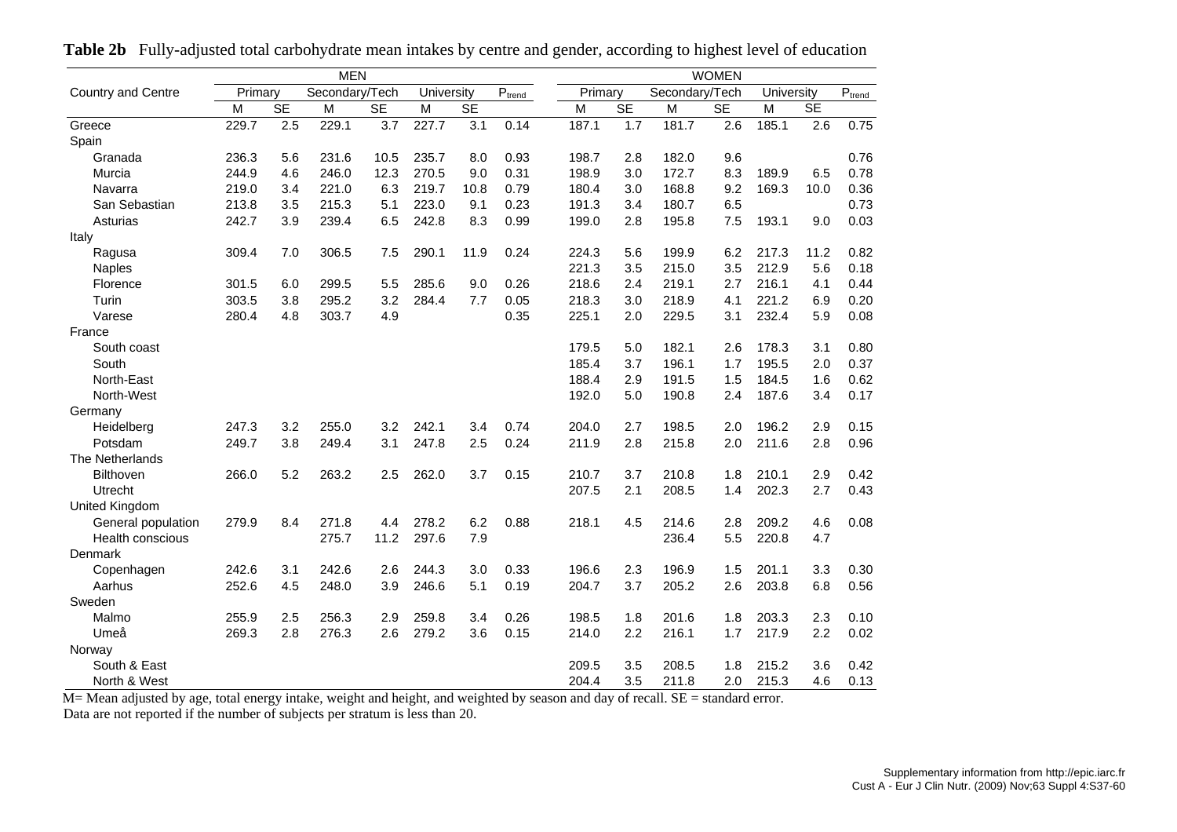**Table 2b** Fully-adjusted total carbohydrate mean intakes by centre and gender, according to highest level of education

| Country and Centre | MEN | | | | | | | WOMEN | | | | | | |
|---|---|---|---|---|---|---|---|---|---|---|---|---|---|---|
| | Primary | | Secondary/Tech | | University | | $P_{trend}$ | Primary | | Secondary/Tech | | University | | $P_{trend}$ |
| | M | SE | M | SE | M | SE | | M | SE | M | SE | M | SE | |
| Greece | 229.7 | 2.5 | 229.1 | 3.7 | 227.7 | 3.1 | 0.14 | 187.1 | 1.7 | 181.7 | 2.6 | 185.1 | 2.6 | 0.75 |
| Spain | | | | | | | | | | | | | | |
| Granada | 236.3 | 5.6 | 231.6 | 10.5 | 235.7 | 8.0 | 0.93 | 198.7 | 2.8 | 182.0 | 9.6 | | | 0.76 |
| Murcia | 244.9 | 4.6 | 246.0 | 12.3 | 270.5 | 9.0 | 0.31 | 198.9 | 3.0 | 172.7 | 8.3 | 189.9 | 6.5 | 0.78 |
| Navarra | 219.0 | 3.4 | 221.0 | 6.3 | 219.7 | 10.8 | 0.79 | 180.4 | 3.0 | 168.8 | 9.2 | 169.3 | 10.0 | 0.36 |
| San Sebastian | 213.8 | 3.5 | 215.3 | 5.1 | 223.0 | 9.1 | 0.23 | 191.3 | 3.4 | 180.7 | 6.5 | | | 0.73 |
| Asturias | 242.7 | 3.9 | 239.4 | 6.5 | 242.8 | 8.3 | 0.99 | 199.0 | 2.8 | 195.8 | 7.5 | 193.1 | 9.0 | 0.03 |
| Italy | | | | | | | | | | | | | | |
| Ragusa | 309.4 | 7.0 | 306.5 | 7.5 | 290.1 | 11.9 | 0.24 | 224.3 | 5.6 | 199.9 | 6.2 | 217.3 | 11.2 | 0.82 |
| Naples | | | | | | | | 221.3 | 3.5 | 215.0 | 3.5 | 212.9 | 5.6 | 0.18 |
| Florence | 301.5 | 6.0 | 299.5 | 5.5 | 285.6 | 9.0 | 0.26 | 218.6 | 2.4 | 219.1 | 2.7 | 216.1 | 4.1 | 0.44 |
| Turin | 303.5 | 3.8 | 295.2 | 3.2 | 284.4 | 7.7 | 0.05 | 218.3 | 3.0 | 218.9 | 4.1 | 221.2 | 6.9 | 0.20 |
| Varese | 280.4 | 4.8 | 303.7 | 4.9 | | | 0.35 | 225.1 | 2.0 | 229.5 | 3.1 | 232.4 | 5.9 | 0.08 |
| France | | | | | | | | | | | | | | |
| South coast | | | | | | | | 179.5 | 5.0 | 182.1 | 2.6 | 178.3 | 3.1 | 0.80 |
| South | | | | | | | | 185.4 | 3.7 | 196.1 | 1.7 | 195.5 | 2.0 | 0.37 |
| North-East | | | | | | | | 188.4 | 2.9 | 191.5 | 1.5 | 184.5 | 1.6 | 0.62 |
| North-West | | | | | | | | 192.0 | 5.0 | 190.8 | 2.4 | 187.6 | 3.4 | 0.17 |
| Germany | | | | | | | | | | | | | | |
| Heidelberg | 247.3 | 3.2 | 255.0 | 3.2 | 242.1 | 3.4 | 0.74 | 204.0 | 2.7 | 198.5 | 2.0 | 196.2 | 2.9 | 0.15 |
| Potsdam | 249.7 | 3.8 | 249.4 | 3.1 | 247.8 | 2.5 | 0.24 | 211.9 | 2.8 | 215.8 | 2.0 | 211.6 | 2.8 | 0.96 |
| The Netherlands | | | | | | | | | | | | | | |
| Bilthoven | 266.0 | 5.2 | 263.2 | 2.5 | 262.0 | 3.7 | 0.15 | 210.7 | 3.7 | 210.8 | 1.8 | 210.1 | 2.9 | 0.42 |
| Utrecht | | | | | | | | 207.5 | 2.1 | 208.5 | 1.4 | 202.3 | 2.7 | 0.43 |
| United Kingdom | | | | | | | | | | | | | | |
| General population | 279.9 | 8.4 | 271.8 | 4.4 | 278.2 | 6.2 | 0.88 | 218.1 | 4.5 | 214.6 | 2.8 | 209.2 | 4.6 | 0.08 |
| Health conscious | | | 275.7 | 11.2 | 297.6 | 7.9 | | | | 236.4 | 5.5 | 220.8 | 4.7 | |
| Denmark | | | | | | | | | | | | | | |
| Copenhagen | 242.6 | 3.1 | 242.6 | 2.6 | 244.3 | 3.0 | 0.33 | 196.6 | 2.3 | 196.9 | 1.5 | 201.1 | 3.3 | 0.30 |
| Aarhus | 252.6 | 4.5 | 248.0 | 3.9 | 246.6 | 5.1 | 0.19 | 204.7 | 3.7 | 205.2 | 2.6 | 203.8 | 6.8 | 0.56 |
| Sweden | | | | | | | | | | | | | | |
| Malmo | 255.9 | 2.5 | 256.3 | 2.9 | 259.8 | 3.4 | 0.26 | 198.5 | 1.8 | 201.6 | 1.8 | 203.3 | 2.3 | 0.10 |
| Umeå | 269.3 | 2.8 | 276.3 | 2.6 | 279.2 | 3.6 | 0.15 | 214.0 | 2.2 | 216.1 | 1.7 | 217.9 | 2.2 | 0.02 |
| Norway | | | | | | | | | | | | | | |
| South & East | | | | | | | | 209.5 | 3.5 | 208.5 | 1.8 | 215.2 | 3.6 | 0.42 |
| North & West | | | | | | | | 204.4 | 3.5 | 211.8 | 2.0 | 215.3 | 4.6 | 0.13 |

M= Mean adjusted by age, total energy intake, weight and height, and weighted by season and day of recall. SE = standard error.
Data are not reported if the number of subjects per stratum is less than 20.

Supplementary information from http://epic.iarc.fr
Cust A - Eur J Clin Nutr. (2009) Nov;63 Suppl 4:S37-60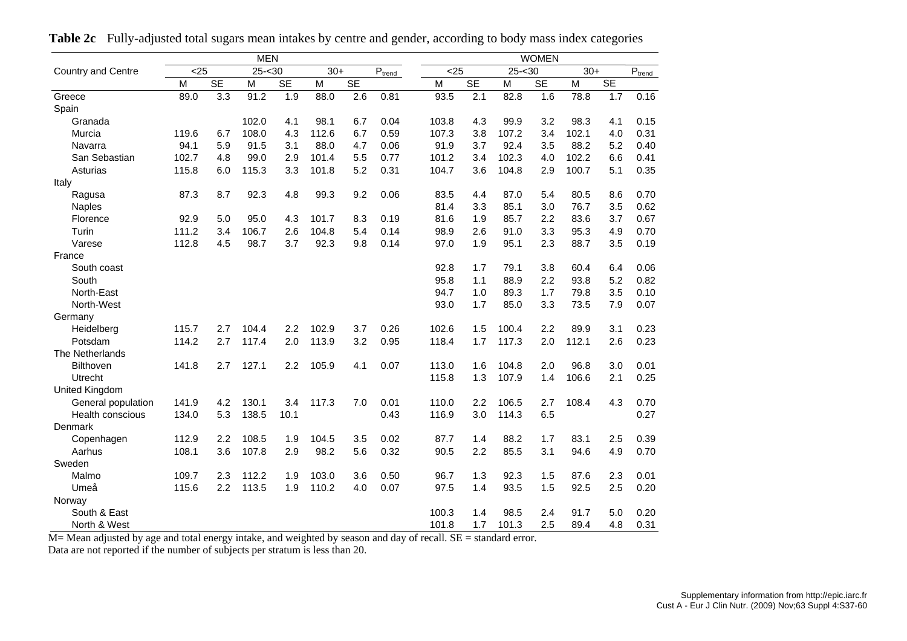**Table 2c** Fully-adjusted total sugars mean intakes by centre and gender, according to body mass index categories

| Country and Centre | MEN | | | | | | | WOMEN | | | | | | |
|---|---|---|---|---|---|---|---|---|---|---|---|---|---|---|
| | <25 | | 25-<30 | | 30+ | | $P_{trend}$ | <25 | | 25-<30 | | 30+ | | $P_{trend}$ |
| | M | SE | M | SE | M | SE | | M | SE | M | SE | M | SE | |
| Greece | 89.0 | 3.3 | 91.2 | 1.9 | 88.0 | 2.6 | 0.81 | 93.5 | 2.1 | 82.8 | 1.6 | 78.8 | 1.7 | 0.16 |
| Spain | | | | | | | | | | | | | | |
| Granada | | | 102.0 | 4.1 | 98.1 | 6.7 | 0.04 | 103.8 | 4.3 | 99.9 | 3.2 | 98.3 | 4.1 | 0.15 |
| Murcia | 119.6 | 6.7 | 108.0 | 4.3 | 112.6 | 6.7 | 0.59 | 107.3 | 3.8 | 107.2 | 3.4 | 102.1 | 4.0 | 0.31 |
| Navarra | 94.1 | 5.9 | 91.5 | 3.1 | 88.0 | 4.7 | 0.06 | 91.9 | 3.7 | 92.4 | 3.5 | 88.2 | 5.2 | 0.40 |
| San Sebastian | 102.7 | 4.8 | 99.0 | 2.9 | 101.4 | 5.5 | 0.77 | 101.2 | 3.4 | 102.3 | 4.0 | 102.2 | 6.6 | 0.41 |
| Asturias | 115.8 | 6.0 | 115.3 | 3.3 | 101.8 | 5.2 | 0.31 | 104.7 | 3.6 | 104.8 | 2.9 | 100.7 | 5.1 | 0.35 |
| Italy | | | | | | | | | | | | | | |
| Ragusa | 87.3 | 8.7 | 92.3 | 4.8 | 99.3 | 9.2 | 0.06 | 83.5 | 4.4 | 87.0 | 5.4 | 80.5 | 8.6 | 0.70 |
| Naples | | | | | | | | 81.4 | 3.3 | 85.1 | 3.0 | 76.7 | 3.5 | 0.62 |
| Florence | 92.9 | 5.0 | 95.0 | 4.3 | 101.7 | 8.3 | 0.19 | 81.6 | 1.9 | 85.7 | 2.2 | 83.6 | 3.7 | 0.67 |
| Turin | 111.2 | 3.4 | 106.7 | 2.6 | 104.8 | 5.4 | 0.14 | 98.9 | 2.6 | 91.0 | 3.3 | 95.3 | 4.9 | 0.70 |
| Varese | 112.8 | 4.5 | 98.7 | 3.7 | 92.3 | 9.8 | 0.14 | 97.0 | 1.9 | 95.1 | 2.3 | 88.7 | 3.5 | 0.19 |
| France | | | | | | | | | | | | | | |
| South coast | | | | | | | | 92.8 | 1.7 | 79.1 | 3.8 | 60.4 | 6.4 | 0.06 |
| South | | | | | | | | 95.8 | 1.1 | 88.9 | 2.2 | 93.8 | 5.2 | 0.82 |
| North-East | | | | | | | | 94.7 | 1.0 | 89.3 | 1.7 | 79.8 | 3.5 | 0.10 |
| North-West | | | | | | | | 93.0 | 1.7 | 85.0 | 3.3 | 73.5 | 7.9 | 0.07 |
| Germany | | | | | | | | | | | | | | |
| Heidelberg | 115.7 | 2.7 | 104.4 | 2.2 | 102.9 | 3.7 | 0.26 | 102.6 | 1.5 | 100.4 | 2.2 | 89.9 | 3.1 | 0.23 |
| Potsdam | 114.2 | 2.7 | 117.4 | 2.0 | 113.9 | 3.2 | 0.95 | 118.4 | 1.7 | 117.3 | 2.0 | 112.1 | 2.6 | 0.23 |
| The Netherlands | | | | | | | | | | | | | | |
| Bilthoven | 141.8 | 2.7 | 127.1 | 2.2 | 105.9 | 4.1 | 0.07 | 113.0 | 1.6 | 104.8 | 2.0 | 96.8 | 3.0 | 0.01 |
| Utrecht | | | | | | | | 115.8 | 1.3 | 107.9 | 1.4 | 106.6 | 2.1 | 0.25 |
| United Kingdom | | | | | | | | | | | | | | |
| General population | 141.9 | 4.2 | 130.1 | 3.4 | 117.3 | 7.0 | 0.01 | 110.0 | 2.2 | 106.5 | 2.7 | 108.4 | 4.3 | 0.70 |
| Health conscious | 134.0 | 5.3 | 138.5 | 10.1 | | | 0.43 | 116.9 | 3.0 | 114.3 | 6.5 | | | 0.27 |
| Denmark | | | | | | | | | | | | | | |
| Copenhagen | 112.9 | 2.2 | 108.5 | 1.9 | 104.5 | 3.5 | 0.02 | 87.7 | 1.4 | 88.2 | 1.7 | 83.1 | 2.5 | 0.39 |
| Aarhus | 108.1 | 3.6 | 107.8 | 2.9 | 98.2 | 5.6 | 0.32 | 90.5 | 2.2 | 85.5 | 3.1 | 94.6 | 4.9 | 0.70 |
| Sweden | | | | | | | | | | | | | | |
| Malmo | 109.7 | 2.3 | 112.2 | 1.9 | 103.0 | 3.6 | 0.50 | 96.7 | 1.3 | 92.3 | 1.5 | 87.6 | 2.3 | 0.01 |
| Umeå | 115.6 | 2.2 | 113.5 | 1.9 | 110.2 | 4.0 | 0.07 | 97.5 | 1.4 | 93.5 | 1.5 | 92.5 | 2.5 | 0.20 |
| Norway | | | | | | | | | | | | | | |
| South & East | | | | | | | | 100.3 | 1.4 | 98.5 | 2.4 | 91.7 | 5.0 | 0.20 |
| North & West | | | | | | | | 101.8 | 1.7 | 101.3 | 2.5 | 89.4 | 4.8 | 0.31 |

M= Mean adjusted by age and total energy intake, and weighted by season and day of recall. SE = standard error.
Data are not reported if the number of subjects per stratum is less than 20.

Supplementary information from http://epic.iarc.fr
Cust A - Eur J Clin Nutr. (2009) Nov;63 Suppl 4:S37-60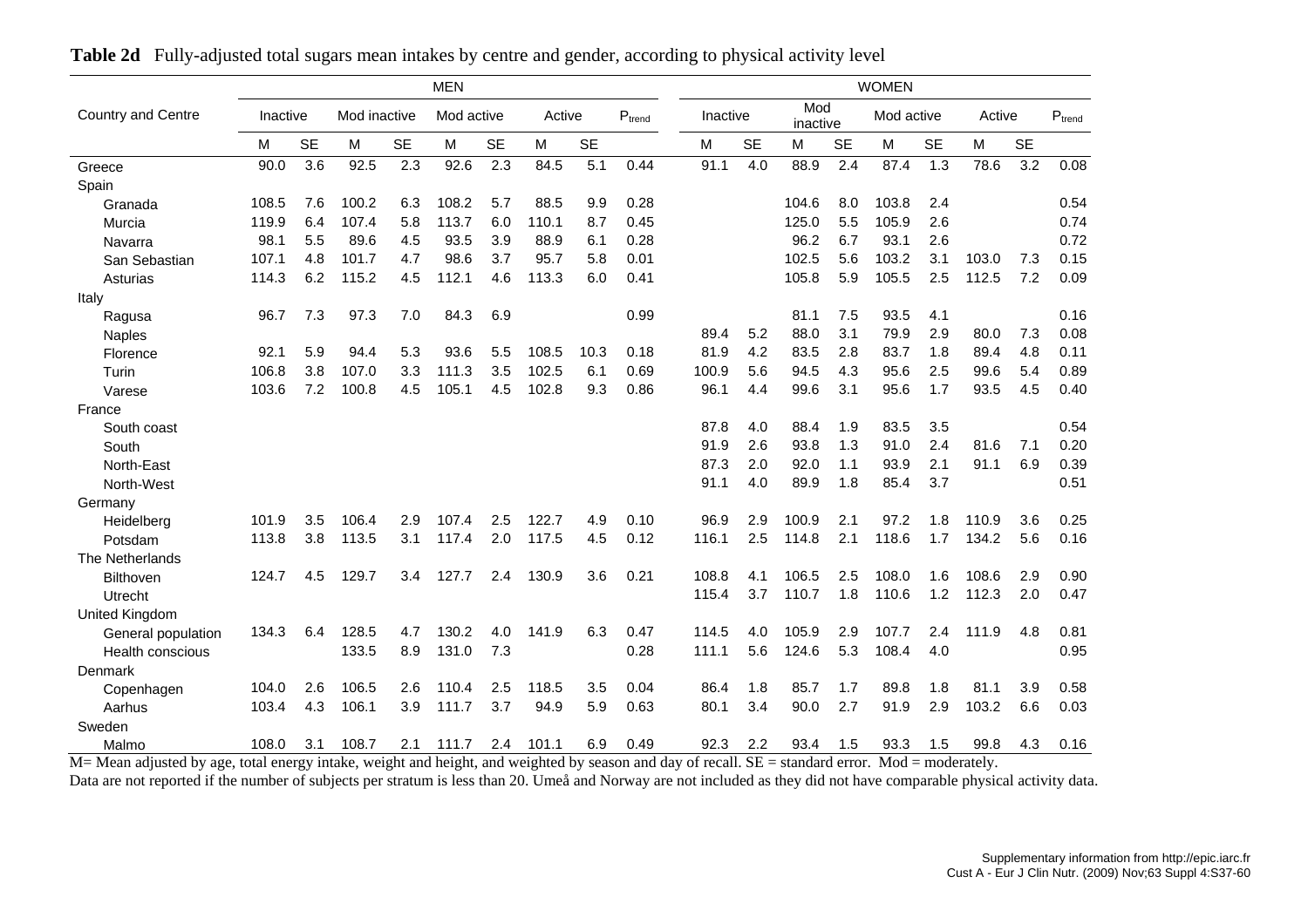**Table 2d** Fully-adjusted total sugars mean intakes by centre and gender, according to physical activity level

| Country and Centre | MEN | | | | | | | | | WOMEN | | | | | | | | |
|---|---|---|---|---|---|---|---|---|---|---|---|---|---|---|---|---|---|---|
| | Inactive | | Mod inactive | | Mod active | | Active | | $P_{trend}$ | Inactive | | Mod inactive | | Mod active | | Active | | $P_{trend}$ |
| | M | SE | M | SE | M | SE | M | SE | | M | SE | M | SE | M | SE | M | SE | |
| Greece | 90.0 | 3.6 | 92.5 | 2.3 | 92.6 | 2.3 | 84.5 | 5.1 | 0.44 | 91.1 | 4.0 | 88.9 | 2.4 | 87.4 | 1.3 | 78.6 | 3.2 | 0.08 |
| Spain | | | | | | | | | | | | | | | | | | |
| Granada | 108.5 | 7.6 | 100.2 | 6.3 | 108.2 | 5.7 | 88.5 | 9.9 | 0.28 | | | 104.6 | 8.0 | 103.8 | 2.4 | | | 0.54 |
| Murcia | 119.9 | 6.4 | 107.4 | 5.8 | 113.7 | 6.0 | 110.1 | 8.7 | 0.45 | | | 125.0 | 5.5 | 105.9 | 2.6 | | | 0.74 |
| Navarra | 98.1 | 5.5 | 89.6 | 4.5 | 93.5 | 3.9 | 88.9 | 6.1 | 0.28 | | | 96.2 | 6.7 | 93.1 | 2.6 | | | 0.72 |
| San Sebastian | 107.1 | 4.8 | 101.7 | 4.7 | 98.6 | 3.7 | 95.7 | 5.8 | 0.01 | | | 102.5 | 5.6 | 103.2 | 3.1 | 103.0 | 7.3 | 0.15 |
| Asturias | 114.3 | 6.2 | 115.2 | 4.5 | 112.1 | 4.6 | 113.3 | 6.0 | 0.41 | | | 105.8 | 5.9 | 105.5 | 2.5 | 112.5 | 7.2 | 0.09 |
| Italy | | | | | | | | | | | | | | | | | | |
| Ragusa | 96.7 | 7.3 | 97.3 | 7.0 | 84.3 | 6.9 | | | 0.99 | | | 81.1 | 7.5 | 93.5 | 4.1 | | | 0.16 |
| Naples | | | | | | | | | | 89.4 | 5.2 | 88.0 | 3.1 | 79.9 | 2.9 | 80.0 | 7.3 | 0.08 |
| Florence | 92.1 | 5.9 | 94.4 | 5.3 | 93.6 | 5.5 | 108.5 | 10.3 | 0.18 | 81.9 | 4.2 | 83.5 | 2.8 | 83.7 | 1.8 | 89.4 | 4.8 | 0.11 |
| Turin | 106.8 | 3.8 | 107.0 | 3.3 | 111.3 | 3.5 | 102.5 | 6.1 | 0.69 | 100.9 | 5.6 | 94.5 | 4.3 | 95.6 | 2.5 | 99.6 | 5.4 | 0.89 |
| Varese | 103.6 | 7.2 | 100.8 | 4.5 | 105.1 | 4.5 | 102.8 | 9.3 | 0.86 | 96.1 | 4.4 | 99.6 | 3.1 | 95.6 | 1.7 | 93.5 | 4.5 | 0.40 |
| France | | | | | | | | | | | | | | | | | | |
| South coast | | | | | | | | | | 87.8 | 4.0 | 88.4 | 1.9 | 83.5 | 3.5 | | | 0.54 |
| South | | | | | | | | | | 91.9 | 2.6 | 93.8 | 1.3 | 91.0 | 2.4 | 81.6 | 7.1 | 0.20 |
| North-East | | | | | | | | | | 87.3 | 2.0 | 92.0 | 1.1 | 93.9 | 2.1 | 91.1 | 6.9 | 0.39 |
| North-West | | | | | | | | | | 91.1 | 4.0 | 89.9 | 1.8 | 85.4 | 3.7 | | | 0.51 |
| Germany | | | | | | | | | | | | | | | | | | |
| Heidelberg | 101.9 | 3.5 | 106.4 | 2.9 | 107.4 | 2.5 | 122.7 | 4.9 | 0.10 | 96.9 | 2.9 | 100.9 | 2.1 | 97.2 | 1.8 | 110.9 | 3.6 | 0.25 |
| Potsdam | 113.8 | 3.8 | 113.5 | 3.1 | 117.4 | 2.0 | 117.5 | 4.5 | 0.12 | 116.1 | 2.5 | 114.8 | 2.1 | 118.6 | 1.7 | 134.2 | 5.6 | 0.16 |
| The Netherlands | | | | | | | | | | | | | | | | | | |
| Bilthoven | 124.7 | 4.5 | 129.7 | 3.4 | 127.7 | 2.4 | 130.9 | 3.6 | 0.21 | 108.8 | 4.1 | 106.5 | 2.5 | 108.0 | 1.6 | 108.6 | 2.9 | 0.90 |
| Utrecht | | | | | | | | | | 115.4 | 3.7 | 110.7 | 1.8 | 110.6 | 1.2 | 112.3 | 2.0 | 0.47 |
| United Kingdom | | | | | | | | | | | | | | | | | | |
| General population | 134.3 | 6.4 | 128.5 | 4.7 | 130.2 | 4.0 | 141.9 | 6.3 | 0.47 | 114.5 | 4.0 | 105.9 | 2.9 | 107.7 | 2.4 | 111.9 | 4.8 | 0.81 |
| Health conscious | | | 133.5 | 8.9 | 131.0 | 7.3 | | | 0.28 | 111.1 | 5.6 | 124.6 | 5.3 | 108.4 | 4.0 | | | 0.95 |
| Denmark | | | | | | | | | | | | | | | | | | |
| Copenhagen | 104.0 | 2.6 | 106.5 | 2.6 | 110.4 | 2.5 | 118.5 | 3.5 | 0.04 | 86.4 | 1.8 | 85.7 | 1.7 | 89.8 | 1.8 | 81.1 | 3.9 | 0.58 |
| Aarhus | 103.4 | 4.3 | 106.1 | 3.9 | 111.7 | 3.7 | 94.9 | 5.9 | 0.63 | 80.1 | 3.4 | 90.0 | 2.7 | 91.9 | 2.9 | 103.2 | 6.6 | 0.03 |
| Sweden | | | | | | | | | | | | | | | | | | |
| Malmo | 108.0 | 3.1 | 108.7 | 2.1 | 111.7 | 2.4 | 101.1 | 6.9 | 0.49 | 92.3 | 2.2 | 93.4 | 1.5 | 93.3 | 1.5 | 99.8 | 4.3 | 0.16 |

M= Mean adjusted by age, total energy intake, weight and height, and weighted by season and day of recall. SE = standard error. Mod = moderately.
Data are not reported if the number of subjects per stratum is less than 20. Umeå and Norway are not included as they did not have comparable physical activity data.

Supplementary information from http://epic.iarc.fr
Cust A - Eur J Clin Nutr. (2009) Nov;63 Suppl 4:S37-60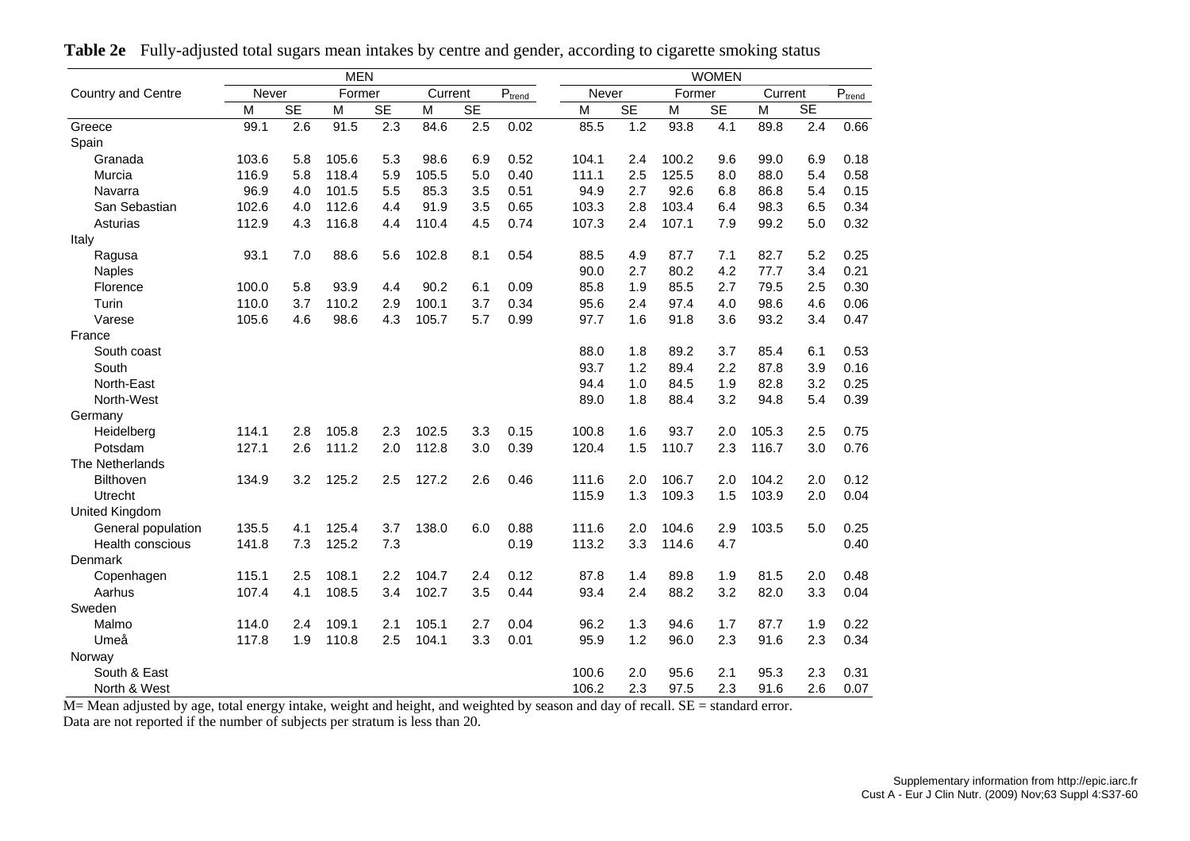**Table 2e** Fully-adjusted total sugars mean intakes by centre and gender, according to cigarette smoking status

| Country and Centre | MEN | | | | | | | WOMEN | | | | | | |
|---|---|---|---|---|---|---|---|---|---|---|---|---|---|---|
| | Never | | Former | | Current | | $P_{trend}$ | Never | | Former | | Current | | $P_{trend}$ |
| | M | SE | M | SE | M | SE | | M | SE | M | SE | M | SE | |
| Greece | 99.1 | 2.6 | 91.5 | 2.3 | 84.6 | 2.5 | 0.02 | 85.5 | 1.2 | 93.8 | 4.1 | 89.8 | 2.4 | 0.66 |
| Spain | | | | | | | | | | | | | | |
| Granada | 103.6 | 5.8 | 105.6 | 5.3 | 98.6 | 6.9 | 0.52 | 104.1 | 2.4 | 100.2 | 9.6 | 99.0 | 6.9 | 0.18 |
| Murcia | 116.9 | 5.8 | 118.4 | 5.9 | 105.5 | 5.0 | 0.40 | 111.1 | 2.5 | 125.5 | 8.0 | 88.0 | 5.4 | 0.58 |
| Navarra | 96.9 | 4.0 | 101.5 | 5.5 | 85.3 | 3.5 | 0.51 | 94.9 | 2.7 | 92.6 | 6.8 | 86.8 | 5.4 | 0.15 |
| San Sebastian | 102.6 | 4.0 | 112.6 | 4.4 | 91.9 | 3.5 | 0.65 | 103.3 | 2.8 | 103.4 | 6.4 | 98.3 | 6.5 | 0.34 |
| Asturias | 112.9 | 4.3 | 116.8 | 4.4 | 110.4 | 4.5 | 0.74 | 107.3 | 2.4 | 107.1 | 7.9 | 99.2 | 5.0 | 0.32 |
| Italy | | | | | | | | | | | | | | |
| Ragusa | 93.1 | 7.0 | 88.6 | 5.6 | 102.8 | 8.1 | 0.54 | 88.5 | 4.9 | 87.7 | 7.1 | 82.7 | 5.2 | 0.25 |
| Naples | | | | | | | | 90.0 | 2.7 | 80.2 | 4.2 | 77.7 | 3.4 | 0.21 |
| Florence | 100.0 | 5.8 | 93.9 | 4.4 | 90.2 | 6.1 | 0.09 | 85.8 | 1.9 | 85.5 | 2.7 | 79.5 | 2.5 | 0.30 |
| Turin | 110.0 | 3.7 | 110.2 | 2.9 | 100.1 | 3.7 | 0.34 | 95.6 | 2.4 | 97.4 | 4.0 | 98.6 | 4.6 | 0.06 |
| Varese | 105.6 | 4.6 | 98.6 | 4.3 | 105.7 | 5.7 | 0.99 | 97.7 | 1.6 | 91.8 | 3.6 | 93.2 | 3.4 | 0.47 |
| France | | | | | | | | | | | | | | |
| South coast | | | | | | | | 88.0 | 1.8 | 89.2 | 3.7 | 85.4 | 6.1 | 0.53 |
| South | | | | | | | | 93.7 | 1.2 | 89.4 | 2.2 | 87.8 | 3.9 | 0.16 |
| North-East | | | | | | | | 94.4 | 1.0 | 84.5 | 1.9 | 82.8 | 3.2 | 0.25 |
| North-West | | | | | | | | 89.0 | 1.8 | 88.4 | 3.2 | 94.8 | 5.4 | 0.39 |
| Germany | | | | | | | | | | | | | | |
| Heidelberg | 114.1 | 2.8 | 105.8 | 2.3 | 102.5 | 3.3 | 0.15 | 100.8 | 1.6 | 93.7 | 2.0 | 105.3 | 2.5 | 0.75 |
| Potsdam | 127.1 | 2.6 | 111.2 | 2.0 | 112.8 | 3.0 | 0.39 | 120.4 | 1.5 | 110.7 | 2.3 | 116.7 | 3.0 | 0.76 |
| The Netherlands | | | | | | | | | | | | | | |
| Bilthoven | 134.9 | 3.2 | 125.2 | 2.5 | 127.2 | 2.6 | 0.46 | 111.6 | 2.0 | 106.7 | 2.0 | 104.2 | 2.0 | 0.12 |
| Utrecht | | | | | | | | 115.9 | 1.3 | 109.3 | 1.5 | 103.9 | 2.0 | 0.04 |
| United Kingdom | | | | | | | | | | | | | | |
| General population | 135.5 | 4.1 | 125.4 | 3.7 | 138.0 | 6.0 | 0.88 | 111.6 | 2.0 | 104.6 | 2.9 | 103.5 | 5.0 | 0.25 |
| Health conscious | 141.8 | 7.3 | 125.2 | 7.3 | | | 0.19 | 113.2 | 3.3 | 114.6 | 4.7 | | | 0.40 |
| Denmark | | | | | | | | | | | | | | |
| Copenhagen | 115.1 | 2.5 | 108.1 | 2.2 | 104.7 | 2.4 | 0.12 | 87.8 | 1.4 | 89.8 | 1.9 | 81.5 | 2.0 | 0.48 |
| Aarhus | 107.4 | 4.1 | 108.5 | 3.4 | 102.7 | 3.5 | 0.44 | 93.4 | 2.4 | 88.2 | 3.2 | 82.0 | 3.3 | 0.04 |
| Sweden | | | | | | | | | | | | | | |
| Malmo | 114.0 | 2.4 | 109.1 | 2.1 | 105.1 | 2.7 | 0.04 | 96.2 | 1.3 | 94.6 | 1.7 | 87.7 | 1.9 | 0.22 |
| Umeå | 117.8 | 1.9 | 110.8 | 2.5 | 104.1 | 3.3 | 0.01 | 95.9 | 1.2 | 96.0 | 2.3 | 91.6 | 2.3 | 0.34 |
| Norway | | | | | | | | | | | | | | |
| South & East | | | | | | | | 100.6 | 2.0 | 95.6 | 2.1 | 95.3 | 2.3 | 0.31 |
| North & West | | | | | | | | 106.2 | 2.3 | 97.5 | 2.3 | 91.6 | 2.6 | 0.07 |

M= Mean adjusted by age, total energy intake, weight and height, and weighted by season and day of recall. SE = standard error.
Data are not reported if the number of subjects per stratum is less than 20.

Supplementary information from http://epic.iarc.fr
Cust A - Eur J Clin Nutr. (2009) Nov;63 Suppl 4:S37-60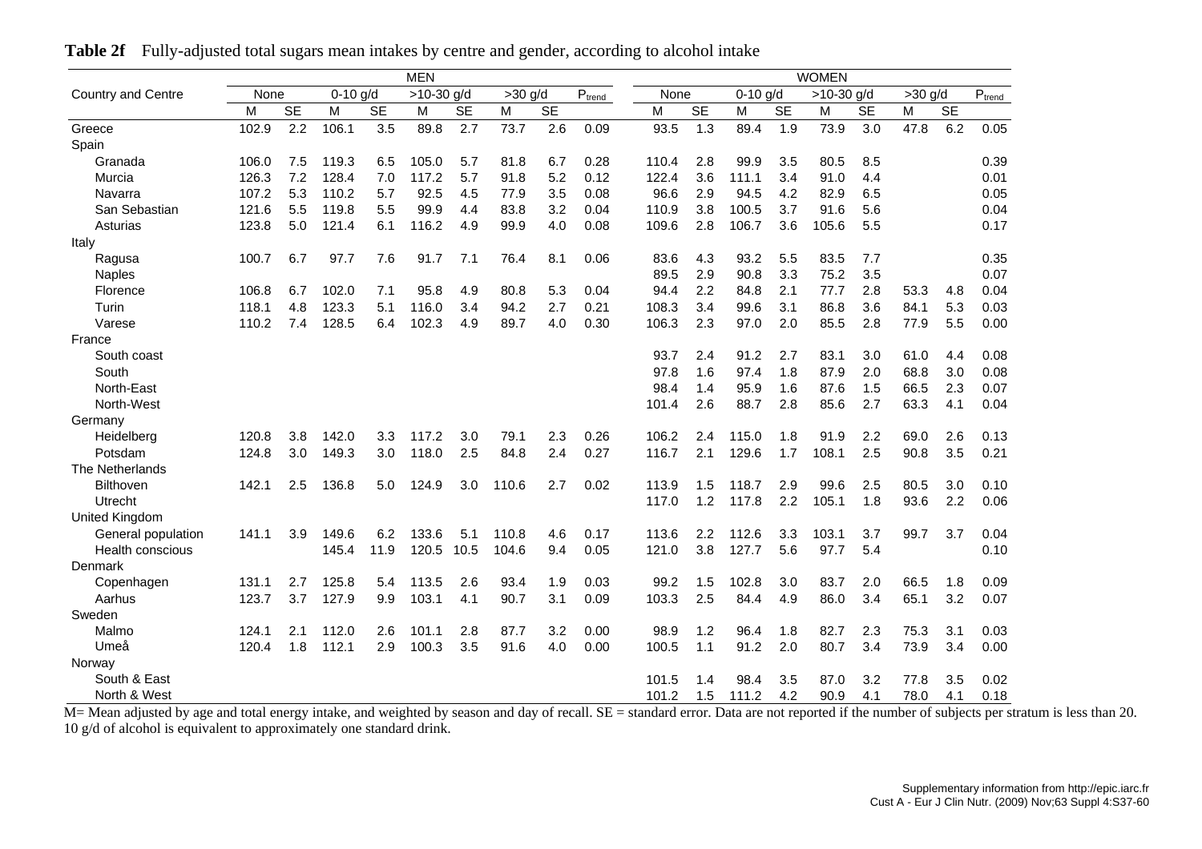**Table 2f** Fully-adjusted total sugars mean intakes by centre and gender, according to alcohol intake

| Country and Centre | MEN | | | | | | | | | WOMEN | | | | | | | | |
|---|---|---|---|---|---|---|---|---|---|---|---|---|---|---|---|---|---|---|
| | None | | 0-10 g/d | | >10-30 g/d | | >30 g/d | | $P_{trend}$ | None | | 0-10 g/d | | >10-30 g/d | | >30 g/d | | $P_{trend}$ |
| | M | SE | M | SE | M | SE | M | SE | | M | SE | M | SE | M | SE | M | SE | |
| Greece | 102.9 | 2.2 | 106.1 | 3.5 | 89.8 | 2.7 | 73.7 | 2.6 | 0.09 | 93.5 | 1.3 | 89.4 | 1.9 | 73.9 | 3.0 | 47.8 | 6.2 | 0.05 |
| Spain | | | | | | | | | | | | | | | | | | |
| Granada | 106.0 | 7.5 | 119.3 | 6.5 | 105.0 | 5.7 | 81.8 | 6.7 | 0.28 | 110.4 | 2.8 | 99.9 | 3.5 | 80.5 | 8.5 | | | 0.39 |
| Murcia | 126.3 | 7.2 | 128.4 | 7.0 | 117.2 | 5.7 | 91.8 | 5.2 | 0.12 | 122.4 | 3.6 | 111.1 | 3.4 | 91.0 | 4.4 | | | 0.01 |
| Navarra | 107.2 | 5.3 | 110.2 | 5.7 | 92.5 | 4.5 | 77.9 | 3.5 | 0.08 | 96.6 | 2.9 | 94.5 | 4.2 | 82.9 | 6.5 | | | 0.05 |
| San Sebastian | 121.6 | 5.5 | 119.8 | 5.5 | 99.9 | 4.4 | 83.8 | 3.2 | 0.04 | 110.9 | 3.8 | 100.5 | 3.7 | 91.6 | 5.6 | | | 0.04 |
| Asturias | 123.8 | 5.0 | 121.4 | 6.1 | 116.2 | 4.9 | 99.9 | 4.0 | 0.08 | 109.6 | 2.8 | 106.7 | 3.6 | 105.6 | 5.5 | | | 0.17 |
| Italy | | | | | | | | | | | | | | | | | | |
| Ragusa | 100.7 | 6.7 | 97.7 | 7.6 | 91.7 | 7.1 | 76.4 | 8.1 | 0.06 | 83.6 | 4.3 | 93.2 | 5.5 | 83.5 | 7.7 | | | 0.35 |
| Naples | | | | | | | | | | 89.5 | 2.9 | 90.8 | 3.3 | 75.2 | 3.5 | | | 0.07 |
| Florence | 106.8 | 6.7 | 102.0 | 7.1 | 95.8 | 4.9 | 80.8 | 5.3 | 0.04 | 94.4 | 2.2 | 84.8 | 2.1 | 77.7 | 2.8 | 53.3 | 4.8 | 0.04 |
| Turin | 118.1 | 4.8 | 123.3 | 5.1 | 116.0 | 3.4 | 94.2 | 2.7 | 0.21 | 108.3 | 3.4 | 99.6 | 3.1 | 86.8 | 3.6 | 84.1 | 5.3 | 0.03 |
| Varese | 110.2 | 7.4 | 128.5 | 6.4 | 102.3 | 4.9 | 89.7 | 4.0 | 0.30 | 106.3 | 2.3 | 97.0 | 2.0 | 85.5 | 2.8 | 77.9 | 5.5 | 0.00 |
| France | | | | | | | | | | | | | | | | | | |
| South coast | | | | | | | | | | 93.7 | 2.4 | 91.2 | 2.7 | 83.1 | 3.0 | 61.0 | 4.4 | 0.08 |
| South | | | | | | | | | | 97.8 | 1.6 | 97.4 | 1.8 | 87.9 | 2.0 | 68.8 | 3.0 | 0.08 |
| North-East | | | | | | | | | | 98.4 | 1.4 | 95.9 | 1.6 | 87.6 | 1.5 | 66.5 | 2.3 | 0.07 |
| North-West | | | | | | | | | | 101.4 | 2.6 | 88.7 | 2.8 | 85.6 | 2.7 | 63.3 | 4.1 | 0.04 |
| Germany | | | | | | | | | | | | | | | | | | |
| Heidelberg | 120.8 | 3.8 | 142.0 | 3.3 | 117.2 | 3.0 | 79.1 | 2.3 | 0.26 | 106.2 | 2.4 | 115.0 | 1.8 | 91.9 | 2.2 | 69.0 | 2.6 | 0.13 |
| Potsdam | 124.8 | 3.0 | 149.3 | 3.0 | 118.0 | 2.5 | 84.8 | 2.4 | 0.27 | 116.7 | 2.1 | 129.6 | 1.7 | 108.1 | 2.5 | 90.8 | 3.5 | 0.21 |
| The Netherlands | | | | | | | | | | | | | | | | | | |
| Bilthoven | 142.1 | 2.5 | 136.8 | 5.0 | 124.9 | 3.0 | 110.6 | 2.7 | 0.02 | 113.9 | 1.5 | 118.7 | 2.9 | 99.6 | 2.5 | 80.5 | 3.0 | 0.10 |
| Utrecht | | | | | | | | | | 117.0 | 1.2 | 117.8 | 2.2 | 105.1 | 1.8 | 93.6 | 2.2 | 0.06 |
| United Kingdom | | | | | | | | | | | | | | | | | | |
| General population | 141.1 | 3.9 | 149.6 | 6.2 | 133.6 | 5.1 | 110.8 | 4.6 | 0.17 | 113.6 | 2.2 | 112.6 | 3.3 | 103.1 | 3.7 | 99.7 | 3.7 | 0.04 |
| Health conscious | | | 145.4 | 11.9 | 120.5 | 10.5 | 104.6 | 9.4 | 0.05 | 121.0 | 3.8 | 127.7 | 5.6 | 97.7 | 5.4 | | | 0.10 |
| Denmark | | | | | | | | | | | | | | | | | | |
| Copenhagen | 131.1 | 2.7 | 125.8 | 5.4 | 113.5 | 2.6 | 93.4 | 1.9 | 0.03 | 99.2 | 1.5 | 102.8 | 3.0 | 83.7 | 2.0 | 66.5 | 1.8 | 0.09 |
| Aarhus | 123.7 | 3.7 | 127.9 | 9.9 | 103.1 | 4.1 | 90.7 | 3.1 | 0.09 | 103.3 | 2.5 | 84.4 | 4.9 | 86.0 | 3.4 | 65.1 | 3.2 | 0.07 |
| Sweden | | | | | | | | | | | | | | | | | | |
| Malmo | 124.1 | 2.1 | 112.0 | 2.6 | 101.1 | 2.8 | 87.7 | 3.2 | 0.00 | 98.9 | 1.2 | 96.4 | 1.8 | 82.7 | 2.3 | 75.3 | 3.1 | 0.03 |
| Umeå | 120.4 | 1.8 | 112.1 | 2.9 | 100.3 | 3.5 | 91.6 | 4.0 | 0.00 | 100.5 | 1.1 | 91.2 | 2.0 | 80.7 | 3.4 | 73.9 | 3.4 | 0.00 |
| Norway | | | | | | | | | | | | | | | | | | |
| South & East | | | | | | | | | | 101.5 | 1.4 | 98.4 | 3.5 | 87.0 | 3.2 | 77.8 | 3.5 | 0.02 |
| North & West | | | | | | | | | | 101.2 | 1.5 | 111.2 | 4.2 | 90.9 | 4.1 | 78.0 | 4.1 | 0.18 |

M= Mean adjusted by age and total energy intake, and weighted by season and day of recall. SE = standard error. Data are not reported if the number of subjects per stratum is less than 20.
10 g/d of alcohol is equivalent to approximately one standard drink.

Supplementary information from http://epic.iarc.fr
Cust A - Eur J Clin Nutr. (2009) Nov;63 Suppl 4:S37-60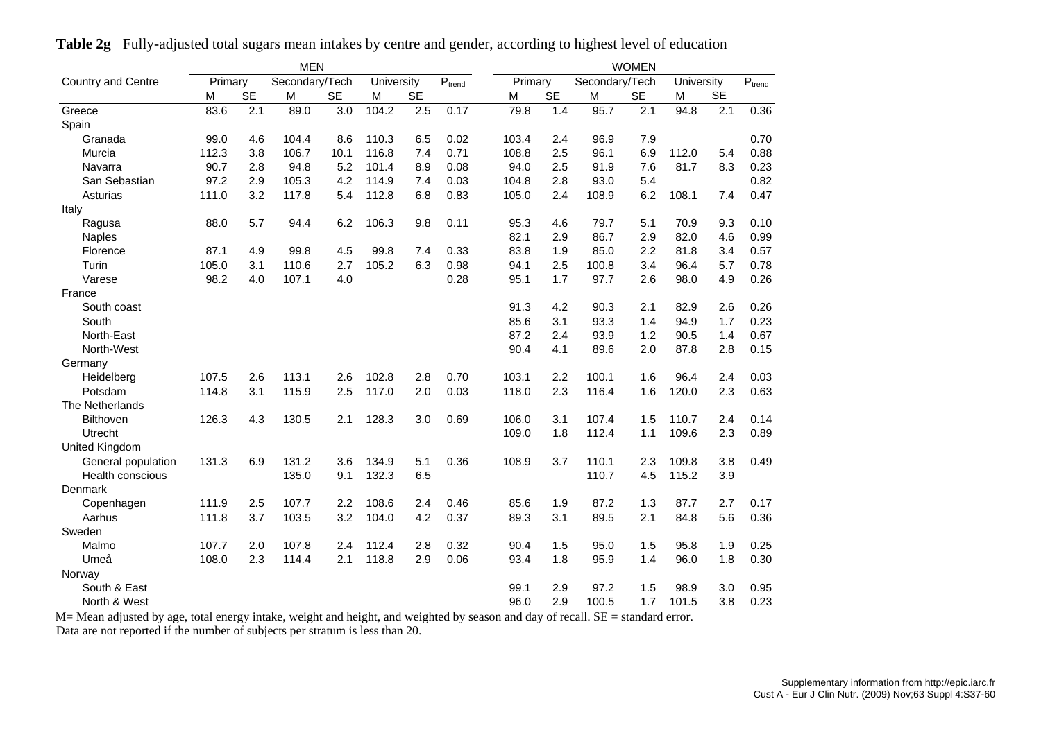**Table 2g** Fully-adjusted total sugars mean intakes by centre and gender, according to highest level of education

| Country and Centre | MEN | | | | | | | WOMEN | | | | | | |
|---|---|---|---|---|---|---|---|---|---|---|---|---|---|---|
| | Primary | | Secondary/Tech | | University | | $P_{trend}$ | Primary | | Secondary/Tech | | University | | $P_{trend}$ |
| | M | SE | M | SE | M | SE | | M | SE | M | SE | M | SE | |
| Greece | 83.6 | 2.1 | 89.0 | 3.0 | 104.2 | 2.5 | 0.17 | 79.8 | 1.4 | 95.7 | 2.1 | 94.8 | 2.1 | 0.36 |
| Spain | | | | | | | | | | | | | | |
| Granada | 99.0 | 4.6 | 104.4 | 8.6 | 110.3 | 6.5 | 0.02 | 103.4 | 2.4 | 96.9 | 7.9 | | | 0.70 |
| Murcia | 112.3 | 3.8 | 106.7 | 10.1 | 116.8 | 7.4 | 0.71 | 108.8 | 2.5 | 96.1 | 6.9 | 112.0 | 5.4 | 0.88 |
| Navarra | 90.7 | 2.8 | 94.8 | 5.2 | 101.4 | 8.9 | 0.08 | 94.0 | 2.5 | 91.9 | 7.6 | 81.7 | 8.3 | 0.23 |
| San Sebastian | 97.2 | 2.9 | 105.3 | 4.2 | 114.9 | 7.4 | 0.03 | 104.8 | 2.8 | 93.0 | 5.4 | | | 0.82 |
| Asturias | 111.0 | 3.2 | 117.8 | 5.4 | 112.8 | 6.8 | 0.83 | 105.0 | 2.4 | 108.9 | 6.2 | 108.1 | 7.4 | 0.47 |
| Italy | | | | | | | | | | | | | | |
| Ragusa | 88.0 | 5.7 | 94.4 | 6.2 | 106.3 | 9.8 | 0.11 | 95.3 | 4.6 | 79.7 | 5.1 | 70.9 | 9.3 | 0.10 |
| Naples | | | | | | | | 82.1 | 2.9 | 86.7 | 2.9 | 82.0 | 4.6 | 0.99 |
| Florence | 87.1 | 4.9 | 99.8 | 4.5 | 99.8 | 7.4 | 0.33 | 83.8 | 1.9 | 85.0 | 2.2 | 81.8 | 3.4 | 0.57 |
| Turin | 105.0 | 3.1 | 110.6 | 2.7 | 105.2 | 6.3 | 0.98 | 94.1 | 2.5 | 100.8 | 3.4 | 96.4 | 5.7 | 0.78 |
| Varese | 98.2 | 4.0 | 107.1 | 4.0 | | | 0.28 | 95.1 | 1.7 | 97.7 | 2.6 | 98.0 | 4.9 | 0.26 |
| France | | | | | | | | | | | | | | |
| South coast | | | | | | | | 91.3 | 4.2 | 90.3 | 2.1 | 82.9 | 2.6 | 0.26 |
| South | | | | | | | | 85.6 | 3.1 | 93.3 | 1.4 | 94.9 | 1.7 | 0.23 |
| North-East | | | | | | | | 87.2 | 2.4 | 93.9 | 1.2 | 90.5 | 1.4 | 0.67 |
| North-West | | | | | | | | 90.4 | 4.1 | 89.6 | 2.0 | 87.8 | 2.8 | 0.15 |
| Germany | | | | | | | | | | | | | | |
| Heidelberg | 107.5 | 2.6 | 113.1 | 2.6 | 102.8 | 2.8 | 0.70 | 103.1 | 2.2 | 100.1 | 1.6 | 96.4 | 2.4 | 0.03 |
| Potsdam | 114.8 | 3.1 | 115.9 | 2.5 | 117.0 | 2.0 | 0.03 | 118.0 | 2.3 | 116.4 | 1.6 | 120.0 | 2.3 | 0.63 |
| The Netherlands | | | | | | | | | | | | | | |
| Bilthoven | 126.3 | 4.3 | 130.5 | 2.1 | 128.3 | 3.0 | 0.69 | 106.0 | 3.1 | 107.4 | 1.5 | 110.7 | 2.4 | 0.14 |
| Utrecht | | | | | | | | 109.0 | 1.8 | 112.4 | 1.1 | 109.6 | 2.3 | 0.89 |
| United Kingdom | | | | | | | | | | | | | | |
| General population | 131.3 | 6.9 | 131.2 | 3.6 | 134.9 | 5.1 | 0.36 | 108.9 | 3.7 | 110.1 | 2.3 | 109.8 | 3.8 | 0.49 |
| Health conscious | | | 135.0 | 9.1 | 132.3 | 6.5 | | | | 110.7 | 4.5 | 115.2 | 3.9 | |
| Denmark | | | | | | | | | | | | | | |
| Copenhagen | 111.9 | 2.5 | 107.7 | 2.2 | 108.6 | 2.4 | 0.46 | 85.6 | 1.9 | 87.2 | 1.3 | 87.7 | 2.7 | 0.17 |
| Aarhus | 111.8 | 3.7 | 103.5 | 3.2 | 104.0 | 4.2 | 0.37 | 89.3 | 3.1 | 89.5 | 2.1 | 84.8 | 5.6 | 0.36 |
| Sweden | | | | | | | | | | | | | | |
| Malmo | 107.7 | 2.0 | 107.8 | 2.4 | 112.4 | 2.8 | 0.32 | 90.4 | 1.5 | 95.0 | 1.5 | 95.8 | 1.9 | 0.25 |
| Umeå | 108.0 | 2.3 | 114.4 | 2.1 | 118.8 | 2.9 | 0.06 | 93.4 | 1.8 | 95.9 | 1.4 | 96.0 | 1.8 | 0.30 |
| Norway | | | | | | | | | | | | | | |
| South & East | | | | | | | | 99.1 | 2.9 | 97.2 | 1.5 | 98.9 | 3.0 | 0.95 |
| North & West | | | | | | | | 96.0 | 2.9 | 100.5 | 1.7 | 101.5 | 3.8 | 0.23 |

M= Mean adjusted by age, total energy intake, weight and height, and weighted by season and day of recall. SE = standard error.
Data are not reported if the number of subjects per stratum is less than 20.

Supplementary information from http://epic.iarc.fr
Cust A - Eur J Clin Nutr. (2009) Nov;63 Suppl 4:S37-60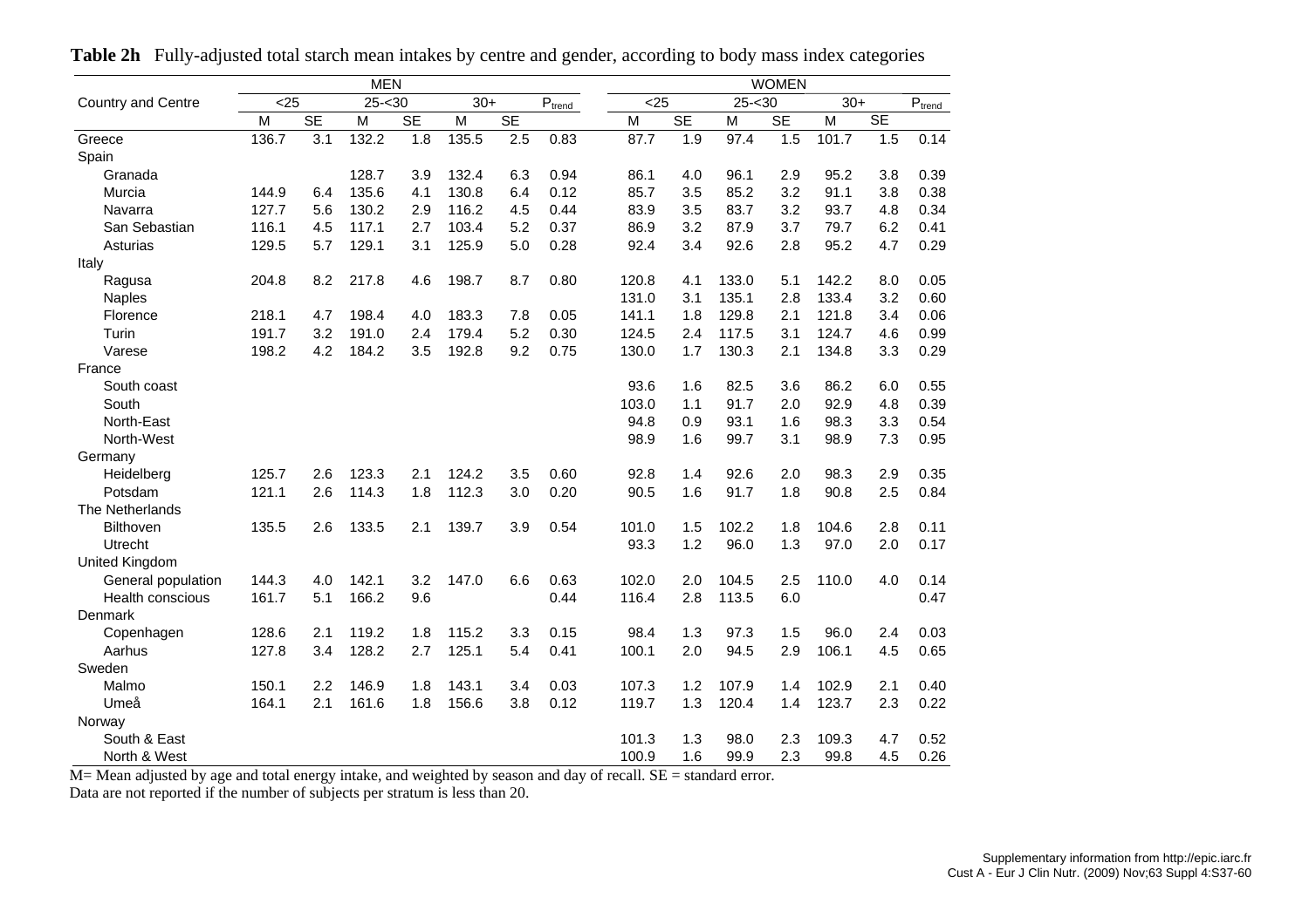**Table 2h** Fully-adjusted total starch mean intakes by centre and gender, according to body mass index categories

| Country and Centre | MEN | | | | | | | WOMEN | | | | | | |
|---|---|---|---|---|---|---|---|---|---|---|---|---|---|---|
| | <25 | | 25-<30 | | 30+ | | $P_{trend}$ | <25 | | 25-<30 | | 30+ | | $P_{trend}$ |
| | M | SE | M | SE | M | SE | | M | SE | M | SE | M | SE | |
| Greece | 136.7 | 3.1 | 132.2 | 1.8 | 135.5 | 2.5 | 0.83 | 87.7 | 1.9 | 97.4 | 1.5 | 101.7 | 1.5 | 0.14 |
| Spain | | | | | | | | | | | | | | |
| Granada | | | 128.7 | 3.9 | 132.4 | 6.3 | 0.94 | 86.1 | 4.0 | 96.1 | 2.9 | 95.2 | 3.8 | 0.39 |
| Murcia | 144.9 | 6.4 | 135.6 | 4.1 | 130.8 | 6.4 | 0.12 | 85.7 | 3.5 | 85.2 | 3.2 | 91.1 | 3.8 | 0.38 |
| Navarra | 127.7 | 5.6 | 130.2 | 2.9 | 116.2 | 4.5 | 0.44 | 83.9 | 3.5 | 83.7 | 3.2 | 93.7 | 4.8 | 0.34 |
| San Sebastian | 116.1 | 4.5 | 117.1 | 2.7 | 103.4 | 5.2 | 0.37 | 86.9 | 3.2 | 87.9 | 3.7 | 79.7 | 6.2 | 0.41 |
| Asturias | 129.5 | 5.7 | 129.1 | 3.1 | 125.9 | 5.0 | 0.28 | 92.4 | 3.4 | 92.6 | 2.8 | 95.2 | 4.7 | 0.29 |
| Italy | | | | | | | | | | | | | | |
| Ragusa | 204.8 | 8.2 | 217.8 | 4.6 | 198.7 | 8.7 | 0.80 | 120.8 | 4.1 | 133.0 | 5.1 | 142.2 | 8.0 | 0.05 |
| Naples | | | | | | | | 131.0 | 3.1 | 135.1 | 2.8 | 133.4 | 3.2 | 0.60 |
| Florence | 218.1 | 4.7 | 198.4 | 4.0 | 183.3 | 7.8 | 0.05 | 141.1 | 1.8 | 129.8 | 2.1 | 121.8 | 3.4 | 0.06 |
| Turin | 191.7 | 3.2 | 191.0 | 2.4 | 179.4 | 5.2 | 0.30 | 124.5 | 2.4 | 117.5 | 3.1 | 124.7 | 4.6 | 0.99 |
| Varese | 198.2 | 4.2 | 184.2 | 3.5 | 192.8 | 9.2 | 0.75 | 130.0 | 1.7 | 130.3 | 2.1 | 134.8 | 3.3 | 0.29 |
| France | | | | | | | | | | | | | | |
| South coast | | | | | | | | 93.6 | 1.6 | 82.5 | 3.6 | 86.2 | 6.0 | 0.55 |
| South | | | | | | | | 103.0 | 1.1 | 91.7 | 2.0 | 92.9 | 4.8 | 0.39 |
| North-East | | | | | | | | 94.8 | 0.9 | 93.1 | 1.6 | 98.3 | 3.3 | 0.54 |
| North-West | | | | | | | | 98.9 | 1.6 | 99.7 | 3.1 | 98.9 | 7.3 | 0.95 |
| Germany | | | | | | | | | | | | | | |
| Heidelberg | 125.7 | 2.6 | 123.3 | 2.1 | 124.2 | 3.5 | 0.60 | 92.8 | 1.4 | 92.6 | 2.0 | 98.3 | 2.9 | 0.35 |
| Potsdam | 121.1 | 2.6 | 114.3 | 1.8 | 112.3 | 3.0 | 0.20 | 90.5 | 1.6 | 91.7 | 1.8 | 90.8 | 2.5 | 0.84 |
| The Netherlands | | | | | | | | | | | | | | |
| Bilthoven | 135.5 | 2.6 | 133.5 | 2.1 | 139.7 | 3.9 | 0.54 | 101.0 | 1.5 | 102.2 | 1.8 | 104.6 | 2.8 | 0.11 |
| Utrecht | | | | | | | | 93.3 | 1.2 | 96.0 | 1.3 | 97.0 | 2.0 | 0.17 |
| United Kingdom | | | | | | | | | | | | | | |
| General population | 144.3 | 4.0 | 142.1 | 3.2 | 147.0 | 6.6 | 0.63 | 102.0 | 2.0 | 104.5 | 2.5 | 110.0 | 4.0 | 0.14 |
| Health conscious | 161.7 | 5.1 | 166.2 | 9.6 | | | 0.44 | 116.4 | 2.8 | 113.5 | 6.0 | | | 0.47 |
| Denmark | | | | | | | | | | | | | | |
| Copenhagen | 128.6 | 2.1 | 119.2 | 1.8 | 115.2 | 3.3 | 0.15 | 98.4 | 1.3 | 97.3 | 1.5 | 96.0 | 2.4 | 0.03 |
| Aarhus | 127.8 | 3.4 | 128.2 | 2.7 | 125.1 | 5.4 | 0.41 | 100.1 | 2.0 | 94.5 | 2.9 | 106.1 | 4.5 | 0.65 |
| Sweden | | | | | | | | | | | | | | |
| Malmo | 150.1 | 2.2 | 146.9 | 1.8 | 143.1 | 3.4 | 0.03 | 107.3 | 1.2 | 107.9 | 1.4 | 102.9 | 2.1 | 0.40 |
| Umeå | 164.1 | 2.1 | 161.6 | 1.8 | 156.6 | 3.8 | 0.12 | 119.7 | 1.3 | 120.4 | 1.4 | 123.7 | 2.3 | 0.22 |
| Norway | | | | | | | | | | | | | | |
| South & East | | | | | | | | 101.3 | 1.3 | 98.0 | 2.3 | 109.3 | 4.7 | 0.52 |
| North & West | | | | | | | | 100.9 | 1.6 | 99.9 | 2.3 | 99.8 | 4.5 | 0.26 |

M= Mean adjusted by age and total energy intake, and weighted by season and day of recall. SE = standard error.
Data are not reported if the number of subjects per stratum is less than 20.

Supplementary information from http://epic.iarc.fr
Cust A - Eur J Clin Nutr. (2009) Nov;63 Suppl 4:S37-60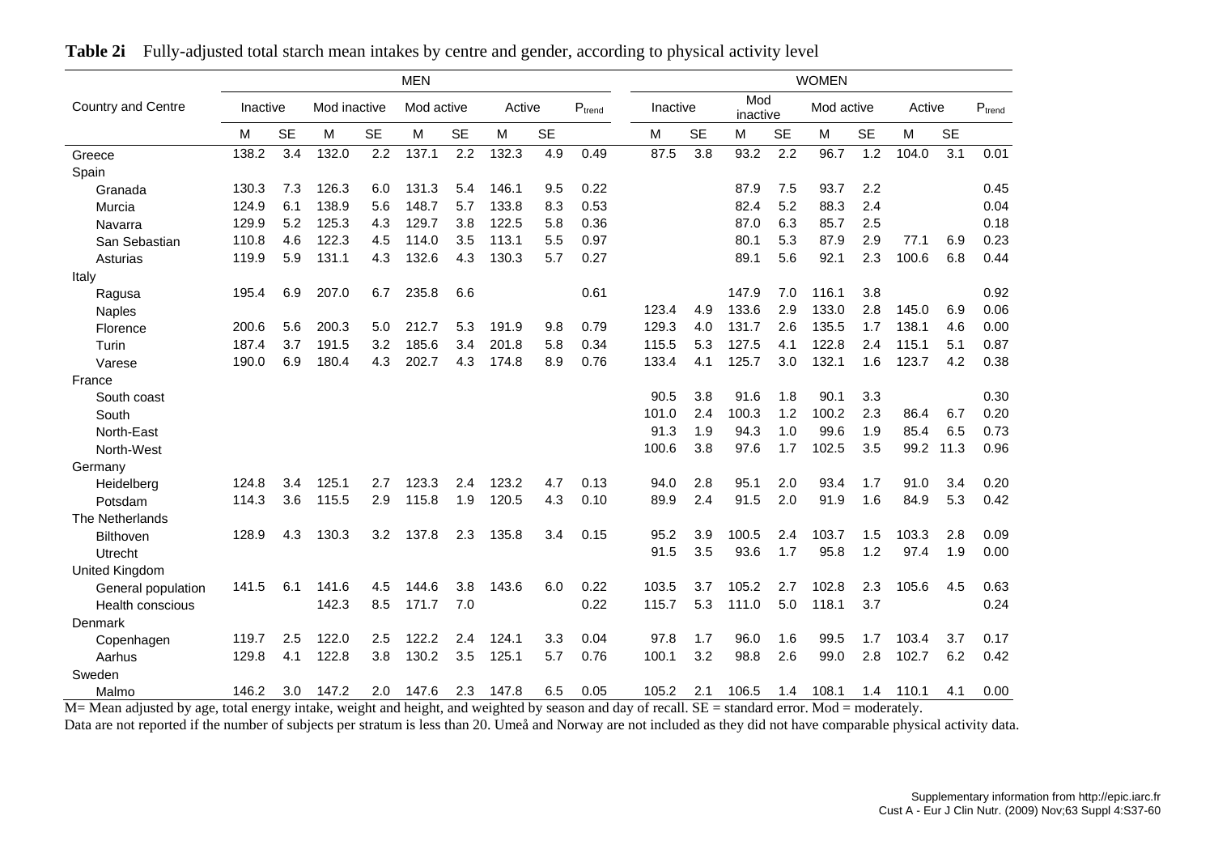**Table 2i** Fully-adjusted total starch mean intakes by centre and gender, according to physical activity level

| Country and Centre | MEN | | | | | | | | | WOMEN | | | | | | | | |
|---|---|---|---|---|---|---|---|---|---|---|---|---|---|---|---|---|---|---|
| | Inactive | | Mod inactive | | Mod active | | Active | | $P_{trend}$ | Inactive | | Mod inactive | | Mod active | | Active | | $P_{trend}$ |
| | M | SE | M | SE | M | SE | M | SE | | M | SE | M | SE | M | SE | M | SE | |
| Greece | 138.2 | 3.4 | 132.0 | 2.2 | 137.1 | 2.2 | 132.3 | 4.9 | 0.49 | 87.5 | 3.8 | 93.2 | 2.2 | 96.7 | 1.2 | 104.0 | 3.1 | 0.01 |
| Spain | | | | | | | | | | | | | | | | | | |
| Granada | 130.3 | 7.3 | 126.3 | 6.0 | 131.3 | 5.4 | 146.1 | 9.5 | 0.22 | | | 87.9 | 7.5 | 93.7 | 2.2 | | | 0.45 |
| Murcia | 124.9 | 6.1 | 138.9 | 5.6 | 148.7 | 5.7 | 133.8 | 8.3 | 0.53 | | | 82.4 | 5.2 | 88.3 | 2.4 | | | 0.04 |
| Navarra | 129.9 | 5.2 | 125.3 | 4.3 | 129.7 | 3.8 | 122.5 | 5.8 | 0.36 | | | 87.0 | 6.3 | 85.7 | 2.5 | | | 0.18 |
| San Sebastian | 110.8 | 4.6 | 122.3 | 4.5 | 114.0 | 3.5 | 113.1 | 5.5 | 0.97 | | | 80.1 | 5.3 | 87.9 | 2.9 | 77.1 | 6.9 | 0.23 |
| Asturias | 119.9 | 5.9 | 131.1 | 4.3 | 132.6 | 4.3 | 130.3 | 5.7 | 0.27 | | | 89.1 | 5.6 | 92.1 | 2.3 | 100.6 | 6.8 | 0.44 |
| Italy | | | | | | | | | | | | | | | | | | |
| Ragusa | 195.4 | 6.9 | 207.0 | 6.7 | 235.8 | 6.6 | | | 0.61 | | | 147.9 | 7.0 | 116.1 | 3.8 | | | 0.92 |
| Naples | | | | | | | | | | 123.4 | 4.9 | 133.6 | 2.9 | 133.0 | 2.8 | 145.0 | 6.9 | 0.06 |
| Florence | 200.6 | 5.6 | 200.3 | 5.0 | 212.7 | 5.3 | 191.9 | 9.8 | 0.79 | 129.3 | 4.0 | 131.7 | 2.6 | 135.5 | 1.7 | 138.1 | 4.6 | 0.00 |
| Turin | 187.4 | 3.7 | 191.5 | 3.2 | 185.6 | 3.4 | 201.8 | 5.8 | 0.34 | 115.5 | 5.3 | 127.5 | 4.1 | 122.8 | 2.4 | 115.1 | 5.1 | 0.87 |
| Varese | 190.0 | 6.9 | 180.4 | 4.3 | 202.7 | 4.3 | 174.8 | 8.9 | 0.76 | 133.4 | 4.1 | 125.7 | 3.0 | 132.1 | 1.6 | 123.7 | 4.2 | 0.38 |
| France | | | | | | | | | | | | | | | | | | |
| South coast | | | | | | | | | | 90.5 | 3.8 | 91.6 | 1.8 | 90.1 | 3.3 | | | 0.30 |
| South | | | | | | | | | | 101.0 | 2.4 | 100.3 | 1.2 | 100.2 | 2.3 | 86.4 | 6.7 | 0.20 |
| North-East | | | | | | | | | | 91.3 | 1.9 | 94.3 | 1.0 | 99.6 | 1.9 | 85.4 | 6.5 | 0.73 |
| North-West | | | | | | | | | | 100.6 | 3.8 | 97.6 | 1.7 | 102.5 | 3.5 | 99.2 | 11.3 | 0.96 |
| Germany | | | | | | | | | | | | | | | | | | |
| Heidelberg | 124.8 | 3.4 | 125.1 | 2.7 | 123.3 | 2.4 | 123.2 | 4.7 | 0.13 | 94.0 | 2.8 | 95.1 | 2.0 | 93.4 | 1.7 | 91.0 | 3.4 | 0.20 |
| Potsdam | 114.3 | 3.6 | 115.5 | 2.9 | 115.8 | 1.9 | 120.5 | 4.3 | 0.10 | 89.9 | 2.4 | 91.5 | 2.0 | 91.9 | 1.6 | 84.9 | 5.3 | 0.42 |
| The Netherlands | | | | | | | | | | | | | | | | | | |
| Bilthoven | 128.9 | 4.3 | 130.3 | 3.2 | 137.8 | 2.3 | 135.8 | 3.4 | 0.15 | 95.2 | 3.9 | 100.5 | 2.4 | 103.7 | 1.5 | 103.3 | 2.8 | 0.09 |
| Utrecht | | | | | | | | | | 91.5 | 3.5 | 93.6 | 1.7 | 95.8 | 1.2 | 97.4 | 1.9 | 0.00 |
| United Kingdom | | | | | | | | | | | | | | | | | | |
| General population | 141.5 | 6.1 | 141.6 | 4.5 | 144.6 | 3.8 | 143.6 | 6.0 | 0.22 | 103.5 | 3.7 | 105.2 | 2.7 | 102.8 | 2.3 | 105.6 | 4.5 | 0.63 |
| Health conscious | | | 142.3 | 8.5 | 171.7 | 7.0 | | | 0.22 | 115.7 | 5.3 | 111.0 | 5.0 | 118.1 | 3.7 | | | 0.24 |
| Denmark | | | | | | | | | | | | | | | | | | |
| Copenhagen | 119.7 | 2.5 | 122.0 | 2.5 | 122.2 | 2.4 | 124.1 | 3.3 | 0.04 | 97.8 | 1.7 | 96.0 | 1.6 | 99.5 | 1.7 | 103.4 | 3.7 | 0.17 |
| Aarhus | 129.8 | 4.1 | 122.8 | 3.8 | 130.2 | 3.5 | 125.1 | 5.7 | 0.76 | 100.1 | 3.2 | 98.8 | 2.6 | 99.0 | 2.8 | 102.7 | 6.2 | 0.42 |
| Sweden | | | | | | | | | | | | | | | | | | |
| Malmo | 146.2 | 3.0 | 147.2 | 2.0 | 147.6 | 2.3 | 147.8 | 6.5 | 0.05 | 105.2 | 2.1 | 106.5 | 1.4 | 108.1 | 1.4 | 110.1 | 4.1 | 0.00 |

M= Mean adjusted by age, total energy intake, weight and height, and weighted by season and day of recall. SE = standard error. Mod = moderately.
Data are not reported if the number of subjects per stratum is less than 20. Umeå and Norway are not included as they did not have comparable physical activity data.

Supplementary information from http://epic.iarc.fr
Cust A - Eur J Clin Nutr. (2009) Nov;63 Suppl 4:S37-60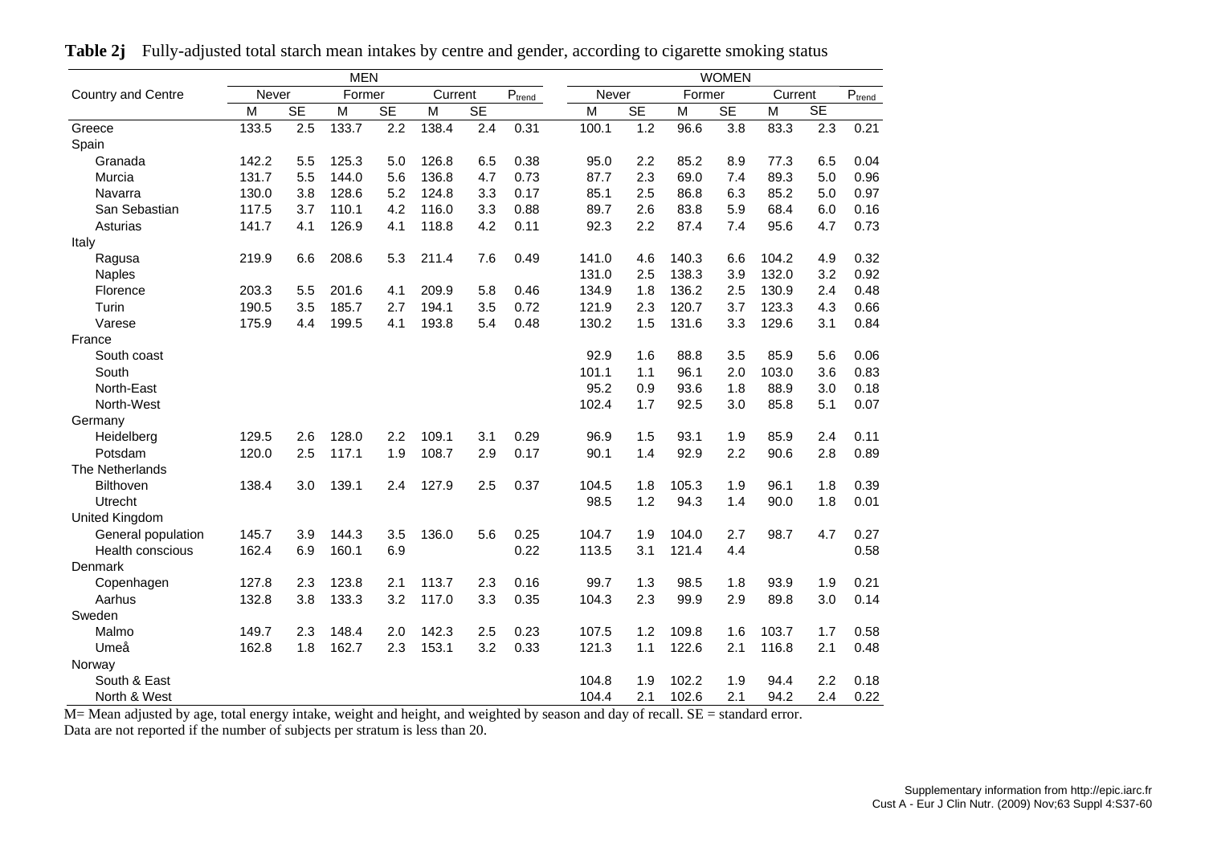**Table 2j** Fully-adjusted total starch mean intakes by centre and gender, according to cigarette smoking status

| Country and Centre | MEN | | | | | | | WOMEN | | | | | | |
|---|---|---|---|---|---|---|---|---|---|---|---|---|---|---|
| | Never | | Former | | Current | | $P_{trend}$ | Never | | Former | | Current | | $P_{trend}$ |
| | M | SE | M | SE | M | SE | | M | SE | M | SE | M | SE | |
| Greece | 133.5 | 2.5 | 133.7 | 2.2 | 138.4 | 2.4 | 0.31 | 100.1 | 1.2 | 96.6 | 3.8 | 83.3 | 2.3 | 0.21 |
| Spain | | | | | | | | | | | | | | |
| Granada | 142.2 | 5.5 | 125.3 | 5.0 | 126.8 | 6.5 | 0.38 | 95.0 | 2.2 | 85.2 | 8.9 | 77.3 | 6.5 | 0.04 |
| Murcia | 131.7 | 5.5 | 144.0 | 5.6 | 136.8 | 4.7 | 0.73 | 87.7 | 2.3 | 69.0 | 7.4 | 89.3 | 5.0 | 0.96 |
| Navarra | 130.0 | 3.8 | 128.6 | 5.2 | 124.8 | 3.3 | 0.17 | 85.1 | 2.5 | 86.8 | 6.3 | 85.2 | 5.0 | 0.97 |
| San Sebastian | 117.5 | 3.7 | 110.1 | 4.2 | 116.0 | 3.3 | 0.88 | 89.7 | 2.6 | 83.8 | 5.9 | 68.4 | 6.0 | 0.16 |
| Asturias | 141.7 | 4.1 | 126.9 | 4.1 | 118.8 | 4.2 | 0.11 | 92.3 | 2.2 | 87.4 | 7.4 | 95.6 | 4.7 | 0.73 |
| Italy | | | | | | | | | | | | | | |
| Ragusa | 219.9 | 6.6 | 208.6 | 5.3 | 211.4 | 7.6 | 0.49 | 141.0 | 4.6 | 140.3 | 6.6 | 104.2 | 4.9 | 0.32 |
| Naples | | | | | | | | 131.0 | 2.5 | 138.3 | 3.9 | 132.0 | 3.2 | 0.92 |
| Florence | 203.3 | 5.5 | 201.6 | 4.1 | 209.9 | 5.8 | 0.46 | 134.9 | 1.8 | 136.2 | 2.5 | 130.9 | 2.4 | 0.48 |
| Turin | 190.5 | 3.5 | 185.7 | 2.7 | 194.1 | 3.5 | 0.72 | 121.9 | 2.3 | 120.7 | 3.7 | 123.3 | 4.3 | 0.66 |
| Varese | 175.9 | 4.4 | 199.5 | 4.1 | 193.8 | 5.4 | 0.48 | 130.2 | 1.5 | 131.6 | 3.3 | 129.6 | 3.1 | 0.84 |
| France | | | | | | | | | | | | | | |
| South coast | | | | | | | | 92.9 | 1.6 | 88.8 | 3.5 | 85.9 | 5.6 | 0.06 |
| South | | | | | | | | 101.1 | 1.1 | 96.1 | 2.0 | 103.0 | 3.6 | 0.83 |
| North-East | | | | | | | | 95.2 | 0.9 | 93.6 | 1.8 | 88.9 | 3.0 | 0.18 |
| North-West | | | | | | | | 102.4 | 1.7 | 92.5 | 3.0 | 85.8 | 5.1 | 0.07 |
| Germany | | | | | | | | | | | | | | |
| Heidelberg | 129.5 | 2.6 | 128.0 | 2.2 | 109.1 | 3.1 | 0.29 | 96.9 | 1.5 | 93.1 | 1.9 | 85.9 | 2.4 | 0.11 |
| Potsdam | 120.0 | 2.5 | 117.1 | 1.9 | 108.7 | 2.9 | 0.17 | 90.1 | 1.4 | 92.9 | 2.2 | 90.6 | 2.8 | 0.89 |
| The Netherlands | | | | | | | | | | | | | | |
| Bilthoven | 138.4 | 3.0 | 139.1 | 2.4 | 127.9 | 2.5 | 0.37 | 104.5 | 1.8 | 105.3 | 1.9 | 96.1 | 1.8 | 0.39 |
| Utrecht | | | | | | | | 98.5 | 1.2 | 94.3 | 1.4 | 90.0 | 1.8 | 0.01 |
| United Kingdom | | | | | | | | | | | | | | |
| General population | 145.7 | 3.9 | 144.3 | 3.5 | 136.0 | 5.6 | 0.25 | 104.7 | 1.9 | 104.0 | 2.7 | 98.7 | 4.7 | 0.27 |
| Health conscious | 162.4 | 6.9 | 160.1 | 6.9 | | | 0.22 | 113.5 | 3.1 | 121.4 | 4.4 | | | 0.58 |
| Denmark | | | | | | | | | | | | | | |
| Copenhagen | 127.8 | 2.3 | 123.8 | 2.1 | 113.7 | 2.3 | 0.16 | 99.7 | 1.3 | 98.5 | 1.8 | 93.9 | 1.9 | 0.21 |
| Aarhus | 132.8 | 3.8 | 133.3 | 3.2 | 117.0 | 3.3 | 0.35 | 104.3 | 2.3 | 99.9 | 2.9 | 89.8 | 3.0 | 0.14 |
| Sweden | | | | | | | | | | | | | | |
| Malmo | 149.7 | 2.3 | 148.4 | 2.0 | 142.3 | 2.5 | 0.23 | 107.5 | 1.2 | 109.8 | 1.6 | 103.7 | 1.7 | 0.58 |
| Umeå | 162.8 | 1.8 | 162.7 | 2.3 | 153.1 | 3.2 | 0.33 | 121.3 | 1.1 | 122.6 | 2.1 | 116.8 | 2.1 | 0.48 |
| Norway | | | | | | | | | | | | | | |
| South & East | | | | | | | | 104.8 | 1.9 | 102.2 | 1.9 | 94.4 | 2.2 | 0.18 |
| North & West | | | | | | | | 104.4 | 2.1 | 102.6 | 2.1 | 94.2 | 2.4 | 0.22 |

M= Mean adjusted by age, total energy intake, weight and height, and weighted by season and day of recall. SE = standard error.
Data are not reported if the number of subjects per stratum is less than 20.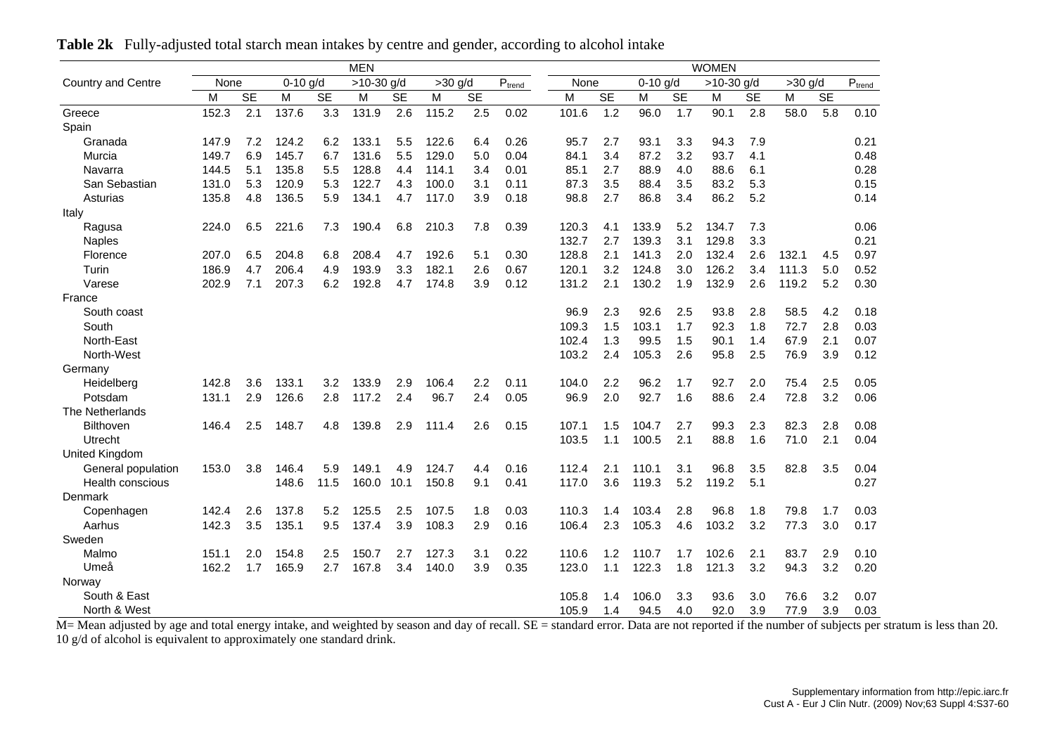**Table 2k** Fully-adjusted total starch mean intakes by centre and gender, according to alcohol intake

| Country and Centre | MEN | | | | | | | | | WOMEN | | | | | | | | |
|---|---|---|---|---|---|---|---|---|---|---|---|---|---|---|---|---|---|---|
| | None | | 0-10 g/d | | >10-30 g/d | | >30 g/d | | $P_{trend}$ | None | | 0-10 g/d | | >10-30 g/d | | >30 g/d | | $P_{trend}$ |
| | M | SE | M | SE | M | SE | M | SE | | M | SE | M | SE | M | SE | M | SE | |
| Greece | 152.3 | 2.1 | 137.6 | 3.3 | 131.9 | 2.6 | 115.2 | 2.5 | 0.02 | 101.6 | 1.2 | 96.0 | 1.7 | 90.1 | 2.8 | 58.0 | 5.8 | 0.10 |
| Spain | | | | | | | | | | | | | | | | | | |
| Granada | 147.9 | 7.2 | 124.2 | 6.2 | 133.1 | 5.5 | 122.6 | 6.4 | 0.26 | 95.7 | 2.7 | 93.1 | 3.3 | 94.3 | 7.9 | | | 0.21 |
| Murcia | 149.7 | 6.9 | 145.7 | 6.7 | 131.6 | 5.5 | 129.0 | 5.0 | 0.04 | 84.1 | 3.4 | 87.2 | 3.2 | 93.7 | 4.1 | | | 0.48 |
| Navarra | 144.5 | 5.1 | 135.8 | 5.5 | 128.8 | 4.4 | 114.1 | 3.4 | 0.01 | 85.1 | 2.7 | 88.9 | 4.0 | 88.6 | 6.1 | | | 0.28 |
| San Sebastian | 131.0 | 5.3 | 120.9 | 5.3 | 122.7 | 4.3 | 100.0 | 3.1 | 0.11 | 87.3 | 3.5 | 88.4 | 3.5 | 83.2 | 5.3 | | | 0.15 |
| Asturias | 135.8 | 4.8 | 136.5 | 5.9 | 134.1 | 4.7 | 117.0 | 3.9 | 0.18 | 98.8 | 2.7 | 86.8 | 3.4 | 86.2 | 5.2 | | | 0.14 |
| Italy | | | | | | | | | | | | | | | | | | |
| Ragusa | 224.0 | 6.5 | 221.6 | 7.3 | 190.4 | 6.8 | 210.3 | 7.8 | 0.39 | 120.3 | 4.1 | 133.9 | 5.2 | 134.7 | 7.3 | | | 0.06 |
| Naples | | | | | | | | | | 132.7 | 2.7 | 139.3 | 3.1 | 129.8 | 3.3 | | | 0.21 |
| Florence | 207.0 | 6.5 | 204.8 | 6.8 | 208.4 | 4.7 | 192.6 | 5.1 | 0.30 | 128.8 | 2.1 | 141.3 | 2.0 | 132.4 | 2.6 | 132.1 | 4.5 | 0.97 |
| Turin | 186.9 | 4.7 | 206.4 | 4.9 | 193.9 | 3.3 | 182.1 | 2.6 | 0.67 | 120.1 | 3.2 | 124.8 | 3.0 | 126.2 | 3.4 | 111.3 | 5.0 | 0.52 |
| Varese | 202.9 | 7.1 | 207.3 | 6.2 | 192.8 | 4.7 | 174.8 | 3.9 | 0.12 | 131.2 | 2.1 | 130.2 | 1.9 | 132.9 | 2.6 | 119.2 | 5.2 | 0.30 |
| France | | | | | | | | | | | | | | | | | | |
| South coast | | | | | | | | | | 96.9 | 2.3 | 92.6 | 2.5 | 93.8 | 2.8 | 58.5 | 4.2 | 0.18 |
| South | | | | | | | | | | 109.3 | 1.5 | 103.1 | 1.7 | 92.3 | 1.8 | 72.7 | 2.8 | 0.03 |
| North-East | | | | | | | | | | 102.4 | 1.3 | 99.5 | 1.5 | 90.1 | 1.4 | 67.9 | 2.1 | 0.07 |
| North-West | | | | | | | | | | 103.2 | 2.4 | 105.3 | 2.6 | 95.8 | 2.5 | 76.9 | 3.9 | 0.12 |
| Germany | | | | | | | | | | | | | | | | | | |
| Heidelberg | 142.8 | 3.6 | 133.1 | 3.2 | 133.9 | 2.9 | 106.4 | 2.2 | 0.11 | 104.0 | 2.2 | 96.2 | 1.7 | 92.7 | 2.0 | 75.4 | 2.5 | 0.05 |
| Potsdam | 131.1 | 2.9 | 126.6 | 2.8 | 117.2 | 2.4 | 96.7 | 2.4 | 0.05 | 96.9 | 2.0 | 92.7 | 1.6 | 88.6 | 2.4 | 72.8 | 3.2 | 0.06 |
| The Netherlands | | | | | | | | | | | | | | | | | | |
| Bilthoven | 146.4 | 2.5 | 148.7 | 4.8 | 139.8 | 2.9 | 111.4 | 2.6 | 0.15 | 107.1 | 1.5 | 104.7 | 2.7 | 99.3 | 2.3 | 82.3 | 2.8 | 0.08 |
| Utrecht | | | | | | | | | | 103.5 | 1.1 | 100.5 | 2.1 | 88.8 | 1.6 | 71.0 | 2.1 | 0.04 |
| United Kingdom | | | | | | | | | | | | | | | | | | |
| General population | 153.0 | 3.8 | 146.4 | 5.9 | 149.1 | 4.9 | 124.7 | 4.4 | 0.16 | 112.4 | 2.1 | 110.1 | 3.1 | 96.8 | 3.5 | 82.8 | 3.5 | 0.04 |
| Health conscious | | | 148.6 | 11.5 | 160.0 | 10.1 | 150.8 | 9.1 | 0.41 | 117.0 | 3.6 | 119.3 | 5.2 | 119.2 | 5.1 | | | 0.27 |
| Denmark | | | | | | | | | | | | | | | | | | |
| Copenhagen | 142.4 | 2.6 | 137.8 | 5.2 | 125.5 | 2.5 | 107.5 | 1.8 | 0.03 | 110.3 | 1.4 | 103.4 | 2.8 | 96.8 | 1.8 | 79.8 | 1.7 | 0.03 |
| Aarhus | 142.3 | 3.5 | 135.1 | 9.5 | 137.4 | 3.9 | 108.3 | 2.9 | 0.16 | 106.4 | 2.3 | 105.3 | 4.6 | 103.2 | 3.2 | 77.3 | 3.0 | 0.17 |
| Sweden | | | | | | | | | | | | | | | | | | |
| Malmo | 151.1 | 2.0 | 154.8 | 2.5 | 150.7 | 2.7 | 127.3 | 3.1 | 0.22 | 110.6 | 1.2 | 110.7 | 1.7 | 102.6 | 2.1 | 83.7 | 2.9 | 0.10 |
| Umeå | 162.2 | 1.7 | 165.9 | 2.7 | 167.8 | 3.4 | 140.0 | 3.9 | 0.35 | 123.0 | 1.1 | 122.3 | 1.8 | 121.3 | 3.2 | 94.3 | 3.2 | 0.20 |
| Norway | | | | | | | | | | | | | | | | | | |
| South & East | | | | | | | | | | 105.8 | 1.4 | 106.0 | 3.3 | 93.6 | 3.0 | 76.6 | 3.2 | 0.07 |
| North & West | | | | | | | | | | 105.9 | 1.4 | 94.5 | 4.0 | 92.0 | 3.9 | 77.9 | 3.9 | 0.03 |

M= Mean adjusted by age and total energy intake, and weighted by season and day of recall. SE = standard error. Data are not reported if the number of subjects per stratum is less than 20.
10 g/d of alcohol is equivalent to approximately one standard drink.

Supplementary information from http://epic.iarc.fr
Cust A - Eur J Clin Nutr. (2009) Nov;63 Suppl 4:S37-60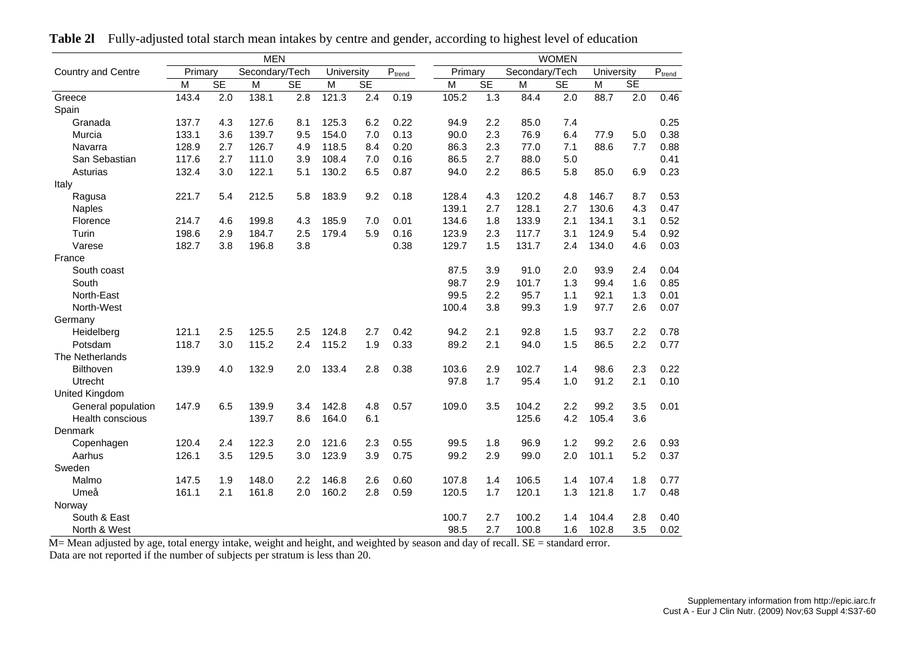**Table 2l** Fully-adjusted total starch mean intakes by centre and gender, according to highest level of education

| Country and Centre | MEN | | | | | | | WOMEN | | | | | | |
|---|---|---|---|---|---|---|---|---|---|---|---|---|---|---|
| | Primary | | Secondary/Tech | | University | | $P_{trend}$ | Primary | | Secondary/Tech | | University | | $P_{trend}$ |
| | M | SE | M | SE | M | SE | | M | SE | M | SE | M | SE | |
| Greece | 143.4 | 2.0 | 138.1 | 2.8 | 121.3 | 2.4 | 0.19 | 105.2 | 1.3 | 84.4 | 2.0 | 88.7 | 2.0 | 0.46 |
| Spain | | | | | | | | | | | | | | |
| Granada | 137.7 | 4.3 | 127.6 | 8.1 | 125.3 | 6.2 | 0.22 | 94.9 | 2.2 | 85.0 | 7.4 | | | 0.25 |
| Murcia | 133.1 | 3.6 | 139.7 | 9.5 | 154.0 | 7.0 | 0.13 | 90.0 | 2.3 | 76.9 | 6.4 | 77.9 | 5.0 | 0.38 |
| Navarra | 128.9 | 2.7 | 126.7 | 4.9 | 118.5 | 8.4 | 0.20 | 86.3 | 2.3 | 77.0 | 7.1 | 88.6 | 7.7 | 0.88 |
| San Sebastian | 117.6 | 2.7 | 111.0 | 3.9 | 108.4 | 7.0 | 0.16 | 86.5 | 2.7 | 88.0 | 5.0 | | | 0.41 |
| Asturias | 132.4 | 3.0 | 122.1 | 5.1 | 130.2 | 6.5 | 0.87 | 94.0 | 2.2 | 86.5 | 5.8 | 85.0 | 6.9 | 0.23 |
| Italy | | | | | | | | | | | | | | |
| Ragusa | 221.7 | 5.4 | 212.5 | 5.8 | 183.9 | 9.2 | 0.18 | 128.4 | 4.3 | 120.2 | 4.8 | 146.7 | 8.7 | 0.53 |
| Naples | | | | | | | | 139.1 | 2.7 | 128.1 | 2.7 | 130.6 | 4.3 | 0.47 |
| Florence | 214.7 | 4.6 | 199.8 | 4.3 | 185.9 | 7.0 | 0.01 | 134.6 | 1.8 | 133.9 | 2.1 | 134.1 | 3.1 | 0.52 |
| Turin | 198.6 | 2.9 | 184.7 | 2.5 | 179.4 | 5.9 | 0.16 | 123.9 | 2.3 | 117.7 | 3.1 | 124.9 | 5.4 | 0.92 |
| Varese | 182.7 | 3.8 | 196.8 | 3.8 | | | 0.38 | 129.7 | 1.5 | 131.7 | 2.4 | 134.0 | 4.6 | 0.03 |
| France | | | | | | | | | | | | | | |
| South coast | | | | | | | | 87.5 | 3.9 | 91.0 | 2.0 | 93.9 | 2.4 | 0.04 |
| South | | | | | | | | 98.7 | 2.9 | 101.7 | 1.3 | 99.4 | 1.6 | 0.85 |
| North-East | | | | | | | | 99.5 | 2.2 | 95.7 | 1.1 | 92.1 | 1.3 | 0.01 |
| North-West | | | | | | | | 100.4 | 3.8 | 99.3 | 1.9 | 97.7 | 2.6 | 0.07 |
| Germany | | | | | | | | | | | | | | |
| Heidelberg | 121.1 | 2.5 | 125.5 | 2.5 | 124.8 | 2.7 | 0.42 | 94.2 | 2.1 | 92.8 | 1.5 | 93.7 | 2.2 | 0.78 |
| Potsdam | 118.7 | 3.0 | 115.2 | 2.4 | 115.2 | 1.9 | 0.33 | 89.2 | 2.1 | 94.0 | 1.5 | 86.5 | 2.2 | 0.77 |
| The Netherlands | | | | | | | | | | | | | | |
| Bilthoven | 139.9 | 4.0 | 132.9 | 2.0 | 133.4 | 2.8 | 0.38 | 103.6 | 2.9 | 102.7 | 1.4 | 98.6 | 2.3 | 0.22 |
| Utrecht | | | | | | | | 97.8 | 1.7 | 95.4 | 1.0 | 91.2 | 2.1 | 0.10 |
| United Kingdom | | | | | | | | | | | | | | |
| General population | 147.9 | 6.5 | 139.9 | 3.4 | 142.8 | 4.8 | 0.57 | 109.0 | 3.5 | 104.2 | 2.2 | 99.2 | 3.5 | 0.01 |
| Health conscious | | | 139.7 | 8.6 | 164.0 | 6.1 | | | | 125.6 | 4.2 | 105.4 | 3.6 | |
| Denmark | | | | | | | | | | | | | | |
| Copenhagen | 120.4 | 2.4 | 122.3 | 2.0 | 121.6 | 2.3 | 0.55 | 99.5 | 1.8 | 96.9 | 1.2 | 99.2 | 2.6 | 0.93 |
| Aarhus | 126.1 | 3.5 | 129.5 | 3.0 | 123.9 | 3.9 | 0.75 | 99.2 | 2.9 | 99.0 | 2.0 | 101.1 | 5.2 | 0.37 |
| Sweden | | | | | | | | | | | | | | |
| Malmo | 147.5 | 1.9 | 148.0 | 2.2 | 146.8 | 2.6 | 0.60 | 107.8 | 1.4 | 106.5 | 1.4 | 107.4 | 1.8 | 0.77 |
| Umeå | 161.1 | 2.1 | 161.8 | 2.0 | 160.2 | 2.8 | 0.59 | 120.5 | 1.7 | 120.1 | 1.3 | 121.8 | 1.7 | 0.48 |
| Norway | | | | | | | | | | | | | | |
| South & East | | | | | | | | 100.7 | 2.7 | 100.2 | 1.4 | 104.4 | 2.8 | 0.40 |
| North & West | | | | | | | | 98.5 | 2.7 | 100.8 | 1.6 | 102.8 | 3.5 | 0.02 |

M= Mean adjusted by age, total energy intake, weight and height, and weighted by season and day of recall. SE = standard error.
Data are not reported if the number of subjects per stratum is less than 20.

Supplementary information from http://epic.iarc.fr
Cust A - Eur J Clin Nutr. (2009) Nov;63 Suppl 4:S37-60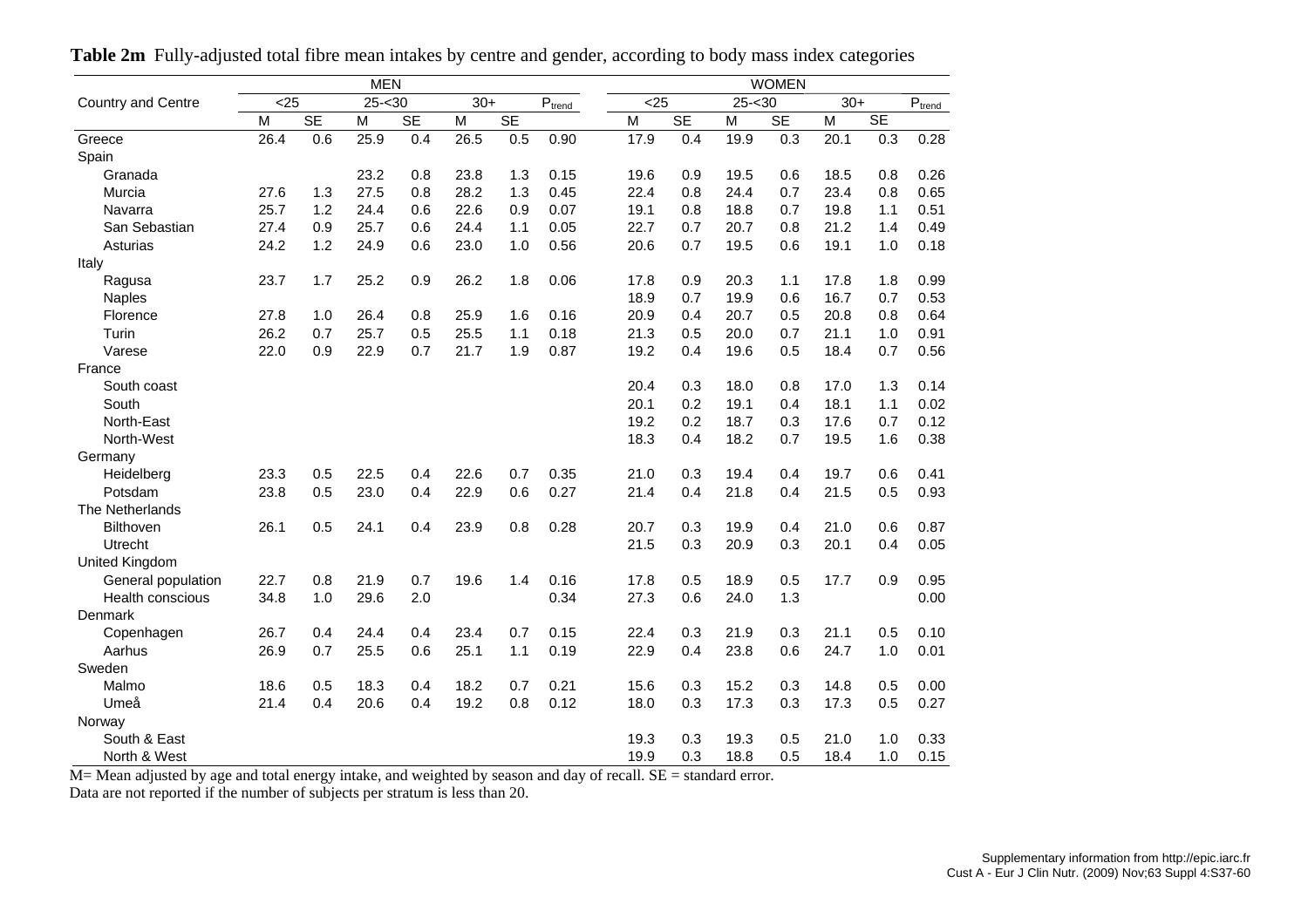**Table 2m** Fully-adjusted total fibre mean intakes by centre and gender, according to body mass index categories

| Country and Centre | MEN | | | | | | | WOMEN | | | | | | |
|---|---|---|---|---|---|---|---|---|---|---|---|---|---|---|
| | <25 | | 25-<30 | | 30+ | | $P_{trend}$ | <25 | | 25-<30 | | 30+ | | $P_{trend}$ |
| | M | SE | M | SE | M | SE | | M | SE | M | SE | M | SE | |
| Greece | 26.4 | 0.6 | 25.9 | 0.4 | 26.5 | 0.5 | 0.90 | 17.9 | 0.4 | 19.9 | 0.3 | 20.1 | 0.3 | 0.28 |
| Spain | | | | | | | | | | | | | | |
| Granada | | | 23.2 | 0.8 | 23.8 | 1.3 | 0.15 | 19.6 | 0.9 | 19.5 | 0.6 | 18.5 | 0.8 | 0.26 |
| Murcia | 27.6 | 1.3 | 27.5 | 0.8 | 28.2 | 1.3 | 0.45 | 22.4 | 0.8 | 24.4 | 0.7 | 23.4 | 0.8 | 0.65 |
| Navarra | 25.7 | 1.2 | 24.4 | 0.6 | 22.6 | 0.9 | 0.07 | 19.1 | 0.8 | 18.8 | 0.7 | 19.8 | 1.1 | 0.51 |
| San Sebastian | 27.4 | 0.9 | 25.7 | 0.6 | 24.4 | 1.1 | 0.05 | 22.7 | 0.7 | 20.7 | 0.8 | 21.2 | 1.4 | 0.49 |
| Asturias | 24.2 | 1.2 | 24.9 | 0.6 | 23.0 | 1.0 | 0.56 | 20.6 | 0.7 | 19.5 | 0.6 | 19.1 | 1.0 | 0.18 |
| Italy | | | | | | | | | | | | | | |
| Ragusa | 23.7 | 1.7 | 25.2 | 0.9 | 26.2 | 1.8 | 0.06 | 17.8 | 0.9 | 20.3 | 1.1 | 17.8 | 1.8 | 0.99 |
| Naples | | | | | | | | 18.9 | 0.7 | 19.9 | 0.6 | 16.7 | 0.7 | 0.53 |
| Florence | 27.8 | 1.0 | 26.4 | 0.8 | 25.9 | 1.6 | 0.16 | 20.9 | 0.4 | 20.7 | 0.5 | 20.8 | 0.8 | 0.64 |
| Turin | 26.2 | 0.7 | 25.7 | 0.5 | 25.5 | 1.1 | 0.18 | 21.3 | 0.5 | 20.0 | 0.7 | 21.1 | 1.0 | 0.91 |
| Varese | 22.0 | 0.9 | 22.9 | 0.7 | 21.7 | 1.9 | 0.87 | 19.2 | 0.4 | 19.6 | 0.5 | 18.4 | 0.7 | 0.56 |
| France | | | | | | | | | | | | | | |
| South coast | | | | | | | | 20.4 | 0.3 | 18.0 | 0.8 | 17.0 | 1.3 | 0.14 |
| South | | | | | | | | 20.1 | 0.2 | 19.1 | 0.4 | 18.1 | 1.1 | 0.02 |
| North-East | | | | | | | | 19.2 | 0.2 | 18.7 | 0.3 | 17.6 | 0.7 | 0.12 |
| North-West | | | | | | | | 18.3 | 0.4 | 18.2 | 0.7 | 19.5 | 1.6 | 0.38 |
| Germany | | | | | | | | | | | | | | |
| Heidelberg | 23.3 | 0.5 | 22.5 | 0.4 | 22.6 | 0.7 | 0.35 | 21.0 | 0.3 | 19.4 | 0.4 | 19.7 | 0.6 | 0.41 |
| Potsdam | 23.8 | 0.5 | 23.0 | 0.4 | 22.9 | 0.6 | 0.27 | 21.4 | 0.4 | 21.8 | 0.4 | 21.5 | 0.5 | 0.93 |
| The Netherlands | | | | | | | | | | | | | | |
| Bilthoven | 26.1 | 0.5 | 24.1 | 0.4 | 23.9 | 0.8 | 0.28 | 20.7 | 0.3 | 19.9 | 0.4 | 21.0 | 0.6 | 0.87 |
| Utrecht | | | | | | | | 21.5 | 0.3 | 20.9 | 0.3 | 20.1 | 0.4 | 0.05 |
| United Kingdom | | | | | | | | | | | | | | |
| General population | 22.7 | 0.8 | 21.9 | 0.7 | 19.6 | 1.4 | 0.16 | 17.8 | 0.5 | 18.9 | 0.5 | 17.7 | 0.9 | 0.95 |
| Health conscious | 34.8 | 1.0 | 29.6 | 2.0 | | | 0.34 | 27.3 | 0.6 | 24.0 | 1.3 | | | 0.00 |
| Denmark | | | | | | | | | | | | | | |
| Copenhagen | 26.7 | 0.4 | 24.4 | 0.4 | 23.4 | 0.7 | 0.15 | 22.4 | 0.3 | 21.9 | 0.3 | 21.1 | 0.5 | 0.10 |
| Aarhus | 26.9 | 0.7 | 25.5 | 0.6 | 25.1 | 1.1 | 0.19 | 22.9 | 0.4 | 23.8 | 0.6 | 24.7 | 1.0 | 0.01 |
| Sweden | | | | | | | | | | | | | | |
| Malmo | 18.6 | 0.5 | 18.3 | 0.4 | 18.2 | 0.7 | 0.21 | 15.6 | 0.3 | 15.2 | 0.3 | 14.8 | 0.5 | 0.00 |
| Umeå | 21.4 | 0.4 | 20.6 | 0.4 | 19.2 | 0.8 | 0.12 | 18.0 | 0.3 | 17.3 | 0.3 | 17.3 | 0.5 | 0.27 |
| Norway | | | | | | | | | | | | | | |
| South & East | | | | | | | | 19.3 | 0.3 | 19.3 | 0.5 | 21.0 | 1.0 | 0.33 |
| North & West | | | | | | | | 19.9 | 0.3 | 18.8 | 0.5 | 18.4 | 1.0 | 0.15 |

M= Mean adjusted by age and total energy intake, and weighted by season and day of recall. SE = standard error.
Data are not reported if the number of subjects per stratum is less than 20.

Supplementary information from http://epic.iarc.fr
Cust A - Eur J Clin Nutr. (2009) Nov;63 Suppl 4:S37-60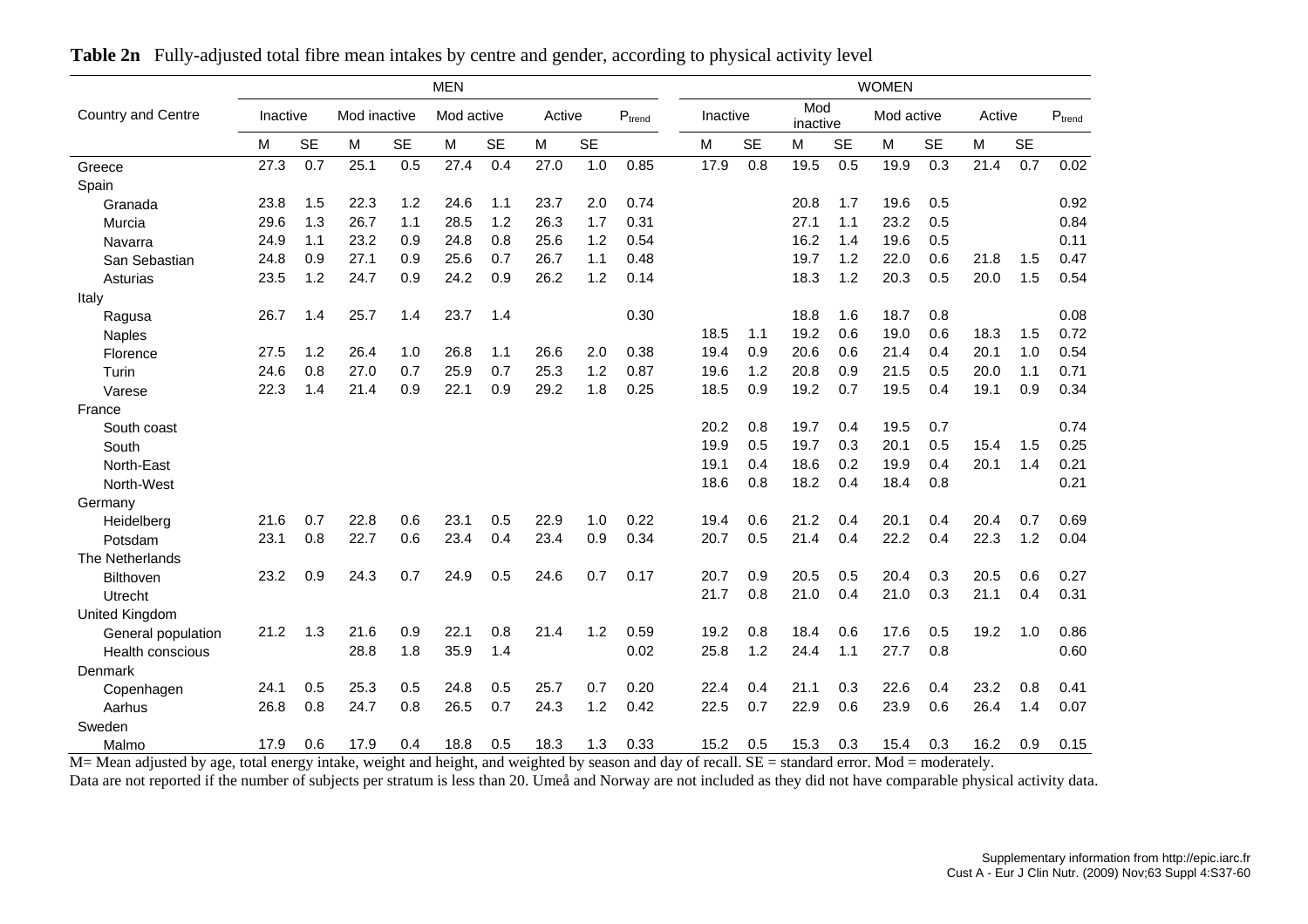**Table 2n** Fully-adjusted total fibre mean intakes by centre and gender, according to physical activity level

| Country and Centre | MEN | | | | | | | | | WOMEN | | | | | | | | |
|---|---|---|---|---|---|---|---|---|---|---|---|---|---|---|---|---|---|---|
| | Inactive | | Mod inactive | | Mod active | | Active | | $P_{trend}$ | Inactive | | Mod inactive | | Mod active | | Active | | $P_{trend}$ |
| | M | SE | M | SE | M | SE | M | SE | | M | SE | M | SE | M | SE | M | SE | |
| Greece | 27.3 | 0.7 | 25.1 | 0.5 | 27.4 | 0.4 | 27.0 | 1.0 | 0.85 | 17.9 | 0.8 | 19.5 | 0.5 | 19.9 | 0.3 | 21.4 | 0.7 | 0.02 |
| Spain | | | | | | | | | | | | | | | | | | |
| Granada | 23.8 | 1.5 | 22.3 | 1.2 | 24.6 | 1.1 | 23.7 | 2.0 | 0.74 | | | 20.8 | 1.7 | 19.6 | 0.5 | | | 0.92 |
| Murcia | 29.6 | 1.3 | 26.7 | 1.1 | 28.5 | 1.2 | 26.3 | 1.7 | 0.31 | | | 27.1 | 1.1 | 23.2 | 0.5 | | | 0.84 |
| Navarra | 24.9 | 1.1 | 23.2 | 0.9 | 24.8 | 0.8 | 25.6 | 1.2 | 0.54 | | | 16.2 | 1.4 | 19.6 | 0.5 | | | 0.11 |
| San Sebastian | 24.8 | 0.9 | 27.1 | 0.9 | 25.6 | 0.7 | 26.7 | 1.1 | 0.48 | | | 19.7 | 1.2 | 22.0 | 0.6 | 21.8 | 1.5 | 0.47 |
| Asturias | 23.5 | 1.2 | 24.7 | 0.9 | 24.2 | 0.9 | 26.2 | 1.2 | 0.14 | | | 18.3 | 1.2 | 20.3 | 0.5 | 20.0 | 1.5 | 0.54 |
| Italy | | | | | | | | | | | | | | | | | | |
| Ragusa | 26.7 | 1.4 | 25.7 | 1.4 | 23.7 | 1.4 | | | 0.30 | | | 18.8 | 1.6 | 18.7 | 0.8 | | | 0.08 |
| Naples | | | | | | | | | | 18.5 | 1.1 | 19.2 | 0.6 | 19.0 | 0.6 | 18.3 | 1.5 | 0.72 |
| Florence | 27.5 | 1.2 | 26.4 | 1.0 | 26.8 | 1.1 | 26.6 | 2.0 | 0.38 | 19.4 | 0.9 | 20.6 | 0.6 | 21.4 | 0.4 | 20.1 | 1.0 | 0.54 |
| Turin | 24.6 | 0.8 | 27.0 | 0.7 | 25.9 | 0.7 | 25.3 | 1.2 | 0.87 | 19.6 | 1.2 | 20.8 | 0.9 | 21.5 | 0.5 | 20.0 | 1.1 | 0.71 |
| Varese | 22.3 | 1.4 | 21.4 | 0.9 | 22.1 | 0.9 | 29.2 | 1.8 | 0.25 | 18.5 | 0.9 | 19.2 | 0.7 | 19.5 | 0.4 | 19.1 | 0.9 | 0.34 |
| France | | | | | | | | | | | | | | | | | | |
| South coast | | | | | | | | | | 20.2 | 0.8 | 19.7 | 0.4 | 19.5 | 0.7 | | | 0.74 |
| South | | | | | | | | | | 19.9 | 0.5 | 19.7 | 0.3 | 20.1 | 0.5 | 15.4 | 1.5 | 0.25 |
| North-East | | | | | | | | | | 19.1 | 0.4 | 18.6 | 0.2 | 19.9 | 0.4 | 20.1 | 1.4 | 0.21 |
| North-West | | | | | | | | | | 18.6 | 0.8 | 18.2 | 0.4 | 18.4 | 0.8 | | | 0.21 |
| Germany | | | | | | | | | | | | | | | | | | |
| Heidelberg | 21.6 | 0.7 | 22.8 | 0.6 | 23.1 | 0.5 | 22.9 | 1.0 | 0.22 | 19.4 | 0.6 | 21.2 | 0.4 | 20.1 | 0.4 | 20.4 | 0.7 | 0.69 |
| Potsdam | 23.1 | 0.8 | 22.7 | 0.6 | 23.4 | 0.4 | 23.4 | 0.9 | 0.34 | 20.7 | 0.5 | 21.4 | 0.4 | 22.2 | 0.4 | 22.3 | 1.2 | 0.04 |
| The Netherlands | | | | | | | | | | | | | | | | | | |
| Bilthoven | 23.2 | 0.9 | 24.3 | 0.7 | 24.9 | 0.5 | 24.6 | 0.7 | 0.17 | 20.7 | 0.9 | 20.5 | 0.5 | 20.4 | 0.3 | 20.5 | 0.6 | 0.27 |
| Utrecht | | | | | | | | | | 21.7 | 0.8 | 21.0 | 0.4 | 21.0 | 0.3 | 21.1 | 0.4 | 0.31 |
| United Kingdom | | | | | | | | | | | | | | | | | | |
| General population | 21.2 | 1.3 | 21.6 | 0.9 | 22.1 | 0.8 | 21.4 | 1.2 | 0.59 | 19.2 | 0.8 | 18.4 | 0.6 | 17.6 | 0.5 | 19.2 | 1.0 | 0.86 |
| Health conscious | | | 28.8 | 1.8 | 35.9 | 1.4 | | | 0.02 | 25.8 | 1.2 | 24.4 | 1.1 | 27.7 | 0.8 | | | 0.60 |
| Denmark | | | | | | | | | | | | | | | | | | |
| Copenhagen | 24.1 | 0.5 | 25.3 | 0.5 | 24.8 | 0.5 | 25.7 | 0.7 | 0.20 | 22.4 | 0.4 | 21.1 | 0.3 | 22.6 | 0.4 | 23.2 | 0.8 | 0.41 |
| Aarhus | 26.8 | 0.8 | 24.7 | 0.8 | 26.5 | 0.7 | 24.3 | 1.2 | 0.42 | 22.5 | 0.7 | 22.9 | 0.6 | 23.9 | 0.6 | 26.4 | 1.4 | 0.07 |
| Sweden | | | | | | | | | | | | | | | | | | |
| Malmo | 17.9 | 0.6 | 17.9 | 0.4 | 18.8 | 0.5 | 18.3 | 1.3 | 0.33 | 15.2 | 0.5 | 15.3 | 0.3 | 15.4 | 0.3 | 16.2 | 0.9 | 0.15 |

M= Mean adjusted by age, total energy intake, weight and height, and weighted by season and day of recall. SE = standard error. Mod = moderately.
Data are not reported if the number of subjects per stratum is less than 20. Umeå and Norway are not included as they did not have comparable physical activity data.

Supplementary information from http://epic.iarc.fr
Cust A - Eur J Clin Nutr. (2009) Nov;63 Suppl 4:S37-60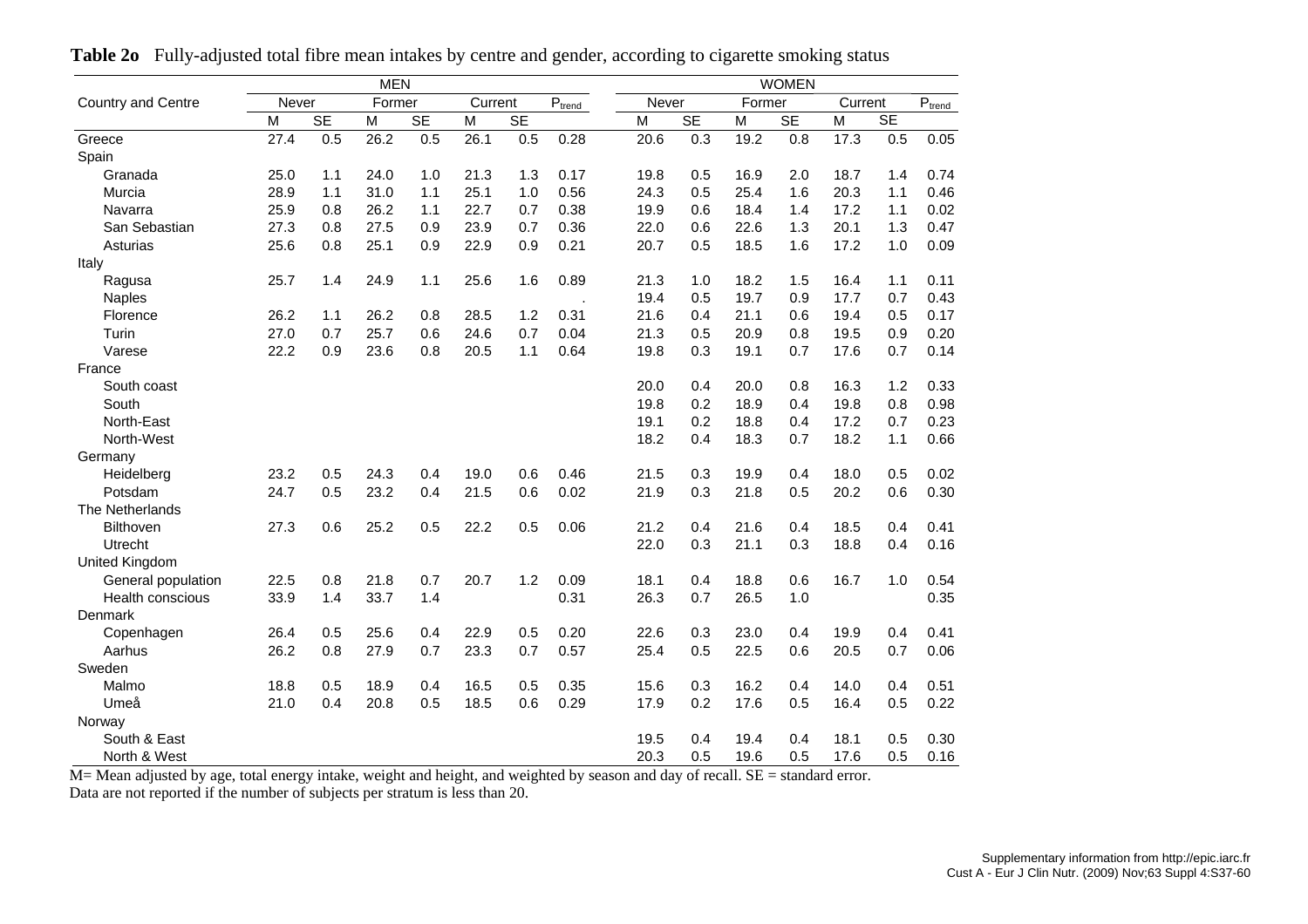**Table 2o** Fully-adjusted total fibre mean intakes by centre and gender, according to cigarette smoking status

| Country and Centre | MEN | | | | | | | WOMEN | | | | | | |
|---|---|---|---|---|---|---|---|---|---|---|---|---|---|---|
| | Never | | Former | | Current | | $P_{trend}$ | Never | | Former | | Current | | $P_{trend}$ |
| | M | SE | M | SE | M | SE | | M | SE | M | SE | M | SE | |
| Greece | 27.4 | 0.5 | 26.2 | 0.5 | 26.1 | 0.5 | 0.28 | 20.6 | 0.3 | 19.2 | 0.8 | 17.3 | 0.5 | 0.05 |
| Spain | | | | | | | | | | | | | | |
| Granada | 25.0 | 1.1 | 24.0 | 1.0 | 21.3 | 1.3 | 0.17 | 19.8 | 0.5 | 16.9 | 2.0 | 18.7 | 1.4 | 0.74 |
| Murcia | 28.9 | 1.1 | 31.0 | 1.1 | 25.1 | 1.0 | 0.56 | 24.3 | 0.5 | 25.4 | 1.6 | 20.3 | 1.1 | 0.46 |
| Navarra | 25.9 | 0.8 | 26.2 | 1.1 | 22.7 | 0.7 | 0.38 | 19.9 | 0.6 | 18.4 | 1.4 | 17.2 | 1.1 | 0.02 |
| San Sebastian | 27.3 | 0.8 | 27.5 | 0.9 | 23.9 | 0.7 | 0.36 | 22.0 | 0.6 | 22.6 | 1.3 | 20.1 | 1.3 | 0.47 |
| Asturias | 25.6 | 0.8 | 25.1 | 0.9 | 22.9 | 0.9 | 0.21 | 20.7 | 0.5 | 18.5 | 1.6 | 17.2 | 1.0 | 0.09 |
| Italy | | | | | | | | | | | | | | |
| Ragusa | 25.7 | 1.4 | 24.9 | 1.1 | 25.6 | 1.6 | 0.89 | 21.3 | 1.0 | 18.2 | 1.5 | 16.4 | 1.1 | 0.11 |
| Naples | | | | | | | . | 19.4 | 0.5 | 19.7 | 0.9 | 17.7 | 0.7 | 0.43 |
| Florence | 26.2 | 1.1 | 26.2 | 0.8 | 28.5 | 1.2 | 0.31 | 21.6 | 0.4 | 21.1 | 0.6 | 19.4 | 0.5 | 0.17 |
| Turin | 27.0 | 0.7 | 25.7 | 0.6 | 24.6 | 0.7 | 0.04 | 21.3 | 0.5 | 20.9 | 0.8 | 19.5 | 0.9 | 0.20 |
| Varese | 22.2 | 0.9 | 23.6 | 0.8 | 20.5 | 1.1 | 0.64 | 19.8 | 0.3 | 19.1 | 0.7 | 17.6 | 0.7 | 0.14 |
| France | | | | | | | | | | | | | | |
| South coast | | | | | | | | 20.0 | 0.4 | 20.0 | 0.8 | 16.3 | 1.2 | 0.33 |
| South | | | | | | | | 19.8 | 0.2 | 18.9 | 0.4 | 19.8 | 0.8 | 0.98 |
| North-East | | | | | | | | 19.1 | 0.2 | 18.8 | 0.4 | 17.2 | 0.7 | 0.23 |
| North-West | | | | | | | | 18.2 | 0.4 | 18.3 | 0.7 | 18.2 | 1.1 | 0.66 |
| Germany | | | | | | | | | | | | | | |
| Heidelberg | 23.2 | 0.5 | 24.3 | 0.4 | 19.0 | 0.6 | 0.46 | 21.5 | 0.3 | 19.9 | 0.4 | 18.0 | 0.5 | 0.02 |
| Potsdam | 24.7 | 0.5 | 23.2 | 0.4 | 21.5 | 0.6 | 0.02 | 21.9 | 0.3 | 21.8 | 0.5 | 20.2 | 0.6 | 0.30 |
| The Netherlands | | | | | | | | | | | | | | |
| Bilthoven | 27.3 | 0.6 | 25.2 | 0.5 | 22.2 | 0.5 | 0.06 | 21.2 | 0.4 | 21.6 | 0.4 | 18.5 | 0.4 | 0.41 |
| Utrecht | | | | | | | | 22.0 | 0.3 | 21.1 | 0.3 | 18.8 | 0.4 | 0.16 |
| United Kingdom | | | | | | | | | | | | | | |
| General population | 22.5 | 0.8 | 21.8 | 0.7 | 20.7 | 1.2 | 0.09 | 18.1 | 0.4 | 18.8 | 0.6 | 16.7 | 1.0 | 0.54 |
| Health conscious | 33.9 | 1.4 | 33.7 | 1.4 | | | 0.31 | 26.3 | 0.7 | 26.5 | 1.0 | | | 0.35 |
| Denmark | | | | | | | | | | | | | | |
| Copenhagen | 26.4 | 0.5 | 25.6 | 0.4 | 22.9 | 0.5 | 0.20 | 22.6 | 0.3 | 23.0 | 0.4 | 19.9 | 0.4 | 0.41 |
| Aarhus | 26.2 | 0.8 | 27.9 | 0.7 | 23.3 | 0.7 | 0.57 | 25.4 | 0.5 | 22.5 | 0.6 | 20.5 | 0.7 | 0.06 |
| Sweden | | | | | | | | | | | | | | |
| Malmo | 18.8 | 0.5 | 18.9 | 0.4 | 16.5 | 0.5 | 0.35 | 15.6 | 0.3 | 16.2 | 0.4 | 14.0 | 0.4 | 0.51 |
| Umeå | 21.0 | 0.4 | 20.8 | 0.5 | 18.5 | 0.6 | 0.29 | 17.9 | 0.2 | 17.6 | 0.5 | 16.4 | 0.5 | 0.22 |
| Norway | | | | | | | | | | | | | | |
| South & East | | | | | | | | 19.5 | 0.4 | 19.4 | 0.4 | 18.1 | 0.5 | 0.30 |
| North & West | | | | | | | | 20.3 | 0.5 | 19.6 | 0.5 | 17.6 | 0.5 | 0.16 |

M= Mean adjusted by age, total energy intake, weight and height, and weighted by season and day of recall. SE = standard error.
Data are not reported if the number of subjects per stratum is less than 20.

Supplementary information from http://epic.iarc.fr
Cust A - Eur J Clin Nutr. (2009) Nov;63 Suppl 4:S37-60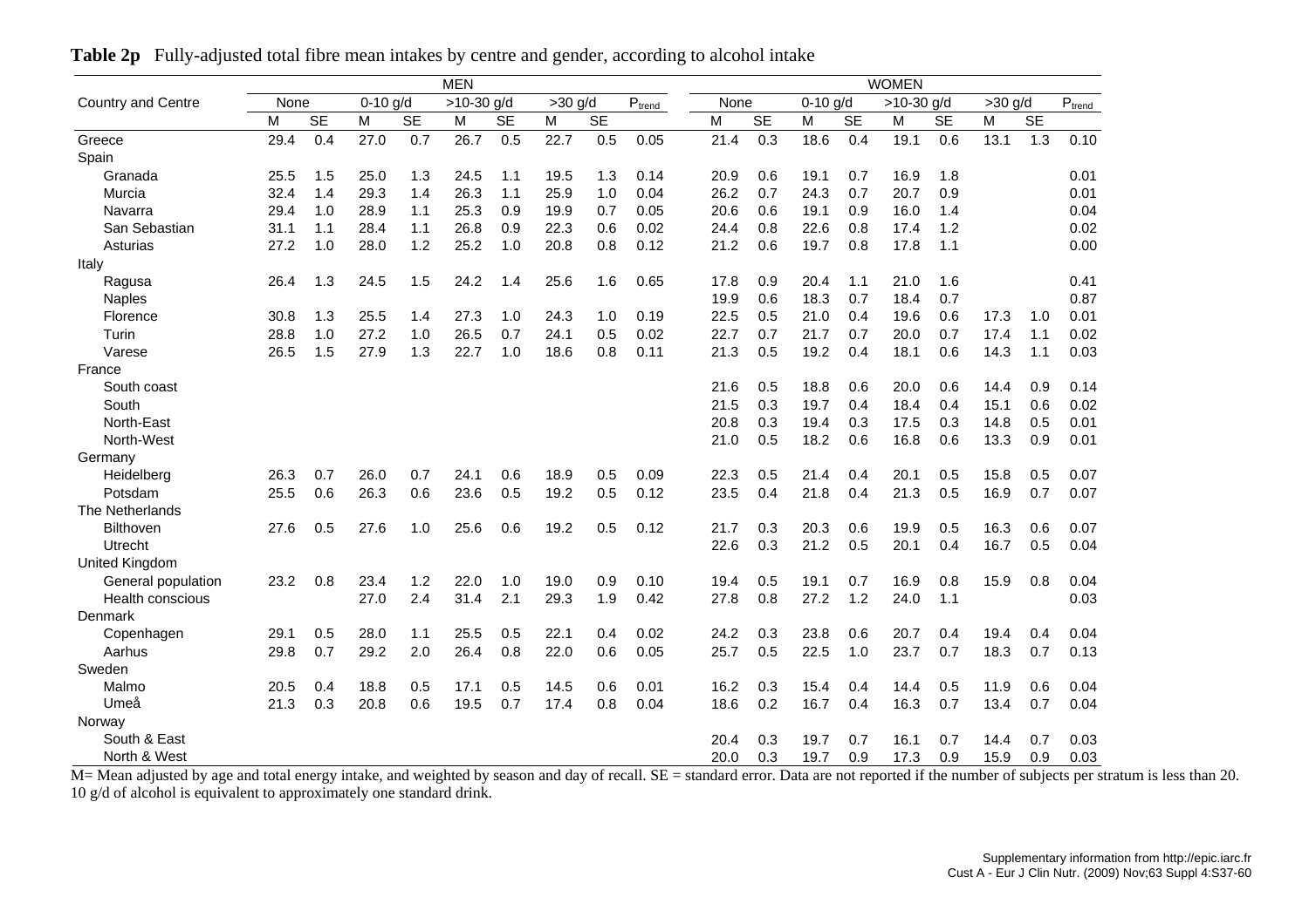**Table 2p** Fully-adjusted total fibre mean intakes by centre and gender, according to alcohol intake

| Country and Centre | MEN | | | | | | | | | WOMEN | | | | | | | | |
|---|---|---|---|---|---|---|---|---|---|---|---|---|---|---|---|---|---|---|
| | None | | 0-10 g/d | | >10-30 g/d | | >30 g/d | | $P_{trend}$ | None | | 0-10 g/d | | >10-30 g/d | | >30 g/d | | $P_{trend}$ |
| | M | SE | M | SE | M | SE | M | SE | | M | SE | M | SE | M | SE | M | SE | |
| Greece | 29.4 | 0.4 | 27.0 | 0.7 | 26.7 | 0.5 | 22.7 | 0.5 | 0.05 | 21.4 | 0.3 | 18.6 | 0.4 | 19.1 | 0.6 | 13.1 | 1.3 | 0.10 |
| Spain | | | | | | | | | | | | | | | | | | |
| Granada | 25.5 | 1.5 | 25.0 | 1.3 | 24.5 | 1.1 | 19.5 | 1.3 | 0.14 | 20.9 | 0.6 | 19.1 | 0.7 | 16.9 | 1.8 | | | 0.01 |
| Murcia | 32.4 | 1.4 | 29.3 | 1.4 | 26.3 | 1.1 | 25.9 | 1.0 | 0.04 | 26.2 | 0.7 | 24.3 | 0.7 | 20.7 | 0.9 | | | 0.01 |
| Navarra | 29.4 | 1.0 | 28.9 | 1.1 | 25.3 | 0.9 | 19.9 | 0.7 | 0.05 | 20.6 | 0.6 | 19.1 | 0.9 | 16.0 | 1.4 | | | 0.04 |
| San Sebastian | 31.1 | 1.1 | 28.4 | 1.1 | 26.8 | 0.9 | 22.3 | 0.6 | 0.02 | 24.4 | 0.8 | 22.6 | 0.8 | 17.4 | 1.2 | | | 0.02 |
| Asturias | 27.2 | 1.0 | 28.0 | 1.2 | 25.2 | 1.0 | 20.8 | 0.8 | 0.12 | 21.2 | 0.6 | 19.7 | 0.8 | 17.8 | 1.1 | | | 0.00 |
| Italy | | | | | | | | | | | | | | | | | | |
| Ragusa | 26.4 | 1.3 | 24.5 | 1.5 | 24.2 | 1.4 | 25.6 | 1.6 | 0.65 | 17.8 | 0.9 | 20.4 | 1.1 | 21.0 | 1.6 | | | 0.41 |
| Naples | | | | | | | | | | 19.9 | 0.6 | 18.3 | 0.7 | 18.4 | 0.7 | | | 0.87 |
| Florence | 30.8 | 1.3 | 25.5 | 1.4 | 27.3 | 1.0 | 24.3 | 1.0 | 0.19 | 22.5 | 0.5 | 21.0 | 0.4 | 19.6 | 0.6 | 17.3 | 1.0 | 0.01 |
| Turin | 28.8 | 1.0 | 27.2 | 1.0 | 26.5 | 0.7 | 24.1 | 0.5 | 0.02 | 22.7 | 0.7 | 21.7 | 0.7 | 20.0 | 0.7 | 17.4 | 1.1 | 0.02 |
| Varese | 26.5 | 1.5 | 27.9 | 1.3 | 22.7 | 1.0 | 18.6 | 0.8 | 0.11 | 21.3 | 0.5 | 19.2 | 0.4 | 18.1 | 0.6 | 14.3 | 1.1 | 0.03 |
| France | | | | | | | | | | | | | | | | | | |
| South coast | | | | | | | | | | 21.6 | 0.5 | 18.8 | 0.6 | 20.0 | 0.6 | 14.4 | 0.9 | 0.14 |
| South | | | | | | | | | | 21.5 | 0.3 | 19.7 | 0.4 | 18.4 | 0.4 | 15.1 | 0.6 | 0.02 |
| North-East | | | | | | | | | | 20.8 | 0.3 | 19.4 | 0.3 | 17.5 | 0.3 | 14.8 | 0.5 | 0.01 |
| North-West | | | | | | | | | | 21.0 | 0.5 | 18.2 | 0.6 | 16.8 | 0.6 | 13.3 | 0.9 | 0.01 |
| Germany | | | | | | | | | | | | | | | | | | |
| Heidelberg | 26.3 | 0.7 | 26.0 | 0.7 | 24.1 | 0.6 | 18.9 | 0.5 | 0.09 | 22.3 | 0.5 | 21.4 | 0.4 | 20.1 | 0.5 | 15.8 | 0.5 | 0.07 |
| Potsdam | 25.5 | 0.6 | 26.3 | 0.6 | 23.6 | 0.5 | 19.2 | 0.5 | 0.12 | 23.5 | 0.4 | 21.8 | 0.4 | 21.3 | 0.5 | 16.9 | 0.7 | 0.07 |
| The Netherlands | | | | | | | | | | | | | | | | | | |
| Bilthoven | 27.6 | 0.5 | 27.6 | 1.0 | 25.6 | 0.6 | 19.2 | 0.5 | 0.12 | 21.7 | 0.3 | 20.3 | 0.6 | 19.9 | 0.5 | 16.3 | 0.6 | 0.07 |
| Utrecht | | | | | | | | | | 22.6 | 0.3 | 21.2 | 0.5 | 20.1 | 0.4 | 16.7 | 0.5 | 0.04 |
| United Kingdom | | | | | | | | | | | | | | | | | | |
| General population | 23.2 | 0.8 | 23.4 | 1.2 | 22.0 | 1.0 | 19.0 | 0.9 | 0.10 | 19.4 | 0.5 | 19.1 | 0.7 | 16.9 | 0.8 | 15.9 | 0.8 | 0.04 |
| Health conscious | | | 27.0 | 2.4 | 31.4 | 2.1 | 29.3 | 1.9 | 0.42 | 27.8 | 0.8 | 27.2 | 1.2 | 24.0 | 1.1 | | | 0.03 |
| Denmark | | | | | | | | | | | | | | | | | | |
| Copenhagen | 29.1 | 0.5 | 28.0 | 1.1 | 25.5 | 0.5 | 22.1 | 0.4 | 0.02 | 24.2 | 0.3 | 23.8 | 0.6 | 20.7 | 0.4 | 19.4 | 0.4 | 0.04 |
| Aarhus | 29.8 | 0.7 | 29.2 | 2.0 | 26.4 | 0.8 | 22.0 | 0.6 | 0.05 | 25.7 | 0.5 | 22.5 | 1.0 | 23.7 | 0.7 | 18.3 | 0.7 | 0.13 |
| Sweden | | | | | | | | | | | | | | | | | | |
| Malmo | 20.5 | 0.4 | 18.8 | 0.5 | 17.1 | 0.5 | 14.5 | 0.6 | 0.01 | 16.2 | 0.3 | 15.4 | 0.4 | 14.4 | 0.5 | 11.9 | 0.6 | 0.04 |
| Umeå | 21.3 | 0.3 | 20.8 | 0.6 | 19.5 | 0.7 | 17.4 | 0.8 | 0.04 | 18.6 | 0.2 | 16.7 | 0.4 | 16.3 | 0.7 | 13.4 | 0.7 | 0.04 |
| Norway | | | | | | | | | | | | | | | | | | |
| South & East | | | | | | | | | | 20.4 | 0.3 | 19.7 | 0.7 | 16.1 | 0.7 | 14.4 | 0.7 | 0.03 |
| North & West | | | | | | | | | | 20.0 | 0.3 | 19.7 | 0.9 | 17.3 | 0.9 | 15.9 | 0.9 | 0.03 |

M= Mean adjusted by age and total energy intake, and weighted by season and day of recall. SE = standard error. Data are not reported if the number of subjects per stratum is less than 20.
10 g/d of alcohol is equivalent to approximately one standard drink.

Supplementary information from http://epic.iarc.fr
Cust A - Eur J Clin Nutr. (2009) Nov;63 Suppl 4:S37-60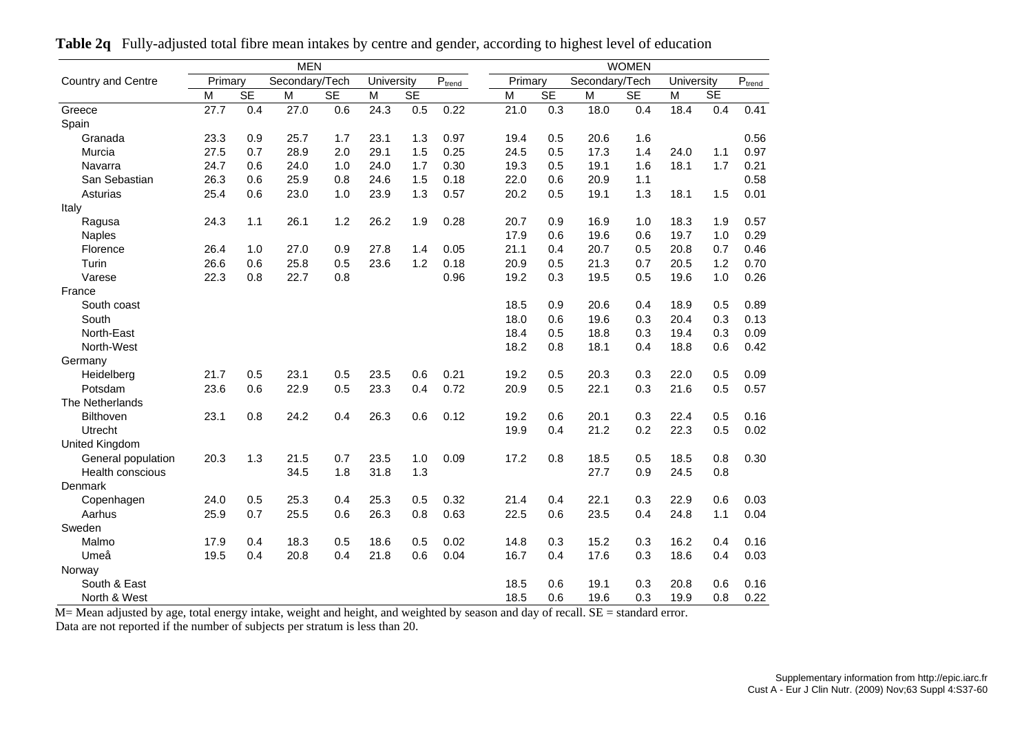**Table 2q** Fully-adjusted total fibre mean intakes by centre and gender, according to highest level of education

| Country and Centre | MEN | | | | | | | WOMEN | | | | | | |
|---|---|---|---|---|---|---|---|---|---|---|---|---|---|---|
| | Primary | | Secondary/Tech | | University | | $P_{trend}$ | Primary | | Secondary/Tech | | University | | $P_{trend}$ |
| | M | SE | M | SE | M | SE | | M | SE | M | SE | M | SE | |
| Greece | 27.7 | 0.4 | 27.0 | 0.6 | 24.3 | 0.5 | 0.22 | 21.0 | 0.3 | 18.0 | 0.4 | 18.4 | 0.4 | 0.41 |
| Spain | | | | | | | | | | | | | | |
| Granada | 23.3 | 0.9 | 25.7 | 1.7 | 23.1 | 1.3 | 0.97 | 19.4 | 0.5 | 20.6 | 1.6 | | | 0.56 |
| Murcia | 27.5 | 0.7 | 28.9 | 2.0 | 29.1 | 1.5 | 0.25 | 24.5 | 0.5 | 17.3 | 1.4 | 24.0 | 1.1 | 0.97 |
| Navarra | 24.7 | 0.6 | 24.0 | 1.0 | 24.0 | 1.7 | 0.30 | 19.3 | 0.5 | 19.1 | 1.6 | 18.1 | 1.7 | 0.21 |
| San Sebastian | 26.3 | 0.6 | 25.9 | 0.8 | 24.6 | 1.5 | 0.18 | 22.0 | 0.6 | 20.9 | 1.1 | | | 0.58 |
| Asturias | 25.4 | 0.6 | 23.0 | 1.0 | 23.9 | 1.3 | 0.57 | 20.2 | 0.5 | 19.1 | 1.3 | 18.1 | 1.5 | 0.01 |
| Italy | | | | | | | | | | | | | | |
| Ragusa | 24.3 | 1.1 | 26.1 | 1.2 | 26.2 | 1.9 | 0.28 | 20.7 | 0.9 | 16.9 | 1.0 | 18.3 | 1.9 | 0.57 |
| Naples | | | | | | | | 17.9 | 0.6 | 19.6 | 0.6 | 19.7 | 1.0 | 0.29 |
| Florence | 26.4 | 1.0 | 27.0 | 0.9 | 27.8 | 1.4 | 0.05 | 21.1 | 0.4 | 20.7 | 0.5 | 20.8 | 0.7 | 0.46 |
| Turin | 26.6 | 0.6 | 25.8 | 0.5 | 23.6 | 1.2 | 0.18 | 20.9 | 0.5 | 21.3 | 0.7 | 20.5 | 1.2 | 0.70 |
| Varese | 22.3 | 0.8 | 22.7 | 0.8 | | | 0.96 | 19.2 | 0.3 | 19.5 | 0.5 | 19.6 | 1.0 | 0.26 |
| France | | | | | | | | | | | | | | |
| South coast | | | | | | | | 18.5 | 0.9 | 20.6 | 0.4 | 18.9 | 0.5 | 0.89 |
| South | | | | | | | | 18.0 | 0.6 | 19.6 | 0.3 | 20.4 | 0.3 | 0.13 |
| North-East | | | | | | | | 18.4 | 0.5 | 18.8 | 0.3 | 19.4 | 0.3 | 0.09 |
| North-West | | | | | | | | 18.2 | 0.8 | 18.1 | 0.4 | 18.8 | 0.6 | 0.42 |
| Germany | | | | | | | | | | | | | | |
| Heidelberg | 21.7 | 0.5 | 23.1 | 0.5 | 23.5 | 0.6 | 0.21 | 19.2 | 0.5 | 20.3 | 0.3 | 22.0 | 0.5 | 0.09 |
| Potsdam | 23.6 | 0.6 | 22.9 | 0.5 | 23.3 | 0.4 | 0.72 | 20.9 | 0.5 | 22.1 | 0.3 | 21.6 | 0.5 | 0.57 |
| The Netherlands | | | | | | | | | | | | | | |
| Bilthoven | 23.1 | 0.8 | 24.2 | 0.4 | 26.3 | 0.6 | 0.12 | 19.2 | 0.6 | 20.1 | 0.3 | 22.4 | 0.5 | 0.16 |
| Utrecht | | | | | | | | 19.9 | 0.4 | 21.2 | 0.2 | 22.3 | 0.5 | 0.02 |
| United Kingdom | | | | | | | | | | | | | | |
| General population | 20.3 | 1.3 | 21.5 | 0.7 | 23.5 | 1.0 | 0.09 | 17.2 | 0.8 | 18.5 | 0.5 | 18.5 | 0.8 | 0.30 |
| Health conscious | | | 34.5 | 1.8 | 31.8 | 1.3 | | | | 27.7 | 0.9 | 24.5 | 0.8 | |
| Denmark | | | | | | | | | | | | | | |
| Copenhagen | 24.0 | 0.5 | 25.3 | 0.4 | 25.3 | 0.5 | 0.32 | 21.4 | 0.4 | 22.1 | 0.3 | 22.9 | 0.6 | 0.03 |
| Aarhus | 25.9 | 0.7 | 25.5 | 0.6 | 26.3 | 0.8 | 0.63 | 22.5 | 0.6 | 23.5 | 0.4 | 24.8 | 1.1 | 0.04 |
| Sweden | | | | | | | | | | | | | | |
| Malmo | 17.9 | 0.4 | 18.3 | 0.5 | 18.6 | 0.5 | 0.02 | 14.8 | 0.3 | 15.2 | 0.3 | 16.2 | 0.4 | 0.16 |
| Umeå | 19.5 | 0.4 | 20.8 | 0.4 | 21.8 | 0.6 | 0.04 | 16.7 | 0.4 | 17.6 | 0.3 | 18.6 | 0.4 | 0.03 |
| Norway | | | | | | | | | | | | | | |
| South & East | | | | | | | | 18.5 | 0.6 | 19.1 | 0.3 | 20.8 | 0.6 | 0.16 |
| North & West | | | | | | | | 18.5 | 0.6 | 19.6 | 0.3 | 19.9 | 0.8 | 0.22 |

M= Mean adjusted by age, total energy intake, weight and height, and weighted by season and day of recall. SE = standard error.
Data are not reported if the number of subjects per stratum is less than 20.

Supplementary information from http://epic.iarc.fr
Cust A - Eur J Clin Nutr. (2009) Nov;63 Suppl 4:S37-60